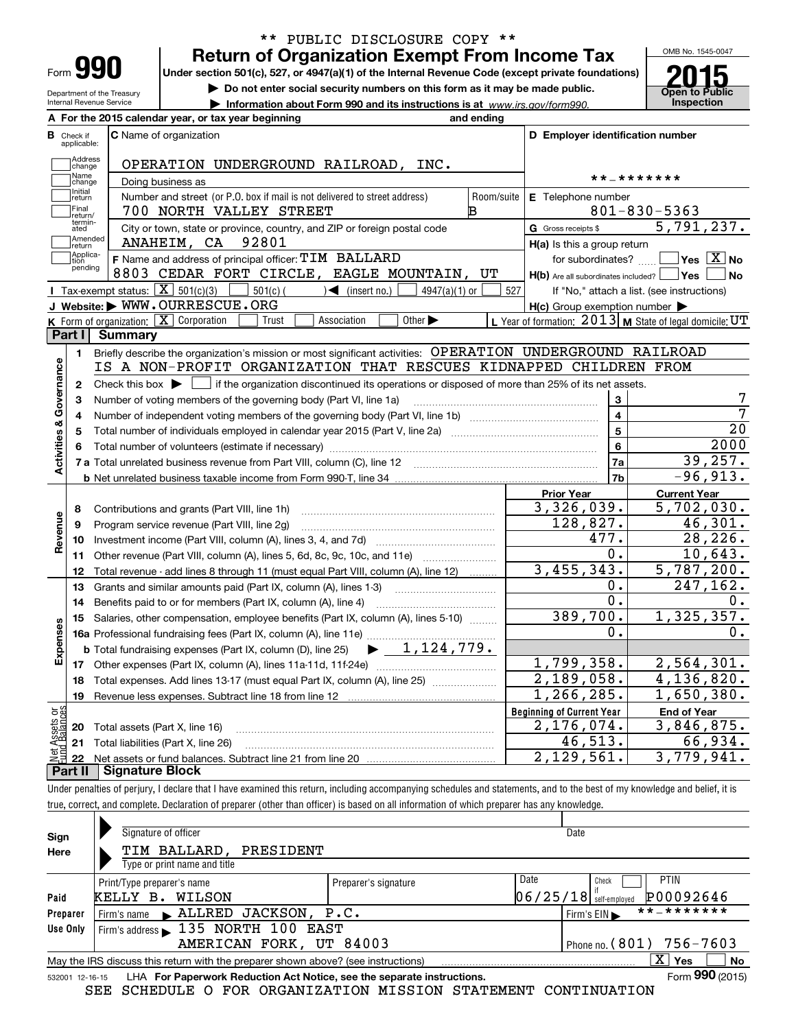** PUBLIC DISCLOSURE COPY **

Form **990**

# Return of Organization Exempt From Income Tax

Under section 501(c), 527, or 4947(a)(1) of the Internal Revenue Code (except private foundations)

▶ Do not enter social security numbers on this form as it may be made public.

▶ Information about Form 990 and its instructions is at www.irs.gov/form990.

Department of the Treasury
Internal Revenue Service

OMB No. 1545-0047

**2015**

**Open to Public Inspection**

**A** For the 2015 calendar year, or tax year beginning and ending

**B** Check if applicable: Address change, Name change, Initial return, Final return/terminated, Amended return, Application pending

**C** Name of organization: OPERATION UNDERGROUND RAILROAD, INC.

Doing business as

Number and street (or P.O. box if mail is not delivered to street address): 700 NORTH VALLEY STREET — Room/suite: B

City or town, state or province, country, and ZIP or foreign postal code: ANAHEIM, CA 92801

**D** Employer identification number: **-*******

**E** Telephone number: 801-830-5363

**G** Gross receipts $ 5,791,237.

**F** Name and address of principal officer: TIM BALLARD, 8803 CEDAR FORT CIRCLE, EAGLE MOUNTAIN, UT

**H(a)** Is this a group return for subordinates? ☐ Yes ☒ No

**H(b)** Are all subordinates included? ☐ Yes ☐ No — If "No," attach a list. (see instructions)

**H(c)** Group exemption number ▶

**I** Tax-exempt status: ☒ 501(c)(3) ☐ 501(c) ( ) ◀ (insert no.) ☐ 4947(a)(1) or ☐ 527

**J** Website: ▶ WWW.OURRESCUE.ORG

**K** Form of organization: ☒ Corporation ☐ Trust ☐ Association ☐ Other ▶

**L** Year of formation: 2013 **M** State of legal domicile: UT

## Part I Summary

**Activities & Governance**

1 Briefly describe the organization's mission or most significant activities: OPERATION UNDERGROUND RAILROAD IS A NON-PROFIT ORGANIZATION THAT RESCUES KIDNAPPED CHILDREN FROM

2 Check this box ▶ ☐ if the organization discontinued its operations or disposed of more than 25% of its net assets.

| Line | Description | No. | Value |
|---|---|---|---|
| 3 | Number of voting members of the governing body (Part VI, line 1a) | 3 | 7 |
| 4 | Number of independent voting members of the governing body (Part VI, line 1b) | 4 | 7 |
| 5 | Total number of individuals employed in calendar year 2015 (Part V, line 2a) | 5 | 20 |
| 6 | Total number of volunteers (estimate if necessary) | 6 | 2000 |
| 7a | Total unrelated business revenue from Part VIII, column (C), line 12 | 7a | 39,257. |
| 7b | Net unrelated business taxable income from Form 990-T, line 34 | 7b | -96,913. |

| Line | Description | Prior Year | Current Year |
|---|---|---|---|
| **Revenue** | | | |
| 8 | Contributions and grants (Part VIII, line 1h) | 3,326,039. | 5,702,030. |
| 9 | Program service revenue (Part VIII, line 2g) | 128,827. | 46,301. |
| 10 | Investment income (Part VIII, column (A), lines 3, 4, and 7d) | 477. | 28,226. |
| 11 | Other revenue (Part VIII, column (A), lines 5, 6d, 8c, 9c, 10c, and 11e) | 0. | 10,643. |
| 12 | Total revenue - add lines 8 through 11 (must equal Part VIII, column (A), line 12) | 3,455,343. | 5,787,200. |
| **Expenses** | | | |
| 13 | Grants and similar amounts paid (Part IX, column (A), lines 1-3) | 0. | 247,162. |
| 14 | Benefits paid to or for members (Part IX, column (A), line 4) | 0. | 0. |
| 15 | Salaries, other compensation, employee benefits (Part IX, column (A), lines 5-10) | 389,700. | 1,325,357. |
| 16a | Professional fundraising fees (Part IX, column (A), line 11e) | 0. | 0. |
| b | Total fundraising expenses (Part IX, column (D), line 25) ▶ 1,124,779. | | |
| 17 | Other expenses (Part IX, column (A), lines 11a-11d, 11f-24e) | 1,799,358. | 2,564,301. |
| 18 | Total expenses. Add lines 13-17 (must equal Part IX, column (A), line 25) | 2,189,058. | 4,136,820. |
| 19 | Revenue less expenses. Subtract line 18 from line 12 | 1,266,285. | 1,650,380. |
| **Net Assets or Fund Balances** | | **Beginning of Current Year** | **End of Year** |
| 20 | Total assets (Part X, line 16) | 2,176,074. | 3,846,875. |
| 21 | Total liabilities (Part X, line 26) | 46,513. | 66,934. |
| 22 | Net assets or fund balances. Subtract line 21 from line 20 | 2,129,561. | 3,779,941. |

## Part II Signature Block

Under penalties of perjury, I declare that I have examined this return, including accompanying schedules and statements, and to the best of my knowledge and belief, it is true, correct, and complete. Declaration of preparer (other than officer) is based on all information of which preparer has any knowledge.

**Sign Here**

Signature of officer — Date

TIM BALLARD, PRESIDENT

Type or print name and title

**Paid Preparer Use Only**

| Print/Type preparer's name | Preparer's signature | Date | Check if self-employed | PTIN |
|---|---|---|---|---|
| KELLY B. WILSON | | 06/25/18 | ☐ | P00092646 |

Firm's name ▶ ALLRED JACKSON, P.C. — Firm's EIN ▶ **-*******

Firm's address ▶ 135 NORTH 100 EAST, AMERICAN FORK, UT 84003 — Phone no. (801) 756-7603

May the IRS discuss this return with the preparer shown above? (see instructions) ☒ Yes ☐ No

532001 12-16-15 LHA For Paperwork Reduction Act Notice, see the separate instructions. Form **990** (2015)

SEE SCHEDULE O FOR ORGANIZATION MISSION STATEMENT CONTINUATION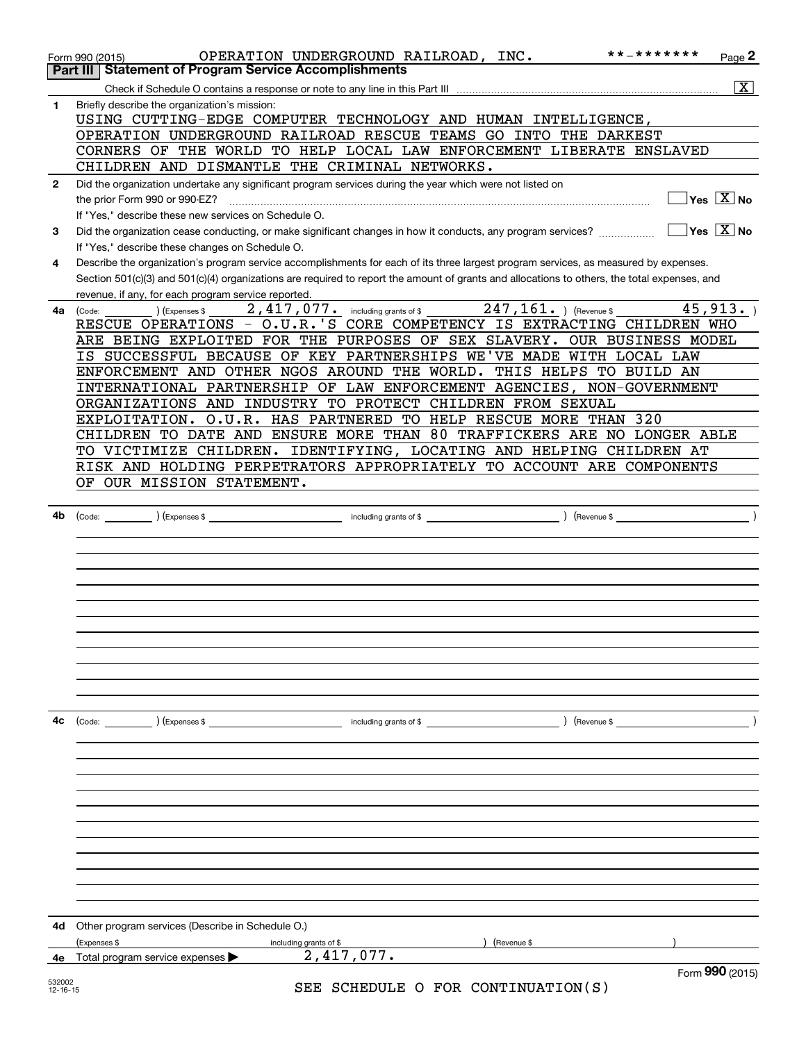Form 990 (2015) OPERATION UNDERGROUND RAILROAD, INC. **-******* Page 2

## Part III Statement of Program Service Accomplishments

Check if Schedule O contains a response or note to any line in this Part III ..... [X]

**1** Briefly describe the organization's mission:

USING CUTTING-EDGE COMPUTER TECHNOLOGY AND HUMAN INTELLIGENCE, OPERATION UNDERGROUND RAILROAD RESCUE TEAMS GO INTO THE DARKEST CORNERS OF THE WORLD TO HELP LOCAL LAW ENFORCEMENT LIBERATE ENSLAVED CHILDREN AND DISMANTLE THE CRIMINAL NETWORKS.

**2** Did the organization undertake any significant program services during the year which were not listed on the prior Form 990 or 990-EZ? ..... [ ] Yes [X] No

If "Yes," describe these new services on Schedule O.

**3** Did the organization cease conducting, or make significant changes in how it conducts, any program services? ..... [ ] Yes [X] No

If "Yes," describe these changes on Schedule O.

**4** Describe the organization's program service accomplishments for each of its three largest program services, as measured by expenses. Section 501(c)(3) and 501(c)(4) organizations are required to report the amount of grants and allocations to others, the total expenses, and revenue, if any, for each program service reported.

**4a** (Code: ) (Expenses $ 2,417,077. including grants of $ 247,161. ) (Revenue $ 45,913. )

RESCUE OPERATIONS - O.U.R.'S CORE COMPETENCY IS EXTRACTING CHILDREN WHO ARE BEING EXPLOITED FOR THE PURPOSES OF SEX SLAVERY. OUR BUSINESS MODEL IS SUCCESSFUL BECAUSE OF KEY PARTNERSHIPS WE'VE MADE WITH LOCAL LAW ENFORCEMENT AND OTHER NGOS AROUND THE WORLD. THIS HELPS TO BUILD AN INTERNATIONAL PARTNERSHIP OF LAW ENFORCEMENT AGENCIES, NON-GOVERNMENT ORGANIZATIONS AND INDUSTRY TO PROTECT CHILDREN FROM SEXUAL EXPLOITATION. O.U.R. HAS PARTNERED TO HELP RESCUE MORE THAN 320 CHILDREN TO DATE AND ENSURE MORE THAN 80 TRAFFICKERS ARE NO LONGER ABLE TO VICTIMIZE CHILDREN. IDENTIFYING, LOCATING AND HELPING CHILDREN AT RISK AND HOLDING PERPETRATORS APPROPRIATELY TO ACCOUNT ARE COMPONENTS OF OUR MISSION STATEMENT.

**4b** (Code: ) (Expenses $ including grants of $ ) (Revenue $ )

**4c** (Code: ) (Expenses $ including grants of $ ) (Revenue $ )

**4d** Other program services (Describe in Schedule O.)

(Expenses $ including grants of $ ) (Revenue $ )

**4e** Total program service expenses ▶ 2,417,077.

Form 990 (2015)

SEE SCHEDULE O FOR CONTINUATION(S)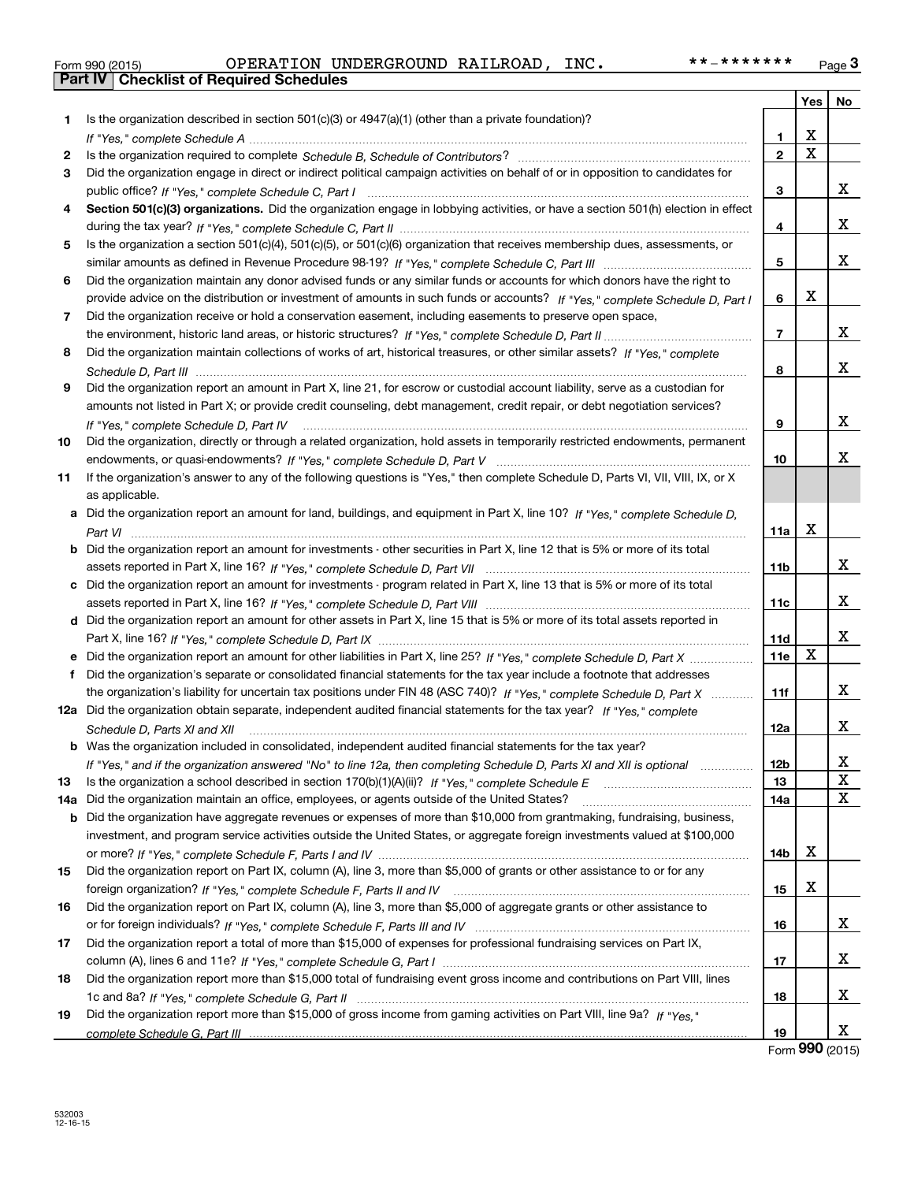Form 990 (2015) OPERATION UNDERGROUND RAILROAD, INC. **-******* Page 3

**Part IV Checklist of Required Schedules**

| | | | Yes | No |
|---|---|---|---|---|
| 1 | Is the organization described in section 501(c)(3) or 4947(a)(1) (other than a private foundation)? *If "Yes," complete Schedule A* | 1 | X | |
| 2 | Is the organization required to complete *Schedule B, Schedule of Contributors*? | 2 | X | |
| 3 | Did the organization engage in direct or indirect political campaign activities on behalf of or in opposition to candidates for public office? *If "Yes," complete Schedule C, Part I* | 3 | | X |
| 4 | **Section 501(c)(3) organizations.** Did the organization engage in lobbying activities, or have a section 501(h) election in effect during the tax year? *If "Yes," complete Schedule C, Part II* | 4 | | X |
| 5 | Is the organization a section 501(c)(4), 501(c)(5), or 501(c)(6) organization that receives membership dues, assessments, or similar amounts as defined in Revenue Procedure 98-19? *If "Yes," complete Schedule C, Part III* | 5 | | X |
| 6 | Did the organization maintain any donor advised funds or any similar funds or accounts for which donors have the right to provide advice on the distribution or investment of amounts in such funds or accounts? *If "Yes," complete Schedule D, Part I* | 6 | X | |
| 7 | Did the organization receive or hold a conservation easement, including easements to preserve open space, the environment, historic land areas, or historic structures? *If "Yes," complete Schedule D, Part II* | 7 | | X |
| 8 | Did the organization maintain collections of works of art, historical treasures, or other similar assets? *If "Yes," complete Schedule D, Part III* | 8 | | X |
| 9 | Did the organization report an amount in Part X, line 21, for escrow or custodial account liability, serve as a custodian for amounts not listed in Part X; or provide credit counseling, debt management, credit repair, or debt negotiation services? *If "Yes," complete Schedule D, Part IV* | 9 | | X |
| 10 | Did the organization, directly or through a related organization, hold assets in temporarily restricted endowments, permanent endowments, or quasi-endowments? *If "Yes," complete Schedule D, Part V* | 10 | | X |
| 11 | If the organization's answer to any of the following questions is "Yes," then complete Schedule D, Parts VI, VII, VIII, IX, or X as applicable. | | | |
| a | Did the organization report an amount for land, buildings, and equipment in Part X, line 10? *If "Yes," complete Schedule D, Part VI* | 11a | X | |
| b | Did the organization report an amount for investments - other securities in Part X, line 12 that is 5% or more of its total assets reported in Part X, line 16? *If "Yes," complete Schedule D, Part VII* | 11b | | X |
| c | Did the organization report an amount for investments - program related in Part X, line 13 that is 5% or more of its total assets reported in Part X, line 16? *If "Yes," complete Schedule D, Part VIII* | 11c | | X |
| d | Did the organization report an amount for other assets in Part X, line 15 that is 5% or more of its total assets reported in Part X, line 16? *If "Yes," complete Schedule D, Part IX* | 11d | | X |
| e | Did the organization report an amount for other liabilities in Part X, line 25? *If "Yes," complete Schedule D, Part X* | 11e | X | |
| f | Did the organization's separate or consolidated financial statements for the tax year include a footnote that addresses the organization's liability for uncertain tax positions under FIN 48 (ASC 740)? *If "Yes," complete Schedule D, Part X* | 11f | | X |
| 12a | Did the organization obtain separate, independent audited financial statements for the tax year? *If "Yes," complete Schedule D, Parts XI and XII* | 12a | | X |
| b | Was the organization included in consolidated, independent audited financial statements for the tax year? *If "Yes," and if the organization answered "No" to line 12a, then completing Schedule D, Parts XI and XII is optional* | 12b | | X |
| 13 | Is the organization a school described in section 170(b)(1)(A)(ii)? *If "Yes," complete Schedule E* | 13 | | X |
| 14a | Did the organization maintain an office, employees, or agents outside of the United States? | 14a | | X |
| b | Did the organization have aggregate revenues or expenses of more than $10,000 from grantmaking, fundraising, business, investment, and program service activities outside the United States, or aggregate foreign investments valued at $100,000 or more? *If "Yes," complete Schedule F, Parts I and IV* | 14b | X | |
| 15 | Did the organization report on Part IX, column (A), line 3, more than $5,000 of grants or other assistance to or for any foreign organization? *If "Yes," complete Schedule F, Parts II and IV* | 15 | X | |
| 16 | Did the organization report on Part IX, column (A), line 3, more than $5,000 of aggregate grants or other assistance to or for foreign individuals? *If "Yes," complete Schedule F, Parts III and IV* | 16 | | X |
| 17 | Did the organization report a total of more than $15,000 of expenses for professional fundraising services on Part IX, column (A), lines 6 and 11e? *If "Yes," complete Schedule G, Part I* | 17 | | X |
| 18 | Did the organization report more than $15,000 total of fundraising event gross income and contributions on Part VIII, lines 1c and 8a? *If "Yes," complete Schedule G, Part II* | 18 | | X |
| 19 | Did the organization report more than $15,000 of gross income from gaming activities on Part VIII, line 9a? *If "Yes," complete Schedule G, Part III* | 19 | | X |

Form **990** (2015)

532003 12-16-15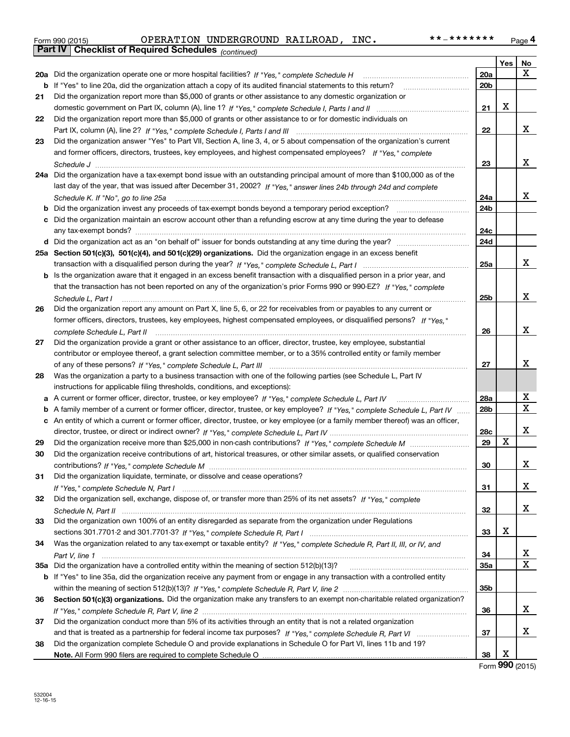Form 990 (2015) OPERATION UNDERGROUND RAILROAD, INC. **-******* Page 4

**Part IV Checklist of Required Schedules** *(continued)*

| | | | Yes | No |
|---|---|---|---|---|
| 20a | Did the organization operate one or more hospital facilities? *If "Yes," complete Schedule H* | 20a | | X |
| b | If "Yes" to line 20a, did the organization attach a copy of its audited financial statements to this return? | 20b | | |
| 21 | Did the organization report more than $5,000 of grants or other assistance to any domestic organization or domestic government on Part IX, column (A), line 1? *If "Yes," complete Schedule I, Parts I and II* | 21 | X | |
| 22 | Did the organization report more than $5,000 of grants or other assistance to or for domestic individuals on Part IX, column (A), line 2? *If "Yes," complete Schedule I, Parts I and III* | 22 | | X |
| 23 | Did the organization answer "Yes" to Part VII, Section A, line 3, 4, or 5 about compensation of the organization's current and former officers, directors, trustees, key employees, and highest compensated employees? *If "Yes," complete Schedule J* | 23 | | X |
| 24a | Did the organization have a tax-exempt bond issue with an outstanding principal amount of more than $100,000 as of the last day of the year, that was issued after December 31, 2002? *If "Yes," answer lines 24b through 24d and complete Schedule K. If "No", go to line 25a* | 24a | | X |
| b | Did the organization invest any proceeds of tax-exempt bonds beyond a temporary period exception? | 24b | | |
| c | Did the organization maintain an escrow account other than a refunding escrow at any time during the year to defease any tax-exempt bonds? | 24c | | |
| d | Did the organization act as an "on behalf of" issuer for bonds outstanding at any time during the year? | 24d | | |
| 25a | **Section 501(c)(3), 501(c)(4), and 501(c)(29) organizations.** Did the organization engage in an excess benefit transaction with a disqualified person during the year? *If "Yes," complete Schedule L, Part I* | 25a | | X |
| b | Is the organization aware that it engaged in an excess benefit transaction with a disqualified person in a prior year, and that the transaction has not been reported on any of the organization's prior Forms 990 or 990-EZ? *If "Yes," complete Schedule L, Part I* | 25b | | X |
| 26 | Did the organization report any amount on Part X, line 5, 6, or 22 for receivables from or payables to any current or former officers, directors, trustees, key employees, highest compensated employees, or disqualified persons? *If "Yes," complete Schedule L, Part II* | 26 | | X |
| 27 | Did the organization provide a grant or other assistance to an officer, director, trustee, key employee, substantial contributor or employee thereof, a grant selection committee member, or to a 35% controlled entity or family member of any of these persons? *If "Yes," complete Schedule L, Part III* | 27 | | X |
| 28 | Was the organization a party to a business transaction with one of the following parties (see Schedule L, Part IV instructions for applicable filing thresholds, conditions, and exceptions): | | | |
| a | A current or former officer, director, trustee, or key employee? *If "Yes," complete Schedule L, Part IV* | 28a | | X |
| b | A family member of a current or former officer, director, trustee, or key employee? *If "Yes," complete Schedule L, Part IV* | 28b | | X |
| c | An entity of which a current or former officer, director, trustee, or key employee (or a family member thereof) was an officer, director, trustee, or direct or indirect owner? *If "Yes," complete Schedule L, Part IV* | 28c | | X |
| 29 | Did the organization receive more than $25,000 in non-cash contributions? *If "Yes," complete Schedule M* | 29 | X | |
| 30 | Did the organization receive contributions of art, historical treasures, or other similar assets, or qualified conservation contributions? *If "Yes," complete Schedule M* | 30 | | X |
| 31 | Did the organization liquidate, terminate, or dissolve and cease operations? *If "Yes," complete Schedule N, Part I* | 31 | | X |
| 32 | Did the organization sell, exchange, dispose of, or transfer more than 25% of its net assets? *If "Yes," complete Schedule N, Part II* | 32 | | X |
| 33 | Did the organization own 100% of an entity disregarded as separate from the organization under Regulations sections 301.7701-2 and 301.7701-3? *If "Yes," complete Schedule R, Part I* | 33 | X | |
| 34 | Was the organization related to any tax-exempt or taxable entity? *If "Yes," complete Schedule R, Part II, III, or IV, and Part V, line 1* | 34 | | X |
| 35a | Did the organization have a controlled entity within the meaning of section 512(b)(13)? | 35a | | X |
| b | If "Yes" to line 35a, did the organization receive any payment from or engage in any transaction with a controlled entity within the meaning of section 512(b)(13)? *If "Yes," complete Schedule R, Part V, line 2* | 35b | | |
| 36 | **Section 501(c)(3) organizations.** Did the organization make any transfers to an exempt non-charitable related organization? *If "Yes," complete Schedule R, Part V, line 2* | 36 | | X |
| 37 | Did the organization conduct more than 5% of its activities through an entity that is not a related organization and that is treated as a partnership for federal income tax purposes? *If "Yes," complete Schedule R, Part VI* | 37 | | X |
| 38 | Did the organization complete Schedule O and provide explanations in Schedule O for Part VI, lines 11b and 19? **Note.** All Form 990 filers are required to complete Schedule O | 38 | X | |

Form **990** (2015)

532004 12-16-15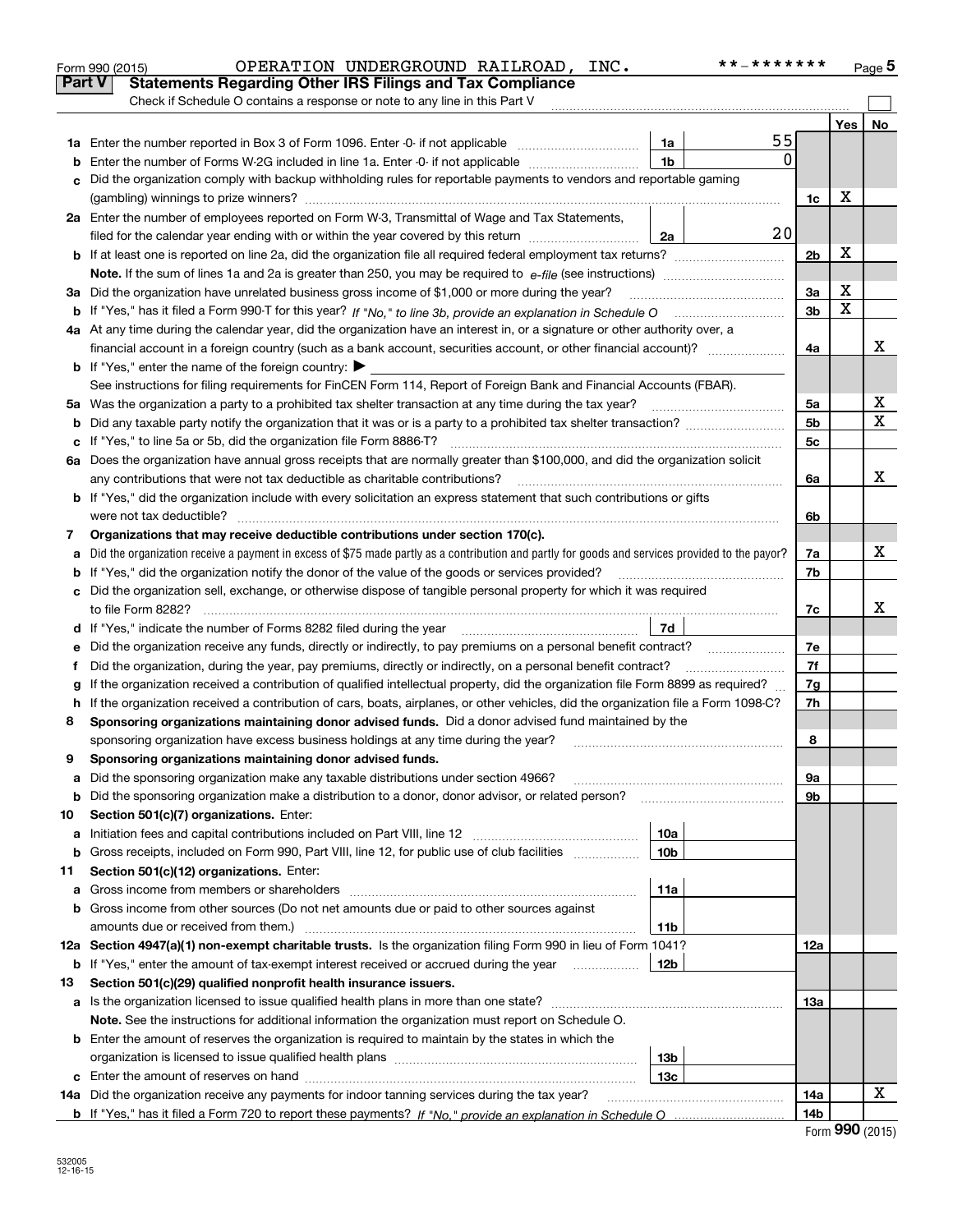Form 990 (2015) OPERATION UNDERGROUND RAILROAD, INC. **-******* Page 5

## Part V Statements Regarding Other IRS Filings and Tax Compliance

Check if Schedule O contains a response or note to any line in this Part V

| | | | | | Yes | No |
|---|---|---|---|---|---|---|
| **1a** | Enter the number reported in Box 3 of Form 1096. Enter -0- if not applicable | 1a | 55 | | | |
| **b** | Enter the number of Forms W-2G included in line 1a. Enter -0- if not applicable | 1b | 0 | | | |
| **c** | Did the organization comply with backup withholding rules for reportable payments to vendors and reportable gaming (gambling) winnings to prize winners? | | | 1c | X | |
| **2a** | Enter the number of employees reported on Form W-3, Transmittal of Wage and Tax Statements, filed for the calendar year ending with or within the year covered by this return | 2a | 20 | | | |
| **b** | If at least one is reported on line 2a, did the organization file all required federal employment tax returns? | | | 2b | X | |
| | **Note.** If the sum of lines 1a and 2a is greater than 250, you may be required to *e-file* (see instructions) | | | | | |
| **3a** | Did the organization have unrelated business gross income of $1,000 or more during the year? | | | 3a | X | |
| **b** | If "Yes," has it filed a Form 990-T for this year? *If "No," to line 3b, provide an explanation in Schedule O* | | | 3b | X | |
| **4a** | At any time during the calendar year, did the organization have an interest in, or a signature or other authority over, a financial account in a foreign country (such as a bank account, securities account, or other financial account)? | | | 4a | | X |
| **b** | If "Yes," enter the name of the foreign country: ▶ | | | | | |
| | See instructions for filing requirements for FinCEN Form 114, Report of Foreign Bank and Financial Accounts (FBAR). | | | | | |
| **5a** | Was the organization a party to a prohibited tax shelter transaction at any time during the tax year? | | | 5a | | X |
| **b** | Did any taxable party notify the organization that it was or is a party to a prohibited tax shelter transaction? | | | 5b | | X |
| **c** | If "Yes," to line 5a or 5b, did the organization file Form 8886-T? | | | 5c | | |
| **6a** | Does the organization have annual gross receipts that are normally greater than $100,000, and did the organization solicit any contributions that were not tax deductible as charitable contributions? | | | 6a | | X |
| **b** | If "Yes," did the organization include with every solicitation an express statement that such contributions or gifts were not tax deductible? | | | 6b | | |
| **7** | **Organizations that may receive deductible contributions under section 170(c).** | | | | | |
| **a** | Did the organization receive a payment in excess of $75 made partly as a contribution and partly for goods and services provided to the payor? | | | 7a | | X |
| **b** | If "Yes," did the organization notify the donor of the value of the goods or services provided? | | | 7b | | |
| **c** | Did the organization sell, exchange, or otherwise dispose of tangible personal property for which it was required to file Form 8282? | | | 7c | | X |
| **d** | If "Yes," indicate the number of Forms 8282 filed during the year | 7d | | | | |
| **e** | Did the organization receive any funds, directly or indirectly, to pay premiums on a personal benefit contract? | | | 7e | | |
| **f** | Did the organization, during the year, pay premiums, directly or indirectly, on a personal benefit contract? | | | 7f | | |
| **g** | If the organization received a contribution of qualified intellectual property, did the organization file Form 8899 as required? | | | 7g | | |
| **h** | If the organization received a contribution of cars, boats, airplanes, or other vehicles, did the organization file a Form 1098-C? | | | 7h | | |
| **8** | **Sponsoring organizations maintaining donor advised funds.** Did a donor advised fund maintained by the sponsoring organization have excess business holdings at any time during the year? | | | 8 | | |
| **9** | **Sponsoring organizations maintaining donor advised funds.** | | | | | |
| **a** | Did the sponsoring organization make any taxable distributions under section 4966? | | | 9a | | |
| **b** | Did the sponsoring organization make a distribution to a donor, donor advisor, or related person? | | | 9b | | |
| **10** | **Section 501(c)(7) organizations.** Enter: | | | | | |
| **a** | Initiation fees and capital contributions included on Part VIII, line 12 | 10a | | | | |
| **b** | Gross receipts, included on Form 990, Part VIII, line 12, for public use of club facilities | 10b | | | | |
| **11** | **Section 501(c)(12) organizations.** Enter: | | | | | |
| **a** | Gross income from members or shareholders | 11a | | | | |
| **b** | Gross income from other sources (Do not net amounts due or paid to other sources against amounts due or received from them.) | 11b | | | | |
| **12a** | **Section 4947(a)(1) non-exempt charitable trusts.** Is the organization filing Form 990 in lieu of Form 1041? | | | 12a | | |
| **b** | If "Yes," enter the amount of tax-exempt interest received or accrued during the year | 12b | | | | |
| **13** | **Section 501(c)(29) qualified nonprofit health insurance issuers.** | | | | | |
| **a** | Is the organization licensed to issue qualified health plans in more than one state? | | | 13a | | |
| | **Note.** See the instructions for additional information the organization must report on Schedule O. | | | | | |
| **b** | Enter the amount of reserves the organization is required to maintain by the states in which the organization is licensed to issue qualified health plans | 13b | | | | |
| **c** | Enter the amount of reserves on hand | 13c | | | | |
| **14a** | Did the organization receive any payments for indoor tanning services during the tax year? | | | 14a | | X |
| **b** | If "Yes," has it filed a Form 720 to report these payments? *If "No," provide an explanation in Schedule O* | | | 14b | | |

Form **990** (2015)

532005
12-16-15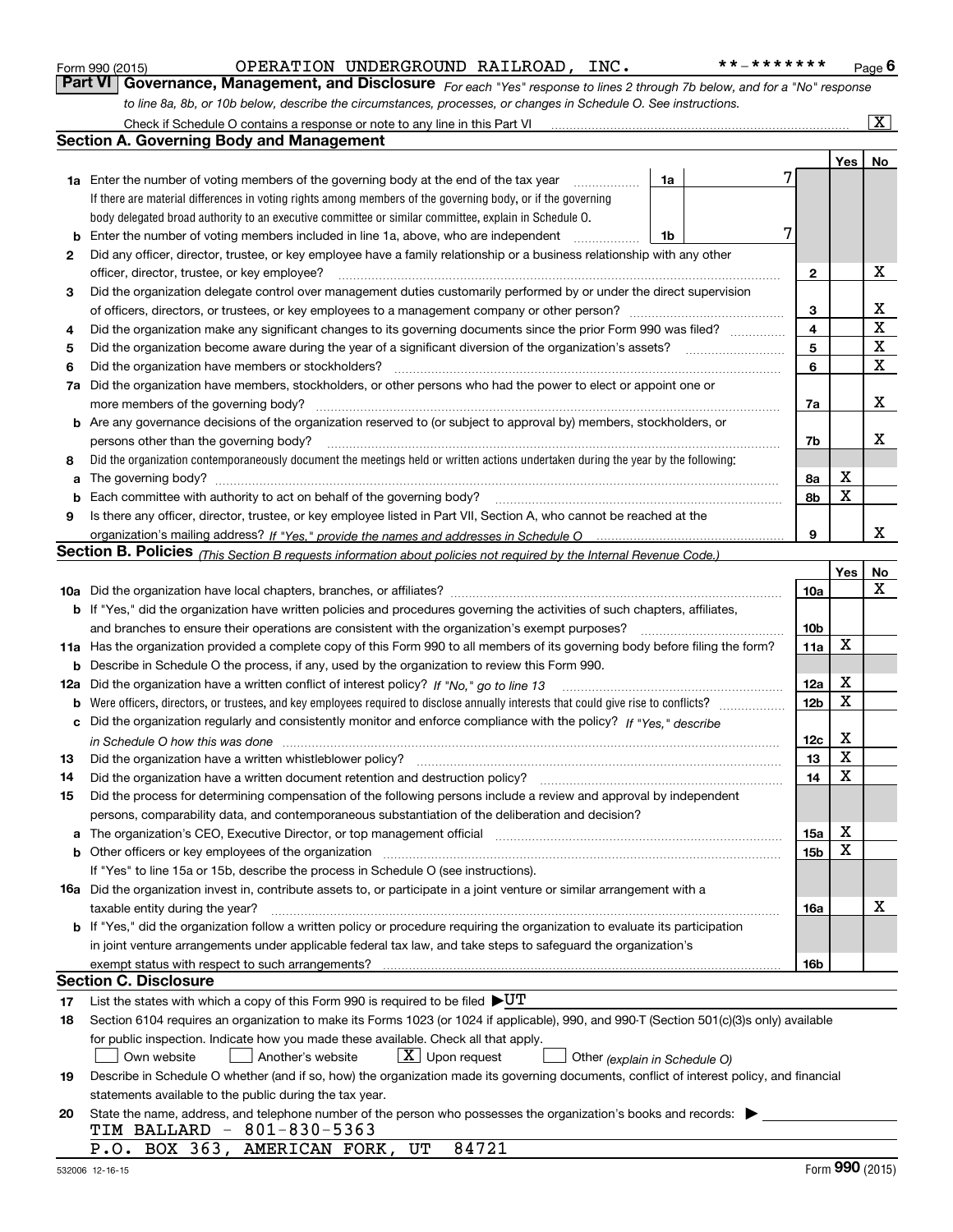Form 990 (2015) OPERATION UNDERGROUND RAILROAD, INC. **-******* Page 6

## Part VI Governance, Management, and Disclosure

*For each "Yes" response to lines 2 through 7b below, and for a "No" response to line 8a, 8b, or 10b below, describe the circumstances, processes, or changes in Schedule O. See instructions.*

Check if Schedule O contains a response or note to any line in this Part VI .......... [X]

### Section A. Governing Body and Management

| | | | | Yes | No |
|---|---|---|---|---|---|
| **1a** | Enter the number of voting members of the governing body at the end of the tax year (1a) | 7 | | | |
| | If there are material differences in voting rights among members of the governing body, or if the governing body delegated broad authority to an executive committee or similar committee, explain in Schedule O. | | | | |
| **b** | Enter the number of voting members included in line 1a, above, who are independent (1b) | 7 | | | |
| **2** | Did any officer, director, trustee, or key employee have a family relationship or a business relationship with any other officer, director, trustee, or key employee? | | 2 | | X |
| **3** | Did the organization delegate control over management duties customarily performed by or under the direct supervision of officers, directors, or trustees, or key employees to a management company or other person? | | 3 | | X |
| **4** | Did the organization make any significant changes to its governing documents since the prior Form 990 was filed? | | 4 | | X |
| **5** | Did the organization become aware during the year of a significant diversion of the organization's assets? | | 5 | | X |
| **6** | Did the organization have members or stockholders? | | 6 | | X |
| **7a** | Did the organization have members, stockholders, or other persons who had the power to elect or appoint one or more members of the governing body? | | 7a | | X |
| **b** | Are any governance decisions of the organization reserved to (or subject to approval by) members, stockholders, or persons other than the governing body? | | 7b | | X |
| **8** | Did the organization contemporaneously document the meetings held or written actions undertaken during the year by the following: | | | | |
| **a** | The governing body? | | 8a | X | |
| **b** | Each committee with authority to act on behalf of the governing body? | | 8b | X | |
| **9** | Is there any officer, director, trustee, or key employee listed in Part VII, Section A, who cannot be reached at the organization's mailing address? *If "Yes," provide the names and addresses in Schedule O* | | 9 | | X |

### Section B. Policies *(This Section B requests information about policies not required by the Internal Revenue Code.)*

| | | | Yes | No |
|---|---|---|---|---|
| **10a** | Did the organization have local chapters, branches, or affiliates? | 10a | | X |
| **b** | If "Yes," did the organization have written policies and procedures governing the activities of such chapters, affiliates, and branches to ensure their operations are consistent with the organization's exempt purposes? | 10b | | |
| **11a** | Has the organization provided a complete copy of this Form 990 to all members of its governing body before filing the form? | 11a | X | |
| **b** | Describe in Schedule O the process, if any, used by the organization to review this Form 990. | | | |
| **12a** | Did the organization have a written conflict of interest policy? *If "No," go to line 13* | 12a | X | |
| **b** | Were officers, directors, or trustees, and key employees required to disclose annually interests that could give rise to conflicts? | 12b | X | |
| **c** | Did the organization regularly and consistently monitor and enforce compliance with the policy? *If "Yes," describe in Schedule O how this was done* | 12c | X | |
| **13** | Did the organization have a written whistleblower policy? | 13 | X | |
| **14** | Did the organization have a written document retention and destruction policy? | 14 | X | |
| **15** | Did the process for determining compensation of the following persons include a review and approval by independent persons, comparability data, and contemporaneous substantiation of the deliberation and decision? | | | |
| **a** | The organization's CEO, Executive Director, or top management official | 15a | X | |
| **b** | Other officers or key employees of the organization | 15b | X | |
| | If "Yes" to line 15a or 15b, describe the process in Schedule O (see instructions). | | | |
| **16a** | Did the organization invest in, contribute assets to, or participate in a joint venture or similar arrangement with a taxable entity during the year? | 16a | | X |
| **b** | If "Yes," did the organization follow a written policy or procedure requiring the organization to evaluate its participation in joint venture arrangements under applicable federal tax law, and take steps to safeguard the organization's exempt status with respect to such arrangements? | 16b | | |

### Section C. Disclosure

**17** List the states with which a copy of this Form 990 is required to be filed ▶UT

**18** Section 6104 requires an organization to make its Forms 1023 (or 1024 if applicable), 990, and 990-T (Section 501(c)(3)s only) available for public inspection. Indicate how you made these available. Check all that apply.

[ ] Own website [ ] Another's website [X] Upon request [ ] Other *(explain in Schedule O)*

**19** Describe in Schedule O whether (and if so, how) the organization made its governing documents, conflict of interest policy, and financial statements available to the public during the tax year.

**20** State the name, address, and telephone number of the person who possesses the organization's books and records: ▶

TIM BALLARD - 801-830-5363
P.O. BOX 363, AMERICAN FORK, UT 84721

532006 12-16-15 Form **990** (2015)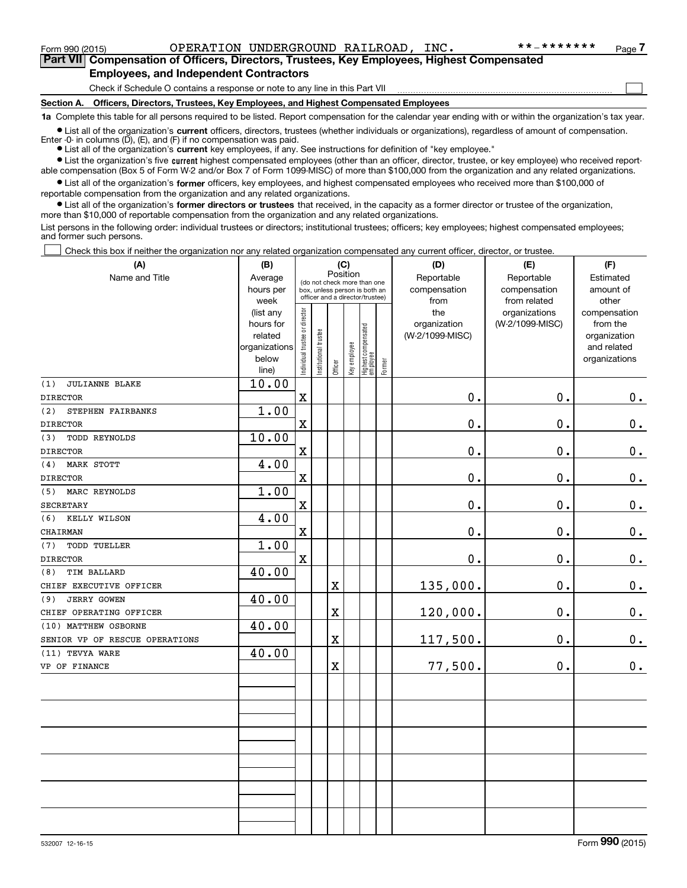Form 990 (2015) OPERATION UNDERGROUND RAILROAD, INC. **-******* 

## Part VII Compensation of Officers, Directors, Trustees, Key Employees, Highest Compensated Employees, and Independent Contractors

Check if Schedule O contains a response or note to any line in this Part VII ☐

**Section A. Officers, Directors, Trustees, Key Employees, and Highest Compensated Employees**

**1a** Complete this table for all persons required to be listed. Report compensation for the calendar year ending with or within the organization's tax year.

- List all of the organization's **current** officers, directors, trustees (whether individuals or organizations), regardless of amount of compensation. Enter -0- in columns (D), (E), and (F) if no compensation was paid.
- List all of the organization's **current** key employees, if any. See instructions for definition of "key employee."
- List the organization's five **current** highest compensated employees (other than an officer, director, trustee, or key employee) who received reportable compensation (Box 5 of Form W-2 and/or Box 7 of Form 1099-MISC) of more than $100,000 from the organization and any related organizations.
- List all of the organization's **former** officers, key employees, and highest compensated employees who received more than $100,000 of reportable compensation from the organization and any related organizations.
- List all of the organization's **former directors or trustees** that received, in the capacity as a former director or trustee of the organization, more than $10,000 of reportable compensation from the organization and any related organizations.

List persons in the following order: individual trustees or directors; institutional trustees; officers; key employees; highest compensated employees; and former such persons.

☐ Check this box if neither the organization nor any related organization compensated any current officer, director, or trustee.

| (A) Name and Title | (B) Average hours per week (list any hours for related organizations below line) | (C) Position: Individual trustee or director | Institutional trustee | Officer | Key employee | Highest compensated employee | Former | (D) Reportable compensation from the organization (W-2/1099-MISC) | (E) Reportable compensation from related organizations (W-2/1099-MISC) | (F) Estimated amount of other compensation from the organization and related organizations |
|---|---|---|---|---|---|---|---|---|---|---|
| (1) JULIANNE BLAKE<br>DIRECTOR | 10.00 | X | | | | | | 0. | 0. | 0. |
| (2) STEPHEN FAIRBANKS<br>DIRECTOR | 1.00 | X | | | | | | 0. | 0. | 0. |
| (3) TODD REYNOLDS<br>DIRECTOR | 10.00 | X | | | | | | 0. | 0. | 0. |
| (4) MARK STOTT<br>DIRECTOR | 4.00 | X | | | | | | 0. | 0. | 0. |
| (5) MARC REYNOLDS<br>SECRETARY | 1.00 | X | | | | | | 0. | 0. | 0. |
| (6) KELLY WILSON<br>CHAIRMAN | 4.00 | X | | | | | | 0. | 0. | 0. |
| (7) TODD TUELLER<br>DIRECTOR | 1.00 | X | | | | | | 0. | 0. | 0. |
| (8) TIM BALLARD<br>CHIEF EXECUTIVE OFFICER | 40.00 | | | X | | | | 135,000. | 0. | 0. |
| (9) JERRY GOWEN<br>CHIEF OPERATING OFFICER | 40.00 | | | X | | | | 120,000. | 0. | 0. |
| (10) MATTHEW OSBORNE<br>SENIOR VP OF RESCUE OPERATIONS | 40.00 | | | X | | | | 117,500. | 0. | 0. |
| (11) TEVYA WARE<br>VP OF FINANCE | 40.00 | | | X | | | | 77,500. | 0. | 0. |

532007 12-16-15 Form **990** (2015)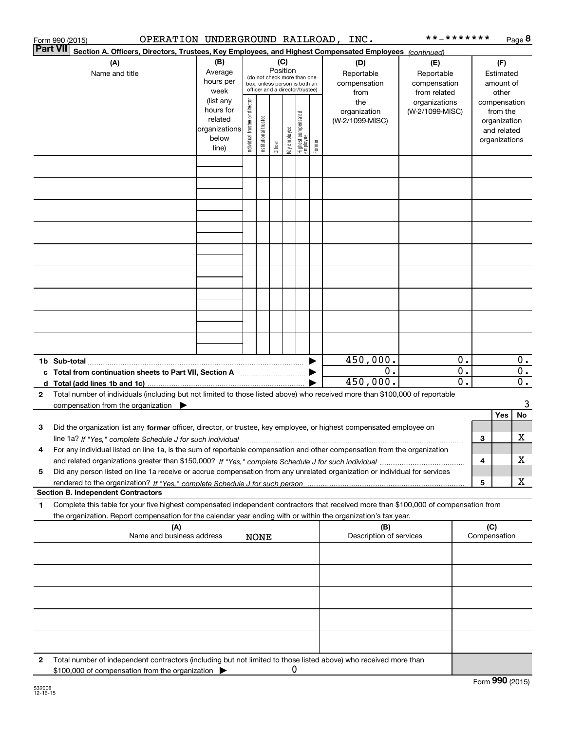Form 990 (2015) OPERATION UNDERGROUND RAILROAD, INC. **-******* Page **8**

**Part VII** **Section A. Officers, Directors, Trustees, Key Employees, and Highest Compensated Employees** *(continued)*

| (A) Name and title | (B) Average hours per week (list any hours for related organizations below line) | (C) Position (do not check more than one box, unless person is both an officer and a director/trustee) | | | | | | (D) Reportable compensation from the organization (W-2/1099-MISC) | (E) Reportable compensation from related organizations (W-2/1099-MISC) | (F) Estimated amount of other compensation from the organization and related organizations |
|---|---|---|---|---|---|---|---|---|---|---|
| | | Individual trustee or director | Institutional trustee | Officer | Key employee | Highest compensated employee | Former | | | |
| | | | | | | | | | | |
| | | | | | | | | | | |
| | | | | | | | | | | |
| | | | | | | | | | | |
| | | | | | | | | | | |
| | | | | | | | | | | |
| | | | | | | | | | | |
| | | | | | | | | | | |
| | | | | | | | | | | |
| **1b Sub-total** | | | | | | | | 450,000. | 0. | 0. |
| **c Total from continuation sheets to Part VII, Section A** | | | | | | | | 0. | 0. | 0. |
| **d Total (add lines 1b and 1c)** | | | | | | | | 450,000. | 0. | 0. |

**2** Total number of individuals (including but not limited to those listed above) who received more than $100,000 of reportable compensation from the organization ▶ 3

| | | | Yes | No |
|---|---|---|---|---|
| **3** | Did the organization list any **former** officer, director, or trustee, key employee, or highest compensated employee on line 1a? *If "Yes," complete Schedule J for such individual* | 3 | | X |
| **4** | For any individual listed on line 1a, is the sum of reportable compensation and other compensation from the organization and related organizations greater than $150,000? *If "Yes," complete Schedule J for such individual* | 4 | | X |
| **5** | Did any person listed on line 1a receive or accrue compensation from any unrelated organization or individual for services rendered to the organization? *If "Yes," complete Schedule J for such person* | 5 | | X |

**Section B. Independent Contractors**

**1** Complete this table for your five highest compensated independent contractors that received more than $100,000 of compensation from the organization. Report compensation for the calendar year ending with or within the organization's tax year.

| (A) Name and business address NONE | (B) Description of services | (C) Compensation |
|---|---|---|
| | | |
| | | |
| | | |
| | | |
| | | |

**2** Total number of independent contractors (including but not limited to those listed above) who received more than $100,000 of compensation from the organization ▶ 0

Form **990** (2015)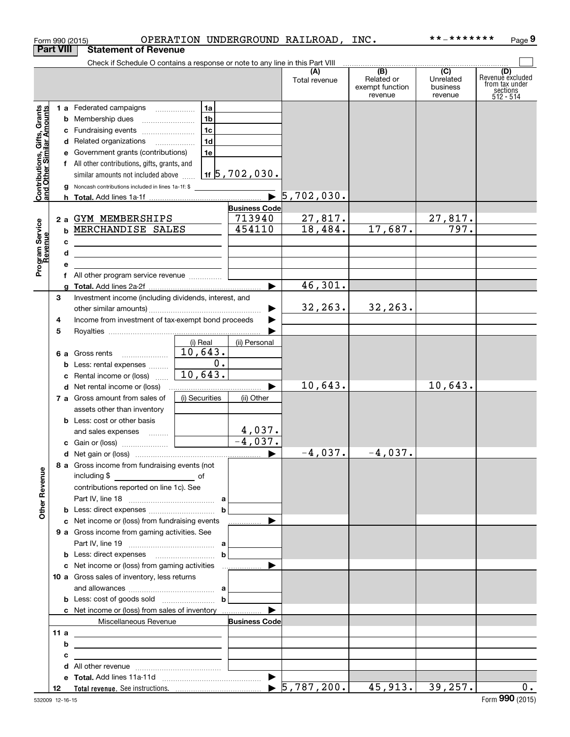Form 990 (2015) OPERATION UNDERGROUND RAILROAD, INC. **-******* Page 9

## Part VIII Statement of Revenue

Check if Schedule O contains a response or note to any line in this Part VIII

| | | | (A) Total revenue | (B) Related or exempt function revenue | (C) Unrelated business revenue | (D) Revenue excluded from tax under sections 512 - 514 |
|---|---|---|---|---|---|---|
| **Contributions, Gifts, Grants and Other Similar Amounts** | | | | | | |
| 1 a Federated campaigns | 1a | | | | | |
| b Membership dues | 1b | | | | | |
| c Fundraising events | 1c | | | | | |
| d Related organizations | 1d | | | | | |
| e Government grants (contributions) | 1e | | | | | |
| f All other contributions, gifts, grants, and similar amounts not included above | 1f | 5,702,030. | | | | |
| g Noncash contributions included in lines 1a-1f: $ | | | | | | |
| h Total. Add lines 1a-1f | | | 5,702,030. | | | |
| **Program Service Revenue** | | Business Code | | | | |
| 2 a GYM MEMBERSHIPS | | 713940 | 27,817. | | 27,817. | |
| b MERCHANDISE SALES | | 454110 | 18,484. | 17,687. | 797. | |
| c | | | | | | |
| d | | | | | | |
| e | | | | | | |
| f All other program service revenue | | | | | | |
| g Total. Add lines 2a-2f | | | 46,301. | | | |
| **Other Revenue** | | | | | | |
| 3 Investment income (including dividends, interest, and other similar amounts) | | | 32,263. | 32,263. | | |
| 4 Income from investment of tax-exempt bond proceeds | | | | | | |
| 5 Royalties | | | | | | |
| | (i) Real | (ii) Personal | | | | |
| 6 a Gross rents | 10,643. | | | | | |
| b Less: rental expenses | 0. | | | | | |
| c Rental income or (loss) | 10,643. | | | | | |
| d Net rental income or (loss) | | | 10,643. | | 10,643. | |
| 7 a Gross amount from sales of assets other than inventory | (i) Securities | (ii) Other | | | | |
| b Less: cost or other basis and sales expenses | | 4,037. | | | | |
| c Gain or (loss) | | -4,037. | | | | |
| d Net gain or (loss) | | | -4,037. | -4,037. | | |
| 8 a Gross income from fundraising events (not including $ of contributions reported on line 1c). See Part IV, line 18 | a | | | | | |
| b Less: direct expenses | b | | | | | |
| c Net income or (loss) from fundraising events | | | | | | |
| 9 a Gross income from gaming activities. See Part IV, line 19 | a | | | | | |
| b Less: direct expenses | b | | | | | |
| c Net income or (loss) from gaming activities | | | | | | |
| 10 a Gross sales of inventory, less returns and allowances | a | | | | | |
| b Less: cost of goods sold | b | | | | | |
| c Net income or (loss) from sales of inventory | | | | | | |
| Miscellaneous Revenue | | Business Code | | | | |
| 11 a | | | | | | |
| b | | | | | | |
| c | | | | | | |
| d All other revenue | | | | | | |
| e Total. Add lines 11a-11d | | | | | | |
| 12 Total revenue. See instructions. | | | 5,787,200. | 45,913. | 39,257. | 0. |

532009 12-16-15 Form 990 (2015)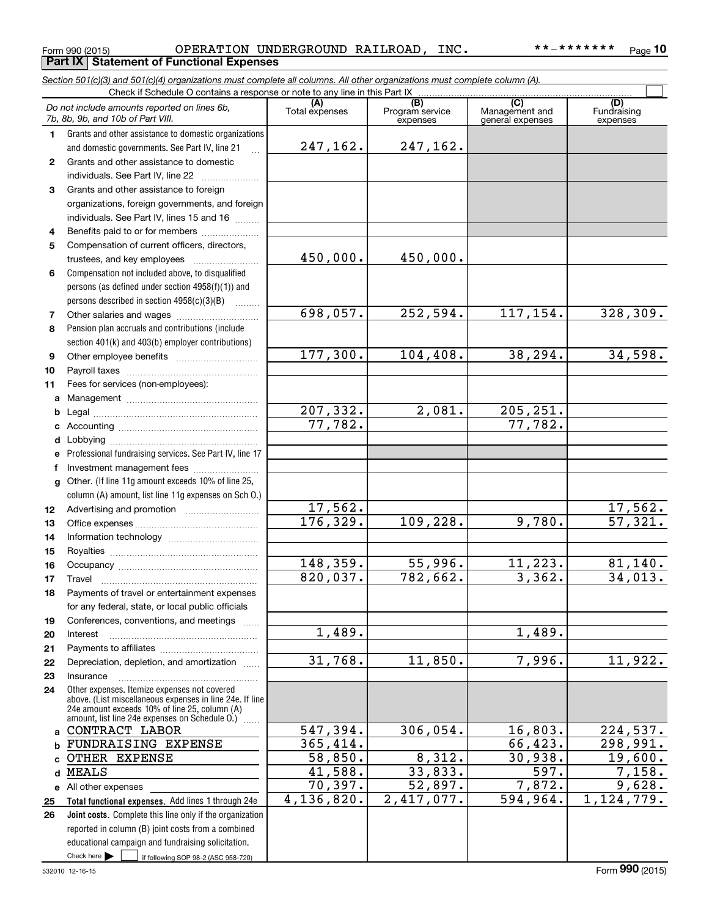Form 990 (2015) OPERATION UNDERGROUND RAILROAD, INC. **-******* Page 10

**Part IX Statement of Functional Expenses**

*Section 501(c)(3) and 501(c)(4) organizations must complete all columns. All other organizations must complete column (A).*

Check if Schedule O contains a response or note to any line in this Part IX

| | *Do not include amounts reported on lines 6b, 7b, 8b, 9b, and 10b of Part VIII.* | (A) Total expenses | (B) Program service expenses | (C) Management and general expenses | (D) Fundraising expenses |
|---|---|---|---|---|---|
| 1 | Grants and other assistance to domestic organizations and domestic governments. See Part IV, line 21 | 247,162. | 247,162. | | |
| 2 | Grants and other assistance to domestic individuals. See Part IV, line 22 | | | | |
| 3 | Grants and other assistance to foreign organizations, foreign governments, and foreign individuals. See Part IV, lines 15 and 16 | | | | |
| 4 | Benefits paid to or for members | | | | |
| 5 | Compensation of current officers, directors, trustees, and key employees | 450,000. | 450,000. | | |
| 6 | Compensation not included above, to disqualified persons (as defined under section 4958(f)(1)) and persons described in section 4958(c)(3)(B) | | | | |
| 7 | Other salaries and wages | 698,057. | 252,594. | 117,154. | 328,309. |
| 8 | Pension plan accruals and contributions (include section 401(k) and 403(b) employer contributions) | | | | |
| 9 | Other employee benefits | 177,300. | 104,408. | 38,294. | 34,598. |
| 10 | Payroll taxes | | | | |
| 11 | Fees for services (non-employees): | | | | |
| a | Management | | | | |
| b | Legal | 207,332. | 2,081. | 205,251. | |
| c | Accounting | 77,782. | | 77,782. | |
| d | Lobbying | | | | |
| e | Professional fundraising services. See Part IV, line 17 | | | | |
| f | Investment management fees | | | | |
| g | Other. (If line 11g amount exceeds 10% of line 25, column (A) amount, list line 11g expenses on Sch O.) | | | | |
| 12 | Advertising and promotion | 17,562. | | | 17,562. |
| 13 | Office expenses | 176,329. | 109,228. | 9,780. | 57,321. |
| 14 | Information technology | | | | |
| 15 | Royalties | | | | |
| 16 | Occupancy | 148,359. | 55,996. | 11,223. | 81,140. |
| 17 | Travel | 820,037. | 782,662. | 3,362. | 34,013. |
| 18 | Payments of travel or entertainment expenses for any federal, state, or local public officials | | | | |
| 19 | Conferences, conventions, and meetings | | | | |
| 20 | Interest | 1,489. | | 1,489. | |
| 21 | Payments to affiliates | | | | |
| 22 | Depreciation, depletion, and amortization | 31,768. | 11,850. | 7,996. | 11,922. |
| 23 | Insurance | | | | |
| 24 | Other expenses. Itemize expenses not covered above. (List miscellaneous expenses in line 24e. If line 24e amount exceeds 10% of line 25, column (A) amount, list line 24e expenses on Schedule O.) | | | | |
| a | CONTRACT LABOR | 547,394. | 306,054. | 16,803. | 224,537. |
| b | FUNDRAISING EXPENSE | 365,414. | | 66,423. | 298,991. |
| c | OTHER EXPENSE | 58,850. | 8,312. | 30,938. | 19,600. |
| d | MEALS | 41,588. | 33,833. | 597. | 7,158. |
| e | All other expenses | 70,397. | 52,897. | 7,872. | 9,628. |
| 25 | **Total functional expenses.** Add lines 1 through 24e | 4,136,820. | 2,417,077. | 594,964. | 1,124,779. |
| 26 | **Joint costs.** Complete this line only if the organization reported in column (B) joint costs from a combined educational campaign and fundraising solicitation. Check here ☐ if following SOP 98-2 (ASC 958-720) | | | | |

532010 12-16-15 Form **990** (2015)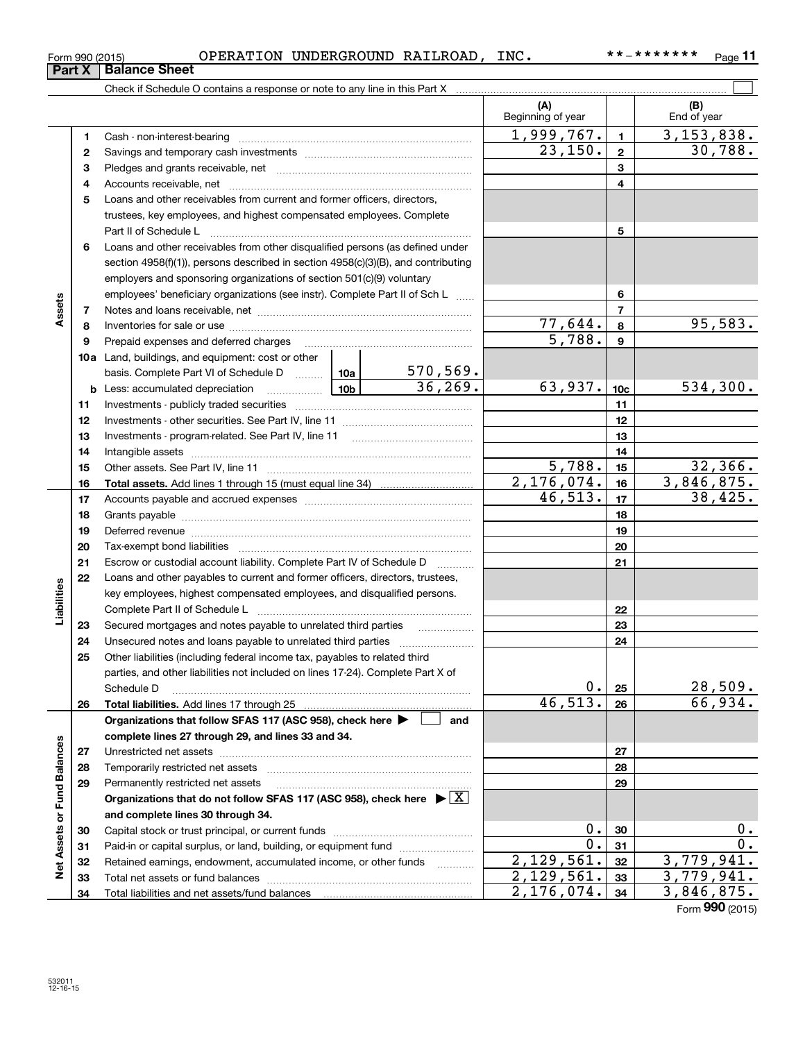Form 990 (2015) OPERATION UNDERGROUND RAILROAD, INC. **-******* Page 11

## Part X Balance Sheet

Check if Schedule O contains a response or note to any line in this Part X

| | | | | (A) Beginning of year | | (B) End of year |
|---|---|---|---|---|---|---|
| Assets | 1 | Cash - non-interest-bearing | | 1,999,767. | 1 | 3,153,838. |
| | 2 | Savings and temporary cash investments | | 23,150. | 2 | 30,788. |
| | 3 | Pledges and grants receivable, net | | | 3 | |
| | 4 | Accounts receivable, net | | | 4 | |
| | 5 | Loans and other receivables from current and former officers, directors, trustees, key employees, and highest compensated employees. Complete Part II of Schedule L | | | 5 | |
| | 6 | Loans and other receivables from other disqualified persons (as defined under section 4958(f)(1)), persons described in section 4958(c)(3)(B), and contributing employers and sponsoring organizations of section 501(c)(9) voluntary employees' beneficiary organizations (see instr). Complete Part II of Sch L | | | 6 | |
| | 7 | Notes and loans receivable, net | | | 7 | |
| | 8 | Inventories for sale or use | | 77,644. | 8 | 95,583. |
| | 9 | Prepaid expenses and deferred charges | | 5,788. | 9 | |
| | 10a | Land, buildings, and equipment: cost or other basis. Complete Part VI of Schedule D | 10a 570,569. | | | |
| | b | Less: accumulated depreciation | 10b 36,269. | 63,937. | 10c | 534,300. |
| | 11 | Investments - publicly traded securities | | | 11 | |
| | 12 | Investments - other securities. See Part IV, line 11 | | | 12 | |
| | 13 | Investments - program-related. See Part IV, line 11 | | | 13 | |
| | 14 | Intangible assets | | | 14 | |
| | 15 | Other assets. See Part IV, line 11 | | 5,788. | 15 | 32,366. |
| | 16 | **Total assets.** Add lines 1 through 15 (must equal line 34) | | 2,176,074. | 16 | 3,846,875. |
| Liabilities | 17 | Accounts payable and accrued expenses | | 46,513. | 17 | 38,425. |
| | 18 | Grants payable | | | 18 | |
| | 19 | Deferred revenue | | | 19 | |
| | 20 | Tax-exempt bond liabilities | | | 20 | |
| | 21 | Escrow or custodial account liability. Complete Part IV of Schedule D | | | 21 | |
| | 22 | Loans and other payables to current and former officers, directors, trustees, key employees, highest compensated employees, and disqualified persons. Complete Part II of Schedule L | | | 22 | |
| | 23 | Secured mortgages and notes payable to unrelated third parties | | | 23 | |
| | 24 | Unsecured notes and loans payable to unrelated third parties | | | 24 | |
| | 25 | Other liabilities (including federal income tax, payables to related third parties, and other liabilities not included on lines 17-24). Complete Part X of Schedule D | | 0. | 25 | 28,509. |
| | 26 | **Total liabilities.** Add lines 17 through 25 | | 46,513. | 26 | 66,934. |
| Net Assets or Fund Balances | | **Organizations that follow SFAS 117 (ASC 958), check here ☐ and complete lines 27 through 29, and lines 33 and 34.** | | | | |
| | 27 | Unrestricted net assets | | | 27 | |
| | 28 | Temporarily restricted net assets | | | 28 | |
| | 29 | Permanently restricted net assets | | | 29 | |
| | | **Organizations that do not follow SFAS 117 (ASC 958), check here ☒ and complete lines 30 through 34.** | | | | |
| | 30 | Capital stock or trust principal, or current funds | | 0. | 30 | 0. |
| | 31 | Paid-in or capital surplus, or land, building, or equipment fund | | 0. | 31 | 0. |
| | 32 | Retained earnings, endowment, accumulated income, or other funds | | 2,129,561. | 32 | 3,779,941. |
| | 33 | Total net assets or fund balances | | 2,129,561. | 33 | 3,779,941. |
| | 34 | Total liabilities and net assets/fund balances | | 2,176,074. | 34 | 3,846,875. |

Form **990** (2015)

532011 12-16-15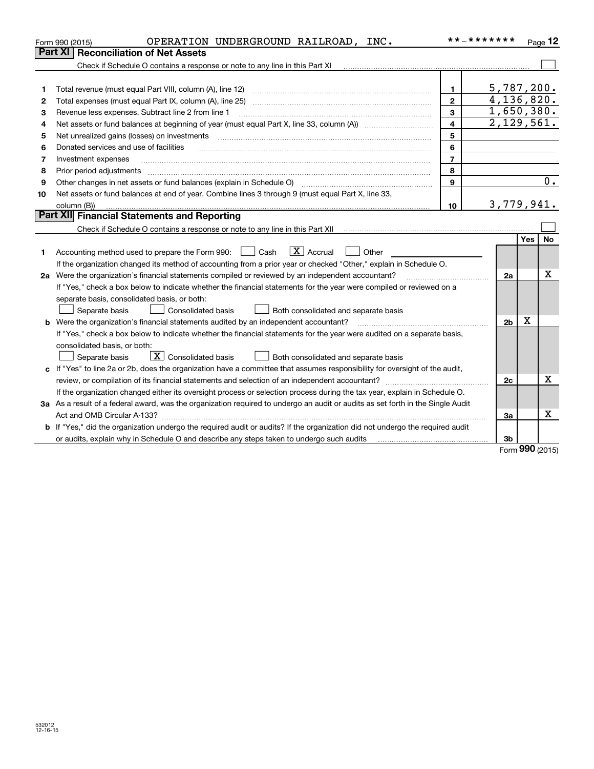Form 990 (2015) OPERATION UNDERGROUND RAILROAD, INC. **-******* Page 12

## Part XI Reconciliation of Net Assets

Check if Schedule O contains a response or note to any line in this Part XI ☐

| | | | |
|---|---|---|---|
| 1 | Total revenue (must equal Part VIII, column (A), line 12) | 1 | 5,787,200. |
| 2 | Total expenses (must equal Part IX, column (A), line 25) | 2 | 4,136,820. |
| 3 | Revenue less expenses. Subtract line 2 from line 1 | 3 | 1,650,380. |
| 4 | Net assets or fund balances at beginning of year (must equal Part X, line 33, column (A)) | 4 | 2,129,561. |
| 5 | Net unrealized gains (losses) on investments | 5 | |
| 6 | Donated services and use of facilities | 6 | |
| 7 | Investment expenses | 7 | |
| 8 | Prior period adjustments | 8 | |
| 9 | Other changes in net assets or fund balances (explain in Schedule O) | 9 | 0. |
| 10 | Net assets or fund balances at end of year. Combine lines 3 through 9 (must equal Part X, line 33, column (B)) | 10 | 3,779,941. |

## Part XII Financial Statements and Reporting

Check if Schedule O contains a response or note to any line in this Part XII ☐

| | | | Yes | No |
|---|---|---|---|---|
| 1 | Accounting method used to prepare the Form 990: ☐ Cash ☒ Accrual ☐ Other<br>If the organization changed its method of accounting from a prior year or checked "Other," explain in Schedule O. | | | |
| 2a | Were the organization's financial statements compiled or reviewed by an independent accountant?<br>If "Yes," check a box below to indicate whether the financial statements for the year were compiled or reviewed on a separate basis, consolidated basis, or both:<br>☐ Separate basis ☐ Consolidated basis ☐ Both consolidated and separate basis | 2a | | X |
| b | Were the organization's financial statements audited by an independent accountant?<br>If "Yes," check a box below to indicate whether the financial statements for the year were audited on a separate basis, consolidated basis, or both:<br>☐ Separate basis ☒ Consolidated basis ☐ Both consolidated and separate basis | 2b | X | |
| c | If "Yes" to line 2a or 2b, does the organization have a committee that assumes responsibility for oversight of the audit, review, or compilation of its financial statements and selection of an independent accountant?<br>If the organization changed either its oversight process or selection process during the tax year, explain in Schedule O. | 2c | | X |
| 3a | As a result of a federal award, was the organization required to undergo an audit or audits as set forth in the Single Audit Act and OMB Circular A-133? | 3a | | X |
| b | If "Yes," did the organization undergo the required audit or audits? If the organization did not undergo the required audit or audits, explain why in Schedule O and describe any steps taken to undergo such audits | 3b | | |

Form 990 (2015)

532012 12-16-15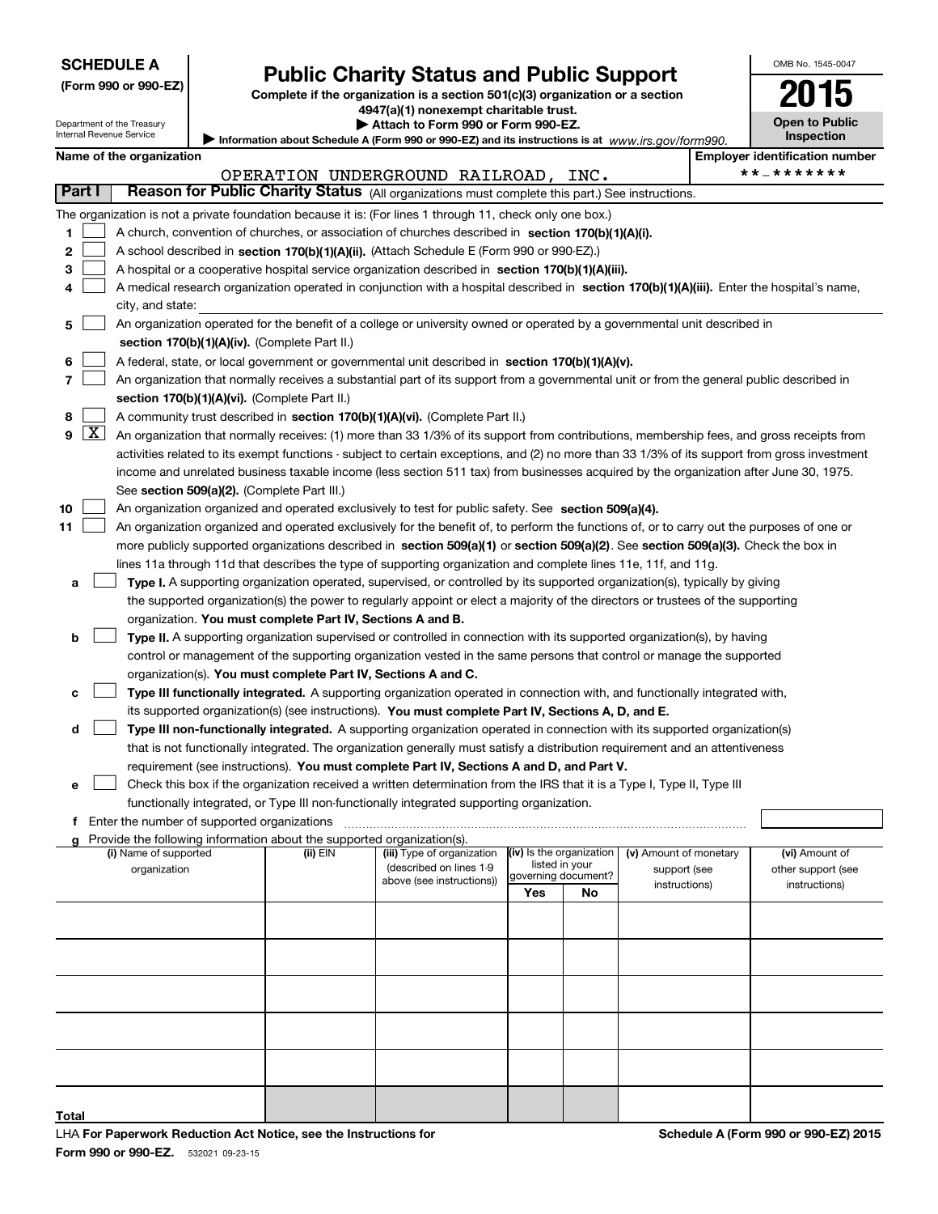**SCHEDULE A**
**(Form 990 or 990-EZ)**

Department of the Treasury
Internal Revenue Service

# Public Charity Status and Public Support

**Complete if the organization is a section 501(c)(3) organization or a section 4947(a)(1) nonexempt charitable trust.**
**▶ Attach to Form 990 or Form 990-EZ.**
**▶ Information about Schedule A (Form 990 or 990-EZ) and its instructions is at** *www.irs.gov/form990.*

OMB No. 1545-0047
**2015**
**Open to Public Inspection**

**Name of the organization**
OPERATION UNDERGROUND RAILROAD, INC.

**Employer identification number**
**-*******

## Part I Reason for Public Charity Status (All organizations must complete this part.) See instructions.

The organization is not a private foundation because it is: (For lines 1 through 11, check only one box.)

1. ☐ A church, convention of churches, or association of churches described in **section 170(b)(1)(A)(i).**
2. ☐ A school described in **section 170(b)(1)(A)(ii).** (Attach Schedule E (Form 990 or 990-EZ).)
3. ☐ A hospital or a cooperative hospital service organization described in **section 170(b)(1)(A)(iii).**
4. ☐ A medical research organization operated in conjunction with a hospital described in **section 170(b)(1)(A)(iii).** Enter the hospital's name, city, and state:
5. ☐ An organization operated for the benefit of a college or university owned or operated by a governmental unit described in **section 170(b)(1)(A)(iv).** (Complete Part II.)
6. ☐ A federal, state, or local government or governmental unit described in **section 170(b)(1)(A)(v).**
7. ☐ An organization that normally receives a substantial part of its support from a governmental unit or from the general public described in **section 170(b)(1)(A)(vi).** (Complete Part II.)
8. ☐ A community trust described in **section 170(b)(1)(A)(vi).** (Complete Part II.)
9. ☒ An organization that normally receives: (1) more than 33 1/3% of its support from contributions, membership fees, and gross receipts from activities related to its exempt functions - subject to certain exceptions, and (2) no more than 33 1/3% of its support from gross investment income and unrelated business taxable income (less section 511 tax) from businesses acquired by the organization after June 30, 1975. See **section 509(a)(2).** (Complete Part III.)
10. ☐ An organization organized and operated exclusively to test for public safety. See **section 509(a)(4).**
11. ☐ An organization organized and operated exclusively for the benefit of, to perform the functions of, or to carry out the purposes of one or more publicly supported organizations described in **section 509(a)(1)** or **section 509(a)(2).** See **section 509(a)(3).** Check the box in lines 11a through 11d that describes the type of supporting organization and complete lines 11e, 11f, and 11g.

 a ☐ **Type I.** A supporting organization operated, supervised, or controlled by its supported organization(s), typically by giving the supported organization(s) the power to regularly appoint or elect a majority of the directors or trustees of the supporting organization. **You must complete Part IV, Sections A and B.**

 b ☐ **Type II.** A supporting organization supervised or controlled in connection with its supported organization(s), by having control or management of the supporting organization vested in the same persons that control or manage the supported organization(s). **You must complete Part IV, Sections A and C.**

 c ☐ **Type III functionally integrated.** A supporting organization operated in connection with, and functionally integrated with, its supported organization(s) (see instructions). **You must complete Part IV, Sections A, D, and E.**

 d ☐ **Type III non-functionally integrated.** A supporting organization operated in connection with its supported organization(s) that is not functionally integrated. The organization generally must satisfy a distribution requirement and an attentiveness requirement (see instructions). **You must complete Part IV, Sections A and D, and Part V.**

 e ☐ Check this box if the organization received a written determination from the IRS that it is a Type I, Type II, Type III functionally integrated, or Type III non-functionally integrated supporting organization.

 f Enter the number of supported organizations

 g Provide the following information about the supported organization(s).

| (i) Name of supported organization | (ii) EIN | (iii) Type of organization (described on lines 1-9 above (see instructions)) | (iv) Is the organization listed in your governing document? Yes | No | (v) Amount of monetary support (see instructions) | (vi) Amount of other support (see instructions) |
|---|---|---|---|---|---|---|
| | | | | | | |
| | | | | | | |
| | | | | | | |
| | | | | | | |
| | | | | | | |
| **Total** | | | | | | |

LHA **For Paperwork Reduction Act Notice, see the Instructions for Form 990 or 990-EZ.** 532021 09-23-15

**Schedule A (Form 990 or 990-EZ) 2015**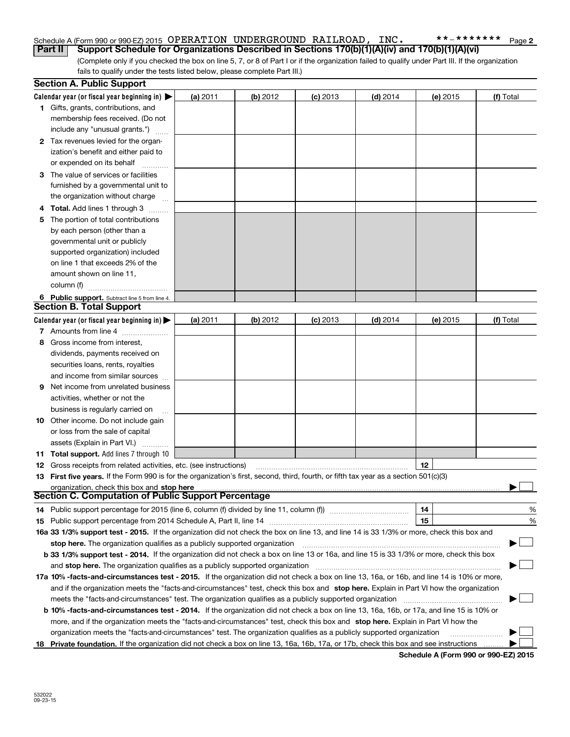Schedule A (Form 990 or 990-EZ) 2015 OPERATION UNDERGROUND RAILROAD, INC. **-******* Page 2

**Part II Support Schedule for Organizations Described in Sections 170(b)(1)(A)(iv) and 170(b)(1)(A)(vi)**

(Complete only if you checked the box on line 5, 7, or 8 of Part I or if the organization failed to qualify under Part III. If the organization fails to qualify under the tests listed below, please complete Part III.)

## Section A. Public Support

| Calendar year (or fiscal year beginning in) ▶ | (a) 2011 | (b) 2012 | (c) 2013 | (d) 2014 | (e) 2015 | (f) Total |
|---|---|---|---|---|---|---|
| 1 Gifts, grants, contributions, and membership fees received. (Do not include any "unusual grants.") | | | | | | |
| 2 Tax revenues levied for the organization's benefit and either paid to or expended on its behalf | | | | | | |
| 3 The value of services or facilities furnished by a governmental unit to the organization without charge | | | | | | |
| 4 Total. Add lines 1 through 3 | | | | | | |
| 5 The portion of total contributions by each person (other than a governmental unit or publicly supported organization) included on line 1 that exceeds 2% of the amount shown on line 11, column (f) | | | | | | |
| 6 Public support. Subtract line 5 from line 4. | | | | | | |

## Section B. Total Support

| Calendar year (or fiscal year beginning in) ▶ | (a) 2011 | (b) 2012 | (c) 2013 | (d) 2014 | (e) 2015 | (f) Total |
|---|---|---|---|---|---|---|
| 7 Amounts from line 4 | | | | | | |
| 8 Gross income from interest, dividends, payments received on securities loans, rents, royalties and income from similar sources | | | | | | |
| 9 Net income from unrelated business activities, whether or not the business is regularly carried on | | | | | | |
| 10 Other income. Do not include gain or loss from the sale of capital assets (Explain in Part VI.) | | | | | | |
| 11 Total support. Add lines 7 through 10 | | | | | | |

12 Gross receipts from related activities, etc. (see instructions) | 12 |

13 **First five years.** If the Form 990 is for the organization's first, second, third, fourth, or fifth tax year as a section 501(c)(3) organization, check this box and **stop here** ▶ ☐

## Section C. Computation of Public Support Percentage

14 Public support percentage for 2015 (line 6, column (f) divided by line 11, column (f)) | 14 | %

15 Public support percentage from 2014 Schedule A, Part II, line 14 | 15 | %

16a **33 1/3% support test - 2015.** If the organization did not check the box on line 13, and line 14 is 33 1/3% or more, check this box and **stop here.** The organization qualifies as a publicly supported organization ▶ ☐

b **33 1/3% support test - 2014.** If the organization did not check a box on line 13 or 16a, and line 15 is 33 1/3% or more, check this box and **stop here.** The organization qualifies as a publicly supported organization ▶ ☐

17a **10% -facts-and-circumstances test - 2015.** If the organization did not check a box on line 13, 16a, or 16b, and line 14 is 10% or more, and if the organization meets the "facts-and-circumstances" test, check this box and **stop here.** Explain in Part VI how the organization meets the "facts-and-circumstances" test. The organization qualifies as a publicly supported organization ▶ ☐

b **10% -facts-and-circumstances test - 2014.** If the organization did not check a box on line 13, 16a, 16b, or 17a, and line 15 is 10% or more, and if the organization meets the "facts-and-circumstances" test, check this box and **stop here.** Explain in Part VI how the organization meets the "facts-and-circumstances" test. The organization qualifies as a publicly supported organization ▶ ☐

18 **Private foundation.** If the organization did not check a box on line 13, 16a, 16b, 17a, or 17b, check this box and see instructions ▶ ☐

**Schedule A (Form 990 or 990-EZ) 2015**

532022 09-23-15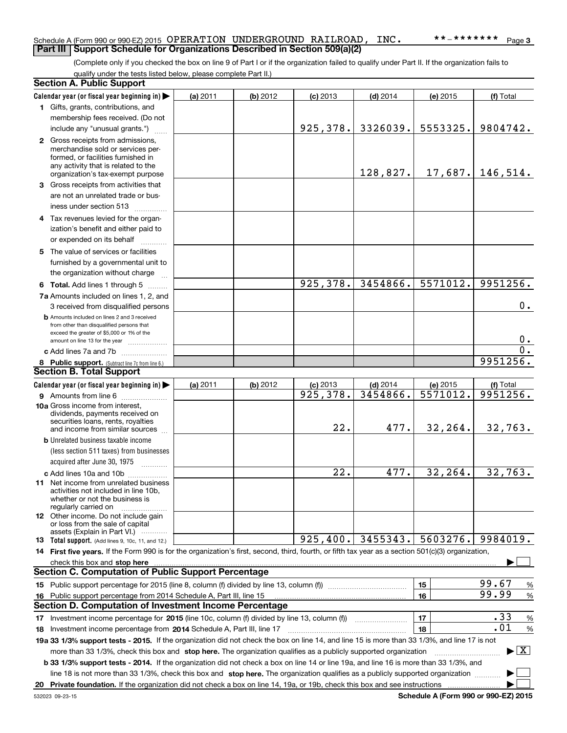Schedule A (Form 990 or 990-EZ) 2015 OPERATION UNDERGROUND RAILROAD, INC. **-******* Page 3

**Part III | Support Schedule for Organizations Described in Section 509(a)(2)**

(Complete only if you checked the box on line 9 of Part I or if the organization failed to qualify under Part II. If the organization fails to qualify under the tests listed below, please complete Part II.)

**Section A. Public Support**

| Calendar year (or fiscal year beginning in) ▶ | (a) 2011 | (b) 2012 | (c) 2013 | (d) 2014 | (e) 2015 | (f) Total |
|---|---|---|---|---|---|---|
| 1 Gifts, grants, contributions, and membership fees received. (Do not include any "unusual grants.") | | | 925,378. | 3326039. | 5553325. | 9804742. |
| 2 Gross receipts from admissions, merchandise sold or services performed, or facilities furnished in any activity that is related to the organization's tax-exempt purpose | | | | 128,827. | 17,687. | 146,514. |
| 3 Gross receipts from activities that are not an unrelated trade or business under section 513 | | | | | | |
| 4 Tax revenues levied for the organization's benefit and either paid to or expended on its behalf | | | | | | |
| 5 The value of services or facilities furnished by a governmental unit to the organization without charge | | | | | | |
| 6 **Total.** Add lines 1 through 5 | | | 925,378. | 3454866. | 5571012. | 9951256. |
| 7a Amounts included on lines 1, 2, and 3 received from disqualified persons | | | | | | 0. |
| b Amounts included on lines 2 and 3 received from other than disqualified persons that exceed the greater of $5,000 or 1% of the amount on line 13 for the year | | | | | | 0. |
| c Add lines 7a and 7b | | | | | | 0. |
| 8 **Public support.** (Subtract line 7c from line 6.) | | | | | | 9951256. |

**Section B. Total Support**

| Calendar year (or fiscal year beginning in) ▶ | (a) 2011 | (b) 2012 | (c) 2013 | (d) 2014 | (e) 2015 | (f) Total |
|---|---|---|---|---|---|---|
| 9 Amounts from line 6 | | | 925,378. | 3454866. | 5571012. | 9951256. |
| 10a Gross income from interest, dividends, payments received on securities loans, rents, royalties and income from similar sources | | | 22. | 477. | 32,264. | 32,763. |
| b Unrelated business taxable income (less section 511 taxes) from businesses acquired after June 30, 1975 | | | | | | |
| c Add lines 10a and 10b | | | 22. | 477. | 32,264. | 32,763. |
| 11 Net income from unrelated business activities not included in line 10b, whether or not the business is regularly carried on | | | | | | |
| 12 Other income. Do not include gain or loss from the sale of capital assets (Explain in Part VI.) | | | | | | |
| 13 **Total support.** (Add lines 9, 10c, 11, and 12.) | | | 925,400. | 3455343. | 5603276. | 9984019. |

14 **First five years.** If the Form 990 is for the organization's first, second, third, fourth, or fifth tax year as a section 501(c)(3) organization, check this box and **stop here** ▶ ☐

**Section C. Computation of Public Support Percentage**

| | | |
|---|---|---|
| 15 Public support percentage for 2015 (line 8, column (f) divided by line 13, column (f)) | 15 | 99.67 % |
| 16 Public support percentage from 2014 Schedule A, Part III, line 15 | 16 | 99.99 % |

**Section D. Computation of Investment Income Percentage**

| | | |
|---|---|---|
| 17 Investment income percentage for **2015** (line 10c, column (f) divided by line 13, column (f)) | 17 | .33 % |
| 18 Investment income percentage from **2014** Schedule A, Part III, line 17 | 18 | .01 % |

**19a 33 1/3% support tests - 2015.** If the organization did not check the box on line 14, and line 15 is more than 33 1/3%, and line 17 is not more than 33 1/3%, check this box and **stop here.** The organization qualifies as a publicly supported organization ▶ ☒

**b 33 1/3% support tests - 2014.** If the organization did not check a box on line 14 or line 19a, and line 16 is more than 33 1/3%, and line 18 is not more than 33 1/3%, check this box and **stop here.** The organization qualifies as a publicly supported organization ▶ ☐

**20 Private foundation.** If the organization did not check a box on line 14, 19a, or 19b, check this box and see instructions ▶ ☐

532023 09-23-15 **Schedule A (Form 990 or 990-EZ) 2015**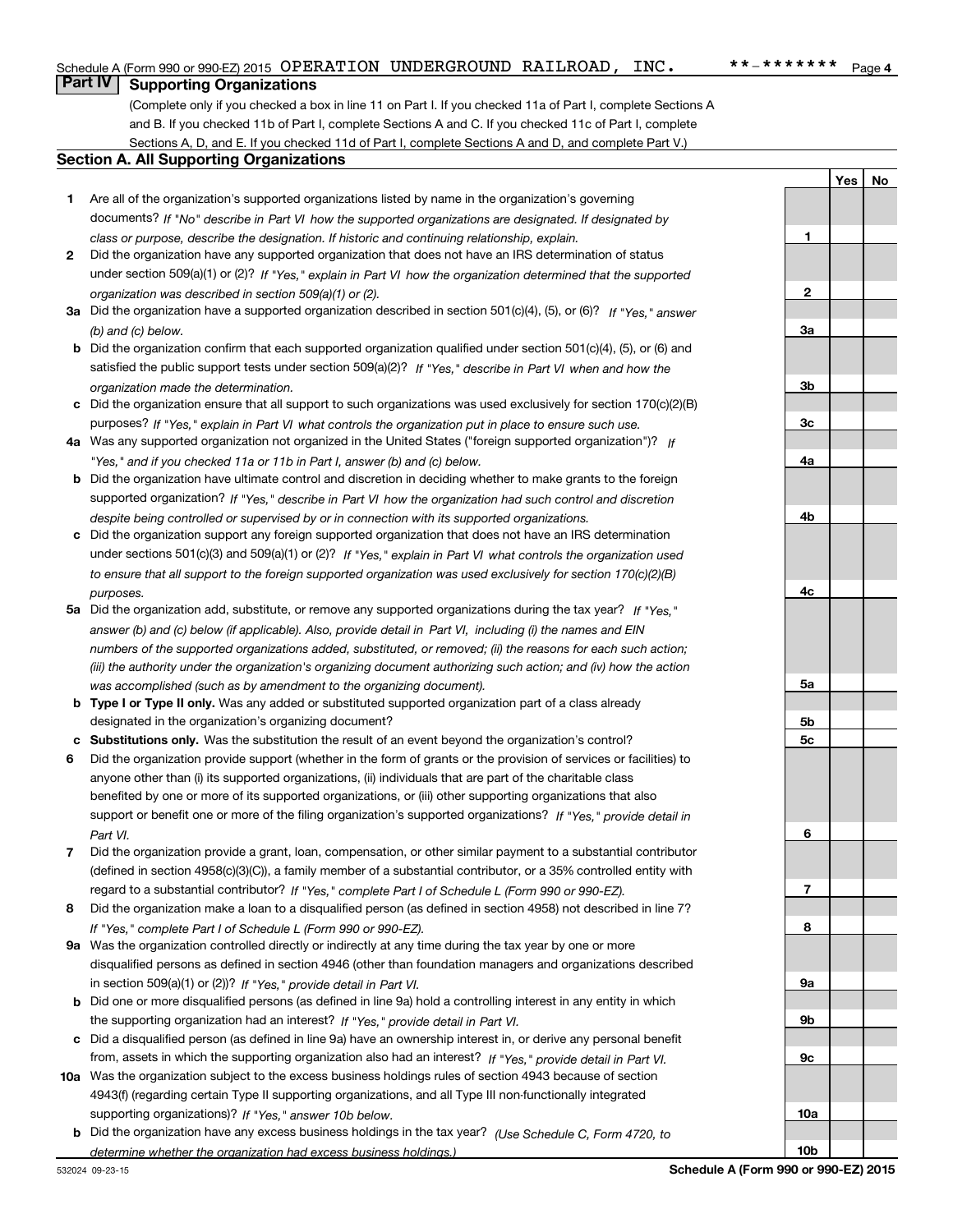Schedule A (Form 990 or 990-EZ) 2015 OPERATION UNDERGROUND RAILROAD, INC. **-******* Page 4

## Part IV Supporting Organizations

(Complete only if you checked a box in line 11 on Part I. If you checked 11a of Part I, complete Sections A and B. If you checked 11b of Part I, complete Sections A and C. If you checked 11c of Part I, complete Sections A, D, and E. If you checked 11d of Part I, complete Sections A and D, and complete Part V.)

### Section A. All Supporting Organizations

| | | Line | Yes | No |
|---|---|---|---|---|
| **1** | Are all of the organization's supported organizations listed by name in the organization's governing documents? *If "No" describe in Part VI how the supported organizations are designated. If designated by class or purpose, describe the designation. If historic and continuing relationship, explain.* | 1 | | |
| **2** | Did the organization have any supported organization that does not have an IRS determination of status under section 509(a)(1) or (2)? *If "Yes," explain in Part VI how the organization determined that the supported organization was described in section 509(a)(1) or (2).* | 2 | | |
| **3a** | Did the organization have a supported organization described in section 501(c)(4), (5), or (6)? *If "Yes," answer (b) and (c) below.* | 3a | | |
| **b** | Did the organization confirm that each supported organization qualified under section 501(c)(4), (5), or (6) and satisfied the public support tests under section 509(a)(2)? *If "Yes," describe in Part VI when and how the organization made the determination.* | 3b | | |
| **c** | Did the organization ensure that all support to such organizations was used exclusively for section 170(c)(2)(B) purposes? *If "Yes," explain in Part VI what controls the organization put in place to ensure such use.* | 3c | | |
| **4a** | Was any supported organization not organized in the United States ("foreign supported organization")? *If "Yes," and if you checked 11a or 11b in Part I, answer (b) and (c) below.* | 4a | | |
| **b** | Did the organization have ultimate control and discretion in deciding whether to make grants to the foreign supported organization? *If "Yes," describe in Part VI how the organization had such control and discretion despite being controlled or supervised by or in connection with its supported organizations.* | 4b | | |
| **c** | Did the organization support any foreign supported organization that does not have an IRS determination under sections 501(c)(3) and 509(a)(1) or (2)? *If "Yes," explain in Part VI what controls the organization used to ensure that all support to the foreign supported organization was used exclusively for section 170(c)(2)(B) purposes.* | 4c | | |
| **5a** | Did the organization add, substitute, or remove any supported organizations during the tax year? *If "Yes," answer (b) and (c) below (if applicable). Also, provide detail in Part VI, including (i) the names and EIN numbers of the supported organizations added, substituted, or removed; (ii) the reasons for each such action; (iii) the authority under the organization's organizing document authorizing such action; and (iv) how the action was accomplished (such as by amendment to the organizing document).* | 5a | | |
| **b** | **Type I or Type II only.** Was any added or substituted supported organization part of a class already designated in the organization's organizing document? | 5b | | |
| **c** | **Substitutions only.** Was the substitution the result of an event beyond the organization's control? | 5c | | |
| **6** | Did the organization provide support (whether in the form of grants or the provision of services or facilities) to anyone other than (i) its supported organizations, (ii) individuals that are part of the charitable class benefited by one or more of its supported organizations, or (iii) other supporting organizations that also support or benefit one or more of the filing organization's supported organizations? *If "Yes," provide detail in Part VI.* | 6 | | |
| **7** | Did the organization provide a grant, loan, compensation, or other similar payment to a substantial contributor (defined in section 4958(c)(3)(C)), a family member of a substantial contributor, or a 35% controlled entity with regard to a substantial contributor? *If "Yes," complete Part I of Schedule L (Form 990 or 990-EZ).* | 7 | | |
| **8** | Did the organization make a loan to a disqualified person (as defined in section 4958) not described in line 7? *If "Yes," complete Part I of Schedule L (Form 990 or 990-EZ).* | 8 | | |
| **9a** | Was the organization controlled directly or indirectly at any time during the tax year by one or more disqualified persons as defined in section 4946 (other than foundation managers and organizations described in section 509(a)(1) or (2))? *If "Yes," provide detail in Part VI.* | 9a | | |
| **b** | Did one or more disqualified persons (as defined in line 9a) hold a controlling interest in any entity in which the supporting organization had an interest? *If "Yes," provide detail in Part VI.* | 9b | | |
| **c** | Did a disqualified person (as defined in line 9a) have an ownership interest in, or derive any personal benefit from, assets in which the supporting organization also had an interest? *If "Yes," provide detail in Part VI.* | 9c | | |
| **10a** | Was the organization subject to the excess business holdings rules of section 4943 because of section 4943(f) (regarding certain Type II supporting organizations, and all Type III non-functionally integrated supporting organizations)? *If "Yes," answer 10b below.* | 10a | | |
| **b** | Did the organization have any excess business holdings in the tax year? *(Use Schedule C, Form 4720, to determine whether the organization had excess business holdings.)* | 10b | | |

532024 09-23-15 **Schedule A (Form 990 or 990-EZ) 2015**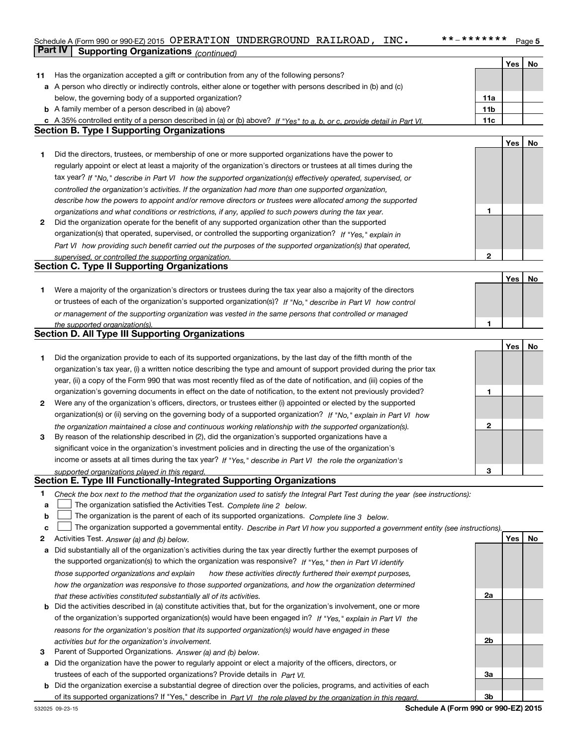Schedule A (Form 990 or 990-EZ) 2015 OPERATION UNDERGROUND RAILROAD, INC. **-******* Page 5

## Part IV Supporting Organizations *(continued)*

| | | | Yes | No |
|---|---|---|---|---|
| **11** | Has the organization accepted a gift or contribution from any of the following persons? | | | |
| **a** | A person who directly or indirectly controls, either alone or together with persons described in (b) and (c) below, the governing body of a supported organization? | **11a** | | |
| **b** | A family member of a person described in (a) above? | **11b** | | |
| **c** | A 35% controlled entity of a person described in (a) or (b) above? *If "Yes" to a, b, or c, provide detail in Part VI.* | **11c** | | |

### Section B. Type I Supporting Organizations

| | | | Yes | No |
|---|---|---|---|---|
| **1** | Did the directors, trustees, or membership of one or more supported organizations have the power to regularly appoint or elect at least a majority of the organization's directors or trustees at all times during the tax year? *If "No," describe in Part VI how the supported organization(s) effectively operated, supervised, or controlled the organization's activities. If the organization had more than one supported organization, describe how the powers to appoint and/or remove directors or trustees were allocated among the supported organizations and what conditions or restrictions, if any, applied to such powers during the tax year.* | **1** | | |
| **2** | Did the organization operate for the benefit of any supported organization other than the supported organization(s) that operated, supervised, or controlled the supporting organization? *If "Yes," explain in Part VI how providing such benefit carried out the purposes of the supported organization(s) that operated, supervised, or controlled the supporting organization.* | **2** | | |

### Section C. Type II Supporting Organizations

| | | | Yes | No |
|---|---|---|---|---|
| **1** | Were a majority of the organization's directors or trustees during the tax year also a majority of the directors or trustees of each of the organization's supported organization(s)? *If "No," describe in Part VI how control or management of the supporting organization was vested in the same persons that controlled or managed the supported organization(s).* | **1** | | |

### Section D. All Type III Supporting Organizations

| | | | Yes | No |
|---|---|---|---|---|
| **1** | Did the organization provide to each of its supported organizations, by the last day of the fifth month of the organization's tax year, (i) a written notice describing the type and amount of support provided during the prior tax year, (ii) a copy of the Form 990 that was most recently filed as of the date of notification, and (iii) copies of the organization's governing documents in effect on the date of notification, to the extent not previously provided? | **1** | | |
| **2** | Were any of the organization's officers, directors, or trustees either (i) appointed or elected by the supported organization(s) or (ii) serving on the governing body of a supported organization? *If "No," explain in Part VI how the organization maintained a close and continuous working relationship with the supported organization(s).* | **2** | | |
| **3** | By reason of the relationship described in (2), did the organization's supported organizations have a significant voice in the organization's investment policies and in directing the use of the organization's income or assets at all times during the tax year? *If "Yes," describe in Part VI the role the organization's supported organizations played in this regard.* | **3** | | |

### Section E. Type III Functionally-Integrated Supporting Organizations

**1** *Check the box next to the method that the organization used to satisfy the Integral Part Test during the year (see instructions):*

- **a** ☐ The organization satisfied the Activities Test. *Complete line 2 below.*
- **b** ☐ The organization is the parent of each of its supported organizations. *Complete line 3 below.*
- **c** ☐ The organization supported a governmental entity. *Describe in Part VI how you supported a government entity (see instructions).*

| | | | Yes | No |
|---|---|---|---|---|
| **2** | Activities Test. *Answer (a) and (b) below.* | | | |
| **a** | Did substantially all of the organization's activities during the tax year directly further the exempt purposes of the supported organization(s) to which the organization was responsive? *If "Yes," then in Part VI identify those supported organizations and explain how these activities directly furthered their exempt purposes, how the organization was responsive to those supported organizations, and how the organization determined that these activities constituted substantially all of its activities.* | **2a** | | |
| **b** | Did the activities described in (a) constitute activities that, but for the organization's involvement, one or more of the organization's supported organization(s) would have been engaged in? *If "Yes," explain in Part VI the reasons for the organization's position that its supported organization(s) would have engaged in these activities but for the organization's involvement.* | **2b** | | |
| **3** | Parent of Supported Organizations. *Answer (a) and (b) below.* | | | |
| **a** | Did the organization have the power to regularly appoint or elect a majority of the officers, directors, or trustees of each of the supported organizations? Provide details in *Part VI.* | **3a** | | |
| **b** | Did the organization exercise a substantial degree of direction over the policies, programs, and activities of each of its supported organizations? If "Yes," describe in *Part VI the role played by the organization in this regard.* | **3b** | | |

532025 09-23-15 **Schedule A (Form 990 or 990-EZ) 2015**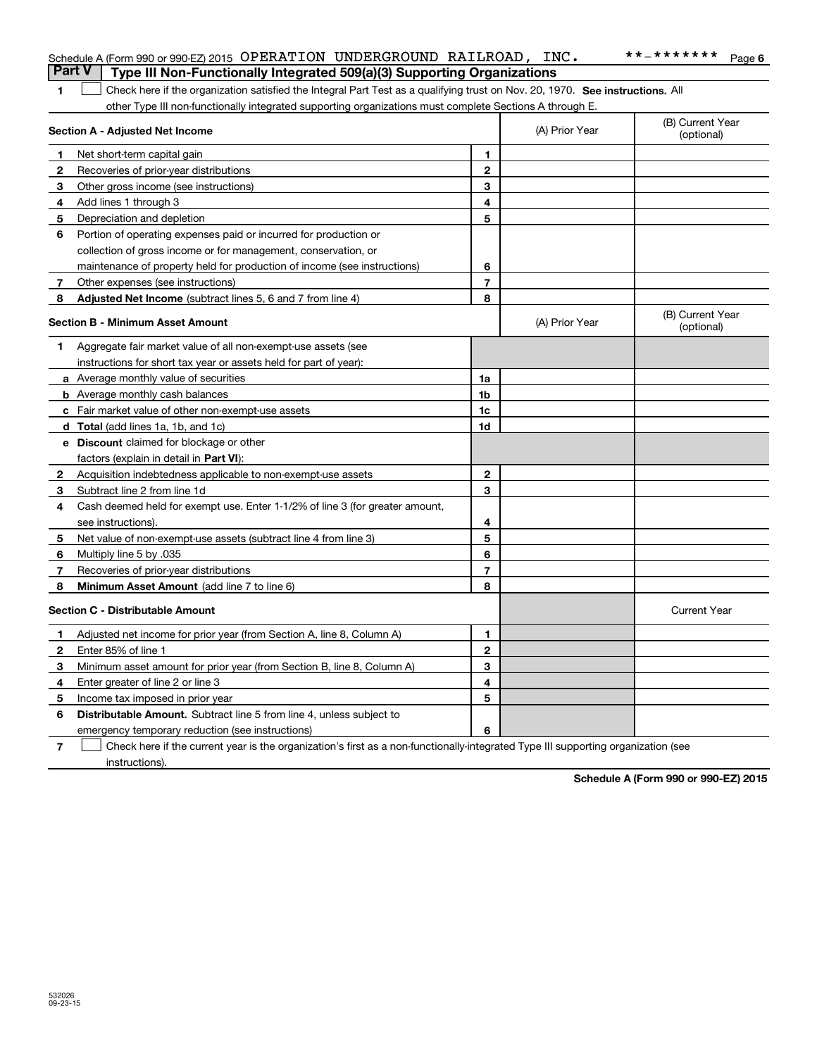Schedule A (Form 990 or 990-EZ) 2015 OPERATION UNDERGROUND RAILROAD, INC. **-******* Page 6

## Part V Type III Non-Functionally Integrated 509(a)(3) Supporting Organizations

1 ☐ Check here if the organization satisfied the Integral Part Test as a qualifying trust on Nov. 20, 1970. **See instructions.** All other Type III non-functionally integrated supporting organizations must complete Sections A through E.

| **Section A - Adjusted Net Income** | | (A) Prior Year | (B) Current Year (optional) |
|---|---|---|---|
| 1 Net short-term capital gain | 1 | | |
| 2 Recoveries of prior-year distributions | 2 | | |
| 3 Other gross income (see instructions) | 3 | | |
| 4 Add lines 1 through 3 | 4 | | |
| 5 Depreciation and depletion | 5 | | |
| 6 Portion of operating expenses paid or incurred for production or collection of gross income or for management, conservation, or maintenance of property held for production of income (see instructions) | 6 | | |
| 7 Other expenses (see instructions) | 7 | | |
| 8 **Adjusted Net Income** (subtract lines 5, 6 and 7 from line 4) | 8 | | |

| **Section B - Minimum Asset Amount** | | (A) Prior Year | (B) Current Year (optional) |
|---|---|---|---|
| 1 Aggregate fair market value of all non-exempt-use assets (see instructions for short tax year or assets held for part of year): | | | |
| a Average monthly value of securities | 1a | | |
| b Average monthly cash balances | 1b | | |
| c Fair market value of other non-exempt-use assets | 1c | | |
| d **Total** (add lines 1a, 1b, and 1c) | 1d | | |
| e **Discount** claimed for blockage or other factors (explain in detail in **Part VI**): | | | |
| 2 Acquisition indebtedness applicable to non-exempt-use assets | 2 | | |
| 3 Subtract line 2 from line 1d | 3 | | |
| 4 Cash deemed held for exempt use. Enter 1-1/2% of line 3 (for greater amount, see instructions). | 4 | | |
| 5 Net value of non-exempt-use assets (subtract line 4 from line 3) | 5 | | |
| 6 Multiply line 5 by .035 | 6 | | |
| 7 Recoveries of prior-year distributions | 7 | | |
| 8 **Minimum Asset Amount** (add line 7 to line 6) | 8 | | |

| **Section C - Distributable Amount** | | | Current Year |
|---|---|---|---|
| 1 Adjusted net income for prior year (from Section A, line 8, Column A) | 1 | | |
| 2 Enter 85% of line 1 | 2 | | |
| 3 Minimum asset amount for prior year (from Section B, line 8, Column A) | 3 | | |
| 4 Enter greater of line 2 or line 3 | 4 | | |
| 5 Income tax imposed in prior year | 5 | | |
| 6 **Distributable Amount.** Subtract line 5 from line 4, unless subject to emergency temporary reduction (see instructions) | 6 | | |

7 ☐ Check here if the current year is the organization's first as a non-functionally-integrated Type III supporting organization (see instructions).

**Schedule A (Form 990 or 990-EZ) 2015**

532026 09-23-15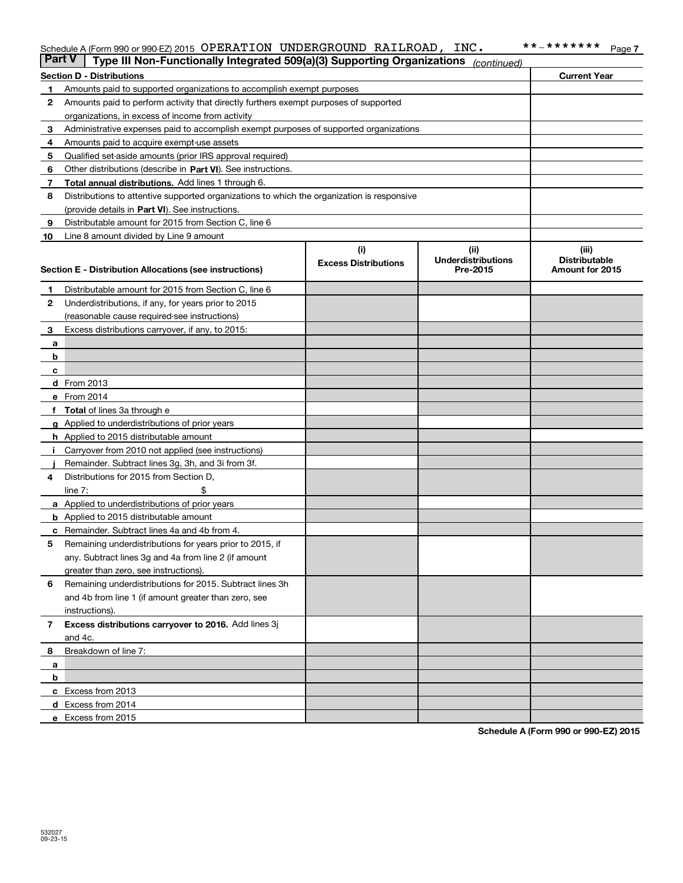Schedule A (Form 990 or 990-EZ) 2015 OPERATION UNDERGROUND RAILROAD, INC. **-******* Page 7

## Part V Type III Non-Functionally Integrated 509(a)(3) Supporting Organizations *(continued)*

| Section D - Distributions | | Current Year |
|---|---|---|
| 1 | Amounts paid to supported organizations to accomplish exempt purposes | |
| 2 | Amounts paid to perform activity that directly furthers exempt purposes of supported organizations, in excess of income from activity | |
| 3 | Administrative expenses paid to accomplish exempt purposes of supported organizations | |
| 4 | Amounts paid to acquire exempt-use assets | |
| 5 | Qualified set-aside amounts (prior IRS approval required) | |
| 6 | Other distributions (describe in **Part VI**). See instructions. | |
| 7 | **Total annual distributions.** Add lines 1 through 6. | |
| 8 | Distributions to attentive supported organizations to which the organization is responsive (provide details in **Part VI**). See instructions. | |
| 9 | Distributable amount for 2015 from Section C, line 6 | |
| 10 | Line 8 amount divided by Line 9 amount | |

| Section E - Distribution Allocations (see instructions) | | (i) Excess Distributions | (ii) Underdistributions Pre-2015 | (iii) Distributable Amount for 2015 |
|---|---|---|---|---|
| 1 | Distributable amount for 2015 from Section C, line 6 | | | |
| 2 | Underdistributions, if any, for years prior to 2015 (reasonable cause required-see instructions) | | | |
| 3 | Excess distributions carryover, if any, to 2015: | | | |
| a | | | | |
| b | | | | |
| c | | | | |
| d | From 2013 | | | |
| e | From 2014 | | | |
| f | **Total** of lines 3a through e | | | |
| g | Applied to underdistributions of prior years | | | |
| h | Applied to 2015 distributable amount | | | |
| i | Carryover from 2010 not applied (see instructions) | | | |
| j | Remainder. Subtract lines 3g, 3h, and 3i from 3f. | | | |
| 4 | Distributions for 2015 from Section D, line 7: $ | | | |
| a | Applied to underdistributions of prior years | | | |
| b | Applied to 2015 distributable amount | | | |
| c | Remainder. Subtract lines 4a and 4b from 4. | | | |
| 5 | Remaining underdistributions for years prior to 2015, if any. Subtract lines 3g and 4a from line 2 (if amount greater than zero, see instructions). | | | |
| 6 | Remaining underdistributions for 2015. Subtract lines 3h and 4b from line 1 (if amount greater than zero, see instructions). | | | |
| 7 | **Excess distributions carryover to 2016.** Add lines 3j and 4c. | | | |
| 8 | Breakdown of line 7: | | | |
| a | | | | |
| b | | | | |
| c | Excess from 2013 | | | |
| d | Excess from 2014 | | | |
| e | Excess from 2015 | | | |

**Schedule A (Form 990 or 990-EZ) 2015**

532027 09-23-15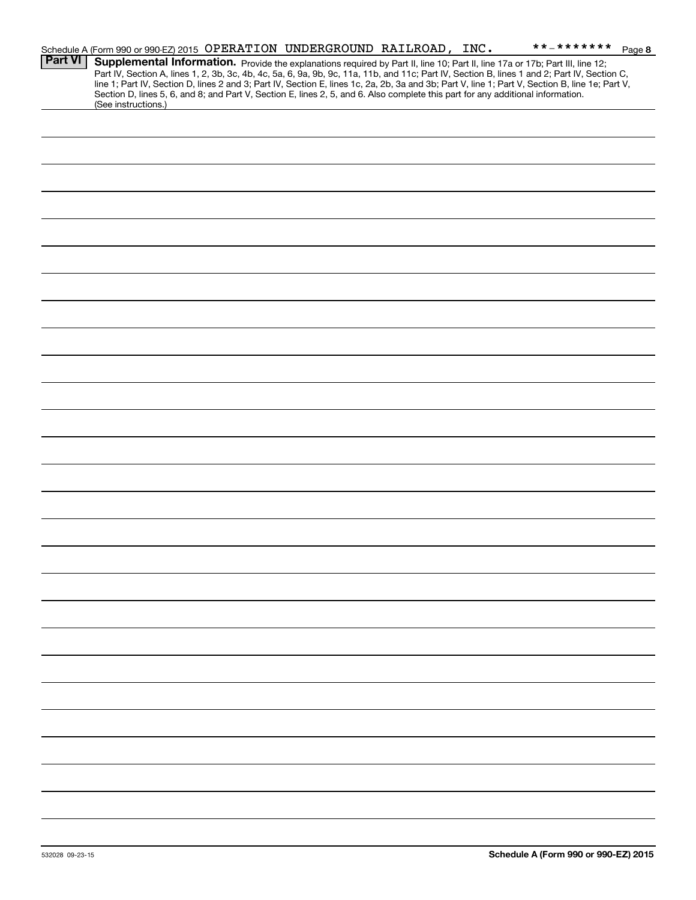Schedule A (Form 990 or 990-EZ) 2015 OPERATION UNDERGROUND RAILROAD, INC. **-******* Page 8

**Part VI** **Supplemental Information.** Provide the explanations required by Part II, line 10; Part II, line 17a or 17b; Part III, line 12; Part IV, Section A, lines 1, 2, 3b, 3c, 4b, 4c, 5a, 6, 9a, 9b, 9c, 11a, 11b, and 11c; Part IV, Section B, lines 1 and 2; Part IV, Section C, line 1; Part IV, Section D, lines 2 and 3; Part IV, Section E, lines 1c, 2a, 2b, 3a and 3b; Part V, line 1; Part V, Section B, line 1e; Part V, Section D, lines 5, 6, and 8; and Part V, Section E, lines 2, 5, and 6. Also complete this part for any additional information. (See instructions.)

532028 09-23-15 **Schedule A (Form 990 or 990-EZ) 2015**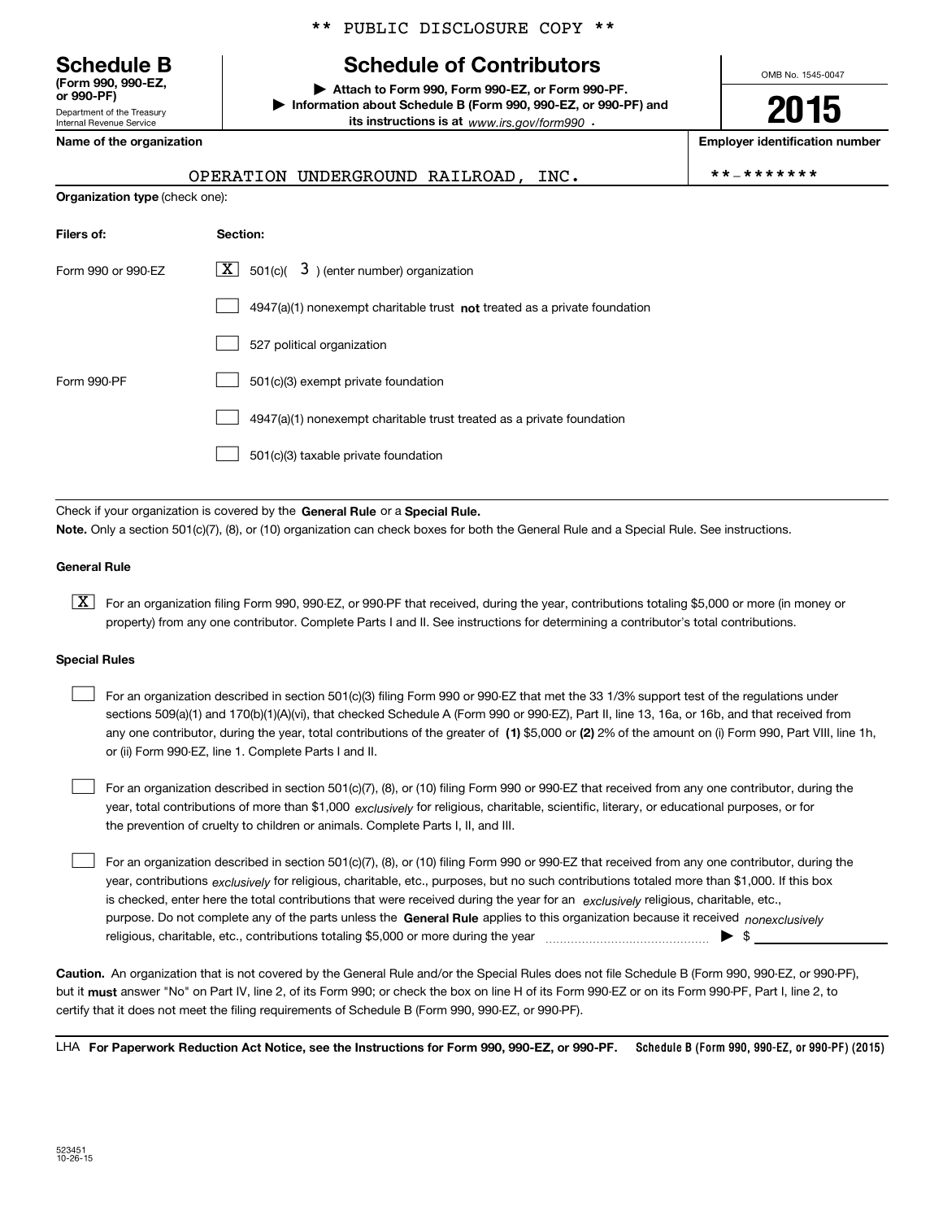** PUBLIC DISCLOSURE COPY **

**Schedule B**
**(Form 990, 990-EZ, or 990-PF)**
Department of the Treasury
Internal Revenue Service

# Schedule of Contributors

▶ **Attach to Form 990, Form 990-EZ, or Form 990-PF.**
▶ **Information about Schedule B (Form 990, 990-EZ, or 990-PF) and its instructions is at** *www.irs.gov/form990* .

OMB No. 1545-0047

**2015**

| Name of the organization | Employer identification number |
|---|---|
| OPERATION UNDERGROUND RAILROAD, INC. | **-******* |

**Organization type** (check one):

| Filers of: | Section: |
|---|---|
| Form 990 or 990-EZ | [X] 501(c)( 3 ) (enter number) organization |
| | [ ] 4947(a)(1) nonexempt charitable trust **not** treated as a private foundation |
| | [ ] 527 political organization |
| Form 990-PF | [ ] 501(c)(3) exempt private foundation |
| | [ ] 4947(a)(1) nonexempt charitable trust treated as a private foundation |
| | [ ] 501(c)(3) taxable private foundation |

Check if your organization is covered by the **General Rule** or a **Special Rule.**
**Note.** Only a section 501(c)(7), (8), or (10) organization can check boxes for both the General Rule and a Special Rule. See instructions.

**General Rule**

[X] For an organization filing Form 990, 990-EZ, or 990-PF that received, during the year, contributions totaling $5,000 or more (in money or property) from any one contributor. Complete Parts I and II. See instructions for determining a contributor's total contributions.

**Special Rules**

[ ] For an organization described in section 501(c)(3) filing Form 990 or 990-EZ that met the 33 1/3% support test of the regulations under sections 509(a)(1) and 170(b)(1)(A)(vi), that checked Schedule A (Form 990 or 990-EZ), Part II, line 13, 16a, or 16b, and that received from any one contributor, during the year, total contributions of the greater of **(1)** $5,000 or **(2)** 2% of the amount on (i) Form 990, Part VIII, line 1h, or (ii) Form 990-EZ, line 1. Complete Parts I and II.

[ ] For an organization described in section 501(c)(7), (8), or (10) filing Form 990 or 990-EZ that received from any one contributor, during the year, total contributions of more than $1,000 *exclusively* for religious, charitable, scientific, literary, or educational purposes, or for the prevention of cruelty to children or animals. Complete Parts I, II, and III.

[ ] For an organization described in section 501(c)(7), (8), or (10) filing Form 990 or 990-EZ that received from any one contributor, during the year, contributions *exclusively* for religious, charitable, etc., purposes, but no such contributions totaled more than $1,000. If this box is checked, enter here the total contributions that were received during the year for an *exclusively* religious, charitable, etc., purpose. Do not complete any of the parts unless the **General Rule** applies to this organization because it received *nonexclusively* religious, charitable, etc., contributions totaling $5,000 or more during the year ▶ $ ____________

**Caution.** An organization that is not covered by the General Rule and/or the Special Rules does not file Schedule B (Form 990, 990-EZ, or 990-PF), but it **must** answer "No" on Part IV, line 2, of its Form 990; or check the box on line H of its Form 990-EZ or on its Form 990-PF, Part I, line 2, to certify that it does not meet the filing requirements of Schedule B (Form 990, 990-EZ, or 990-PF).

LHA **For Paperwork Reduction Act Notice, see the Instructions for Form 990, 990-EZ, or 990-PF.** **Schedule B (Form 990, 990-EZ, or 990-PF) (2015)**

523451
10-26-15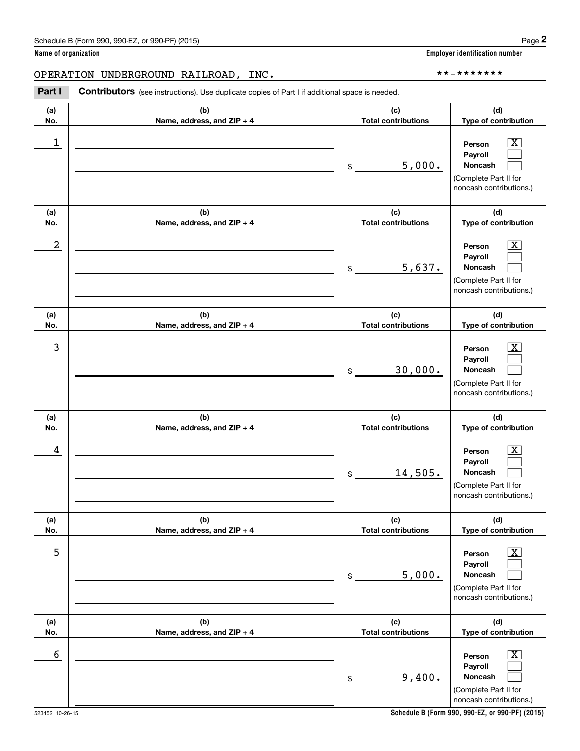Schedule B (Form 990, 990-EZ, or 990-PF) (2015)

**Name of organization**

OPERATION UNDERGROUND RAILROAD, INC.

**Employer identification number**

**-*******

**Part I** **Contributors** (see instructions). Use duplicate copies of Part I if additional space is needed.

| (a) No. | (b) Name, address, and ZIP + 4 | (c) Total contributions | (d) Type of contribution |
|---|---|---|---|
| 1 | | $ 5,000. | Person [X] Payroll [ ] Noncash [ ] (Complete Part II for noncash contributions.) |
| 2 | | $ 5,637. | Person [X] Payroll [ ] Noncash [ ] (Complete Part II for noncash contributions.) |
| 3 | | $ 30,000. | Person [X] Payroll [ ] Noncash [ ] (Complete Part II for noncash contributions.) |
| 4 | | $ 14,505. | Person [X] Payroll [ ] Noncash [ ] (Complete Part II for noncash contributions.) |
| 5 | | $ 5,000. | Person [X] Payroll [ ] Noncash [ ] (Complete Part II for noncash contributions.) |
| 6 | | $ 9,400. | Person [X] Payroll [ ] Noncash [ ] (Complete Part II for noncash contributions.) |

523452 10-26-15

**Schedule B (Form 990, 990-EZ, or 990-PF) (2015)**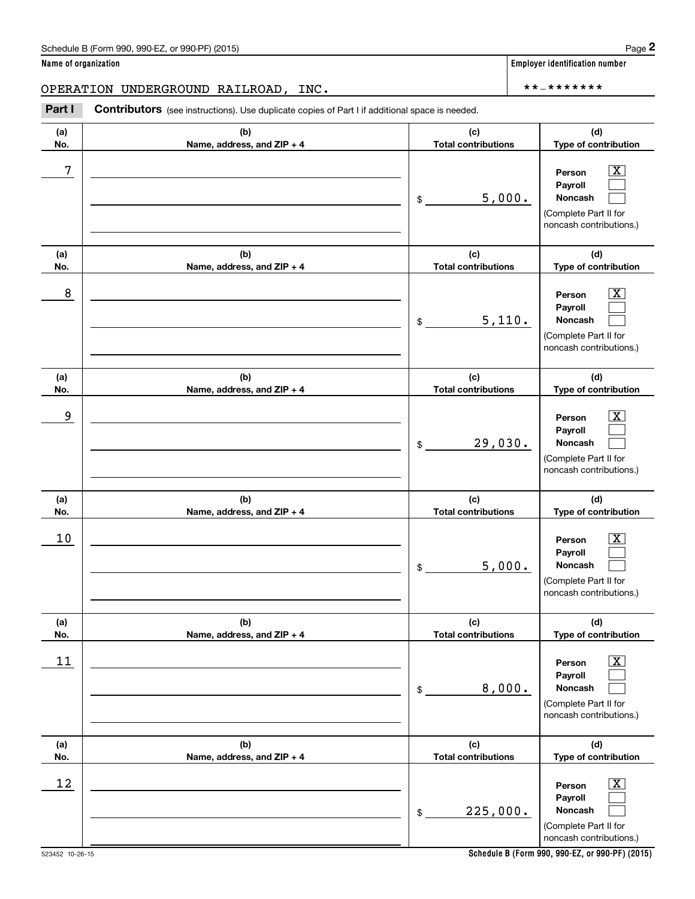Name of organization

OPERATION UNDERGROUND RAILROAD, INC.

Employer identification number

**-*******

**Part I** **Contributors** (see instructions). Use duplicate copies of Part I if additional space is needed.

| (a) No. | (b) Name, address, and ZIP + 4 | (c) Total contributions | (d) Type of contribution |
|---|---|---|---|
| 7 | | $ 5,000. | Person [X] Payroll [ ] Noncash [ ] (Complete Part II for noncash contributions.) |
| 8 | | $ 5,110. | Person [X] Payroll [ ] Noncash [ ] (Complete Part II for noncash contributions.) |
| 9 | | $ 29,030. | Person [X] Payroll [ ] Noncash [ ] (Complete Part II for noncash contributions.) |
| 10 | | $ 5,000. | Person [X] Payroll [ ] Noncash [ ] (Complete Part II for noncash contributions.) |
| 11 | | $ 8,000. | Person [X] Payroll [ ] Noncash [ ] (Complete Part II for noncash contributions.) |
| 12 | | $ 225,000. | Person [X] Payroll [ ] Noncash [ ] (Complete Part II for noncash contributions.) |

523452 10-26-15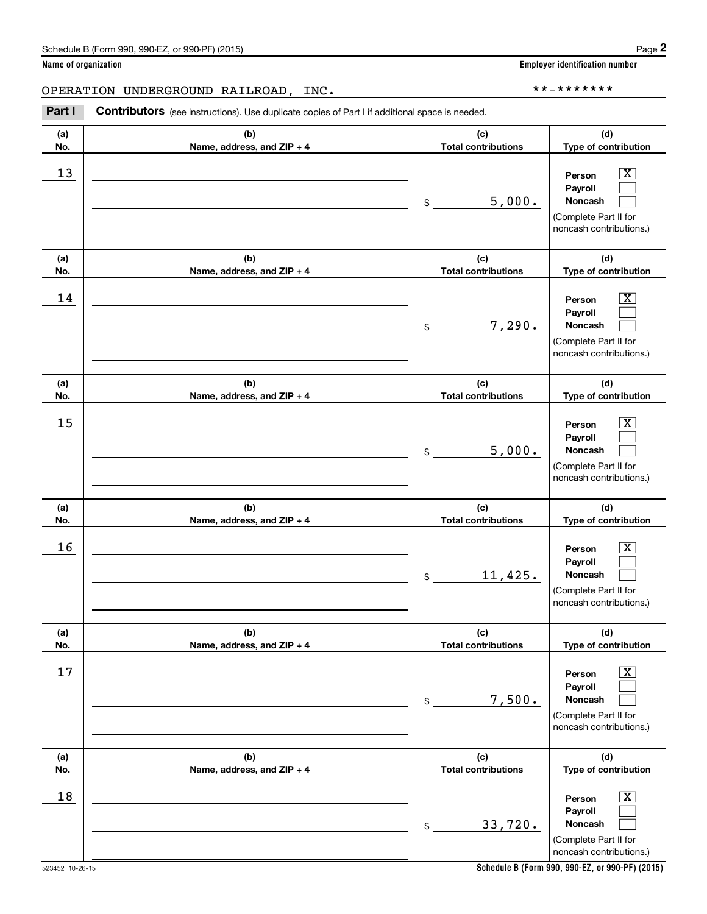Schedule B (Form 990, 990-EZ, or 990-PF) (2015) Page **2**

**Name of organization** | **Employer identification number**

OPERATION UNDERGROUND RAILROAD, INC. | **-*******

**Part I** **Contributors** (see instructions). Use duplicate copies of Part I if additional space is needed.

| (a) No. | (b) Name, address, and ZIP + 4 | (c) Total contributions | (d) Type of contribution |
|---|---|---|---|
| 13 | | $ 5,000. | Person [X] Payroll [ ] Noncash [ ] (Complete Part II for noncash contributions.) |
| 14 | | $ 7,290. | Person [X] Payroll [ ] Noncash [ ] (Complete Part II for noncash contributions.) |
| 15 | | $ 5,000. | Person [X] Payroll [ ] Noncash [ ] (Complete Part II for noncash contributions.) |
| 16 | | $ 11,425. | Person [X] Payroll [ ] Noncash [ ] (Complete Part II for noncash contributions.) |
| 17 | | $ 7,500. | Person [X] Payroll [ ] Noncash [ ] (Complete Part II for noncash contributions.) |
| 18 | | $ 33,720. | Person [X] Payroll [ ] Noncash [ ] (Complete Part II for noncash contributions.) |

523452 10-26-15 **Schedule B (Form 990, 990-EZ, or 990-PF) (2015)**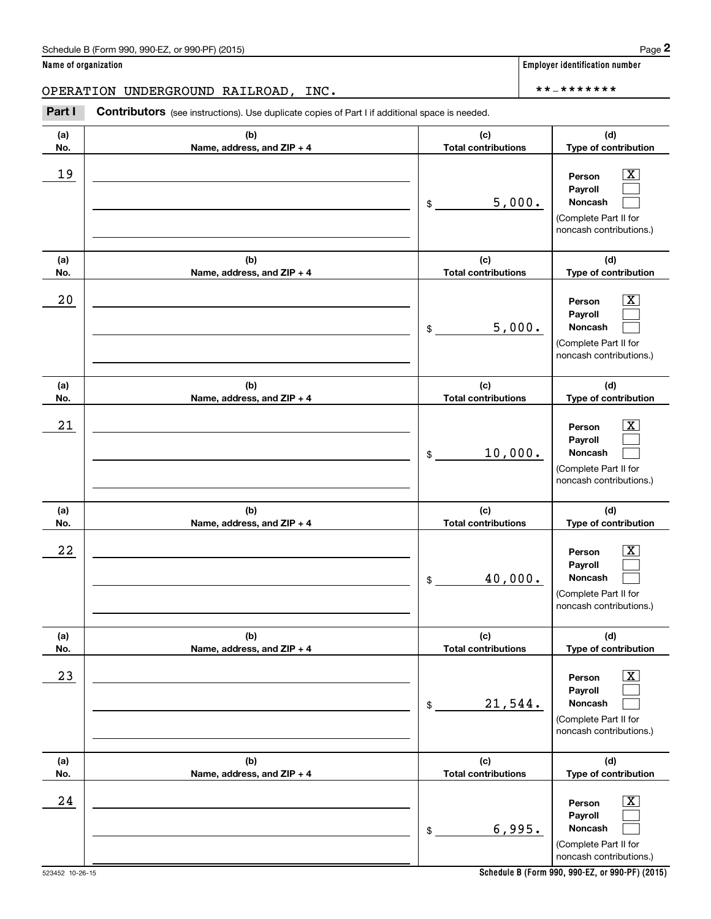Schedule B (Form 990, 990-EZ, or 990-PF) (2015)

**Name of organization**

OPERATION UNDERGROUND RAILROAD, INC.

**Employer identification number**

**-*******

**Part I** **Contributors** (see instructions). Use duplicate copies of Part I if additional space is needed.

| (a) No. | (b) Name, address, and ZIP + 4 | (c) Total contributions | (d) Type of contribution |
|---|---|---|---|
| 19 | | $ 5,000. | Person [X] Payroll [ ] Noncash [ ] (Complete Part II for noncash contributions.) |
| 20 | | $ 5,000. | Person [X] Payroll [ ] Noncash [ ] (Complete Part II for noncash contributions.) |
| 21 | | $ 10,000. | Person [X] Payroll [ ] Noncash [ ] (Complete Part II for noncash contributions.) |
| 22 | | $ 40,000. | Person [X] Payroll [ ] Noncash [ ] (Complete Part II for noncash contributions.) |
| 23 | | $ 21,544. | Person [X] Payroll [ ] Noncash [ ] (Complete Part II for noncash contributions.) |
| 24 | | $ 6,995. | Person [X] Payroll [ ] Noncash [ ] (Complete Part II for noncash contributions.) |

523452 10-26-15

**Schedule B (Form 990, 990-EZ, or 990-PF) (2015)**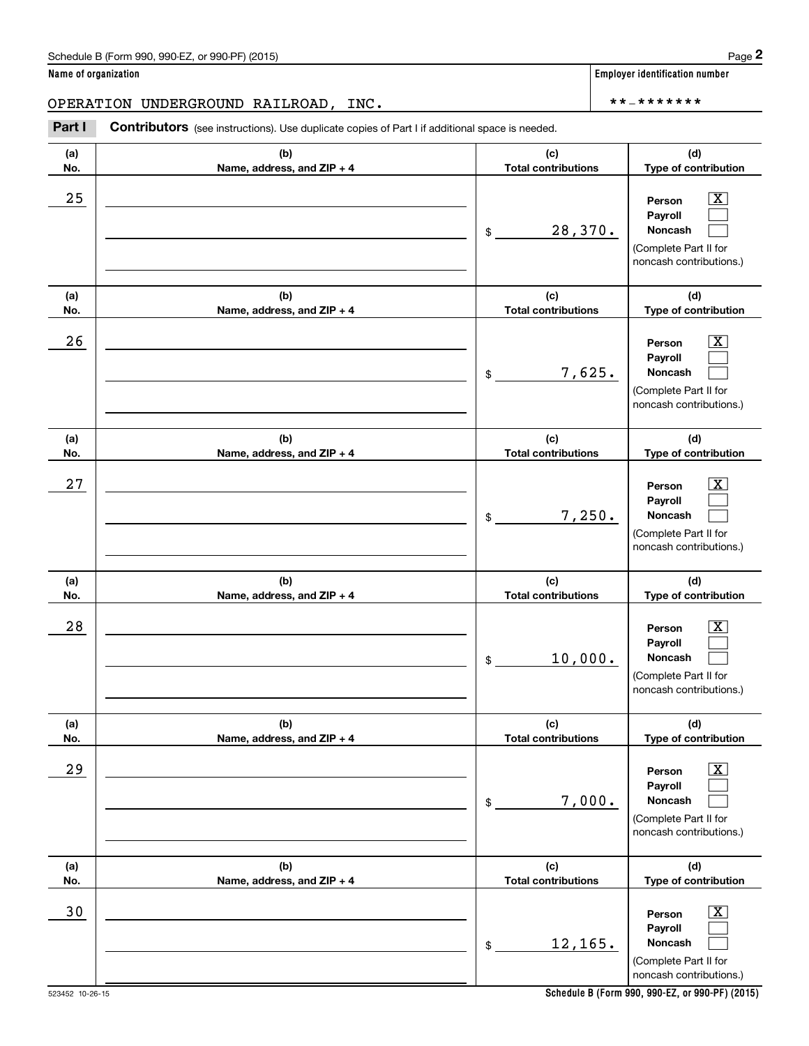Name of organization

OPERATION UNDERGROUND RAILROAD, INC.

Employer identification number

**-*******

**Part I** **Contributors** (see instructions). Use duplicate copies of Part I if additional space is needed.

| (a) No. | (b) Name, address, and ZIP + 4 | (c) Total contributions | (d) Type of contribution |
|---|---|---|---|
| 25 | | $ 28,370. | Person [X] Payroll [ ] Noncash [ ] (Complete Part II for noncash contributions.) |
| 26 | | $ 7,625. | Person [X] Payroll [ ] Noncash [ ] (Complete Part II for noncash contributions.) |
| 27 | | $ 7,250. | Person [X] Payroll [ ] Noncash [ ] (Complete Part II for noncash contributions.) |
| 28 | | $ 10,000. | Person [X] Payroll [ ] Noncash [ ] (Complete Part II for noncash contributions.) |
| 29 | | $ 7,000. | Person [X] Payroll [ ] Noncash [ ] (Complete Part II for noncash contributions.) |
| 30 | | $ 12,165. | Person [X] Payroll [ ] Noncash [ ] (Complete Part II for noncash contributions.) |

523452 10-26-15

Schedule B (Form 990, 990-EZ, or 990-PF) (2015)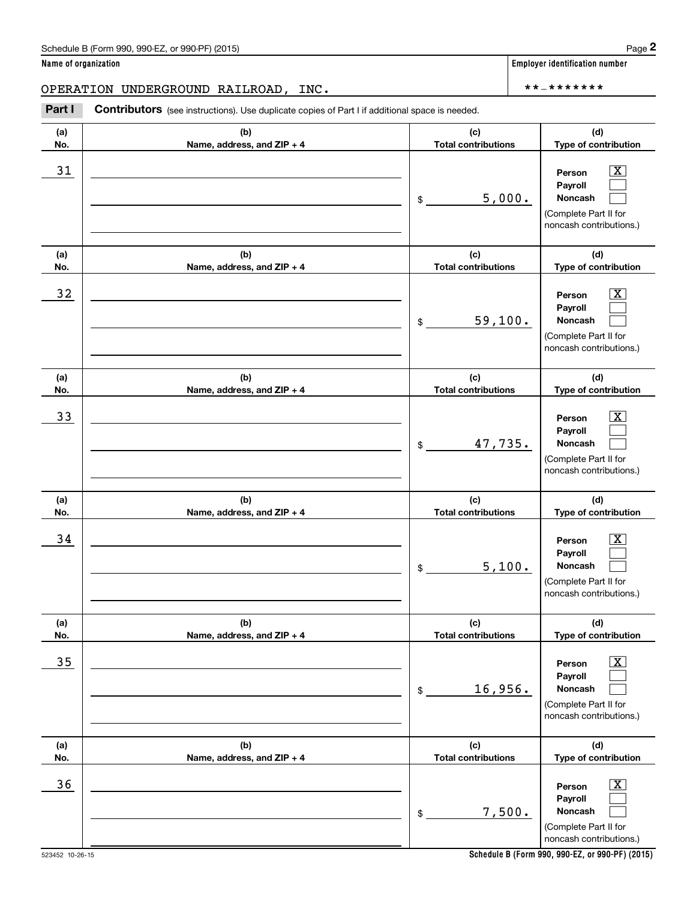**Name of organization**

OPERATION UNDERGROUND RAILROAD, INC.

**Employer identification number**

**-*******

**Part I** **Contributors** (see instructions). Use duplicate copies of Part I if additional space is needed.

| (a) No. | (b) Name, address, and ZIP + 4 | (c) Total contributions | (d) Type of contribution |
|---|---|---|---|
| 31 | | $ 5,000. | Person [X] Payroll [ ] Noncash [ ] (Complete Part II for noncash contributions.) |
| 32 | | $ 59,100. | Person [X] Payroll [ ] Noncash [ ] (Complete Part II for noncash contributions.) |
| 33 | | $ 47,735. | Person [X] Payroll [ ] Noncash [ ] (Complete Part II for noncash contributions.) |
| 34 | | $ 5,100. | Person [X] Payroll [ ] Noncash [ ] (Complete Part II for noncash contributions.) |
| 35 | | $ 16,956. | Person [X] Payroll [ ] Noncash [ ] (Complete Part II for noncash contributions.) |
| 36 | | $ 7,500. | Person [X] Payroll [ ] Noncash [ ] (Complete Part II for noncash contributions.) |

523452 10-26-15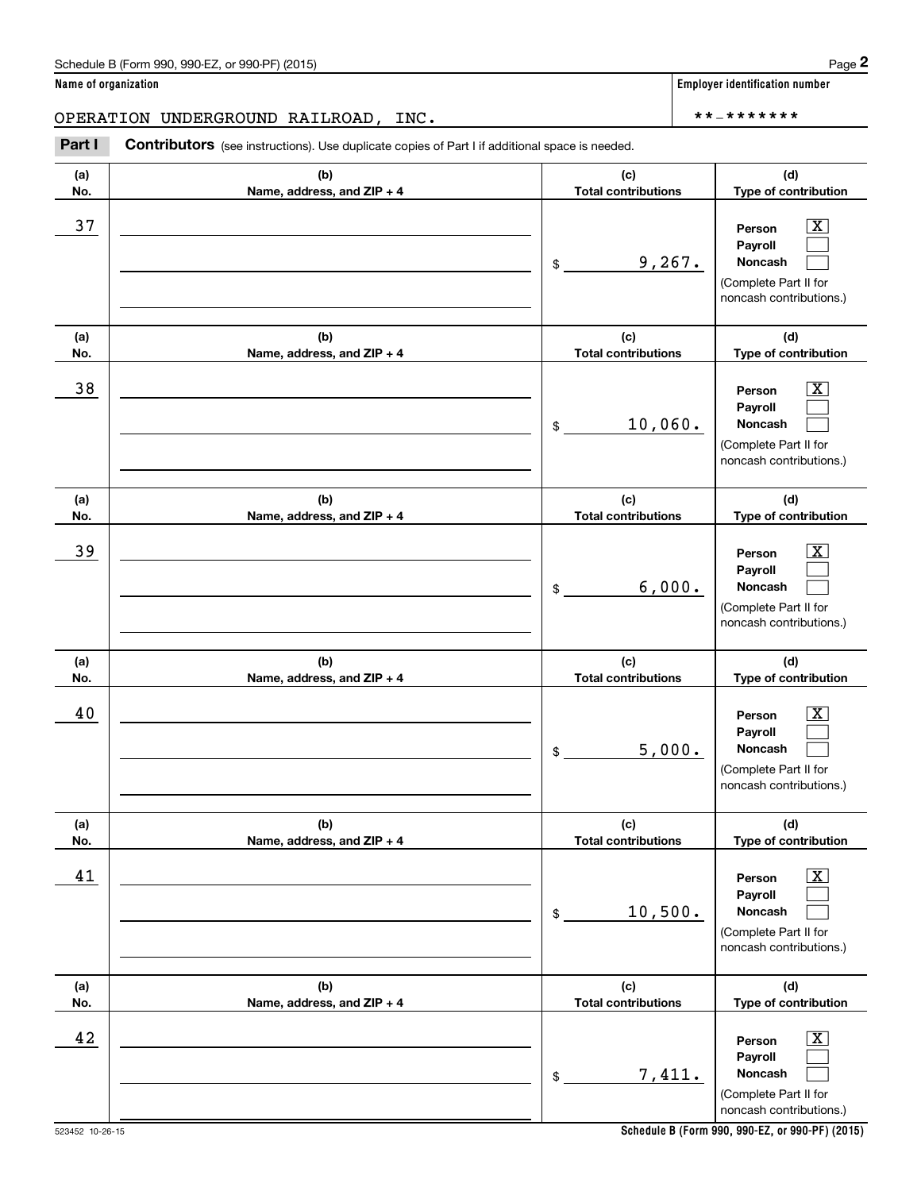Schedule B (Form 990, 990-EZ, or 990-PF) (2015) Page **2**

**Name of organization** | **Employer identification number**

OPERATION UNDERGROUND RAILROAD, INC. | **-*******

**Part I** **Contributors** (see instructions). Use duplicate copies of Part I if additional space is needed.

| (a) No. | (b) Name, address, and ZIP + 4 | (c) Total contributions | (d) Type of contribution |
|---|---|---|---|
| 37 | | $ 9,267. | Person [X] Payroll [ ] Noncash [ ] (Complete Part II for noncash contributions.) |
| 38 | | $ 10,060. | Person [X] Payroll [ ] Noncash [ ] (Complete Part II for noncash contributions.) |
| 39 | | $ 6,000. | Person [X] Payroll [ ] Noncash [ ] (Complete Part II for noncash contributions.) |
| 40 | | $ 5,000. | Person [X] Payroll [ ] Noncash [ ] (Complete Part II for noncash contributions.) |
| 41 | | $ 10,500. | Person [X] Payroll [ ] Noncash [ ] (Complete Part II for noncash contributions.) |
| 42 | | $ 7,411. | Person [X] Payroll [ ] Noncash [ ] (Complete Part II for noncash contributions.) |

523452 10-26-15 **Schedule B (Form 990, 990-EZ, or 990-PF) (2015)**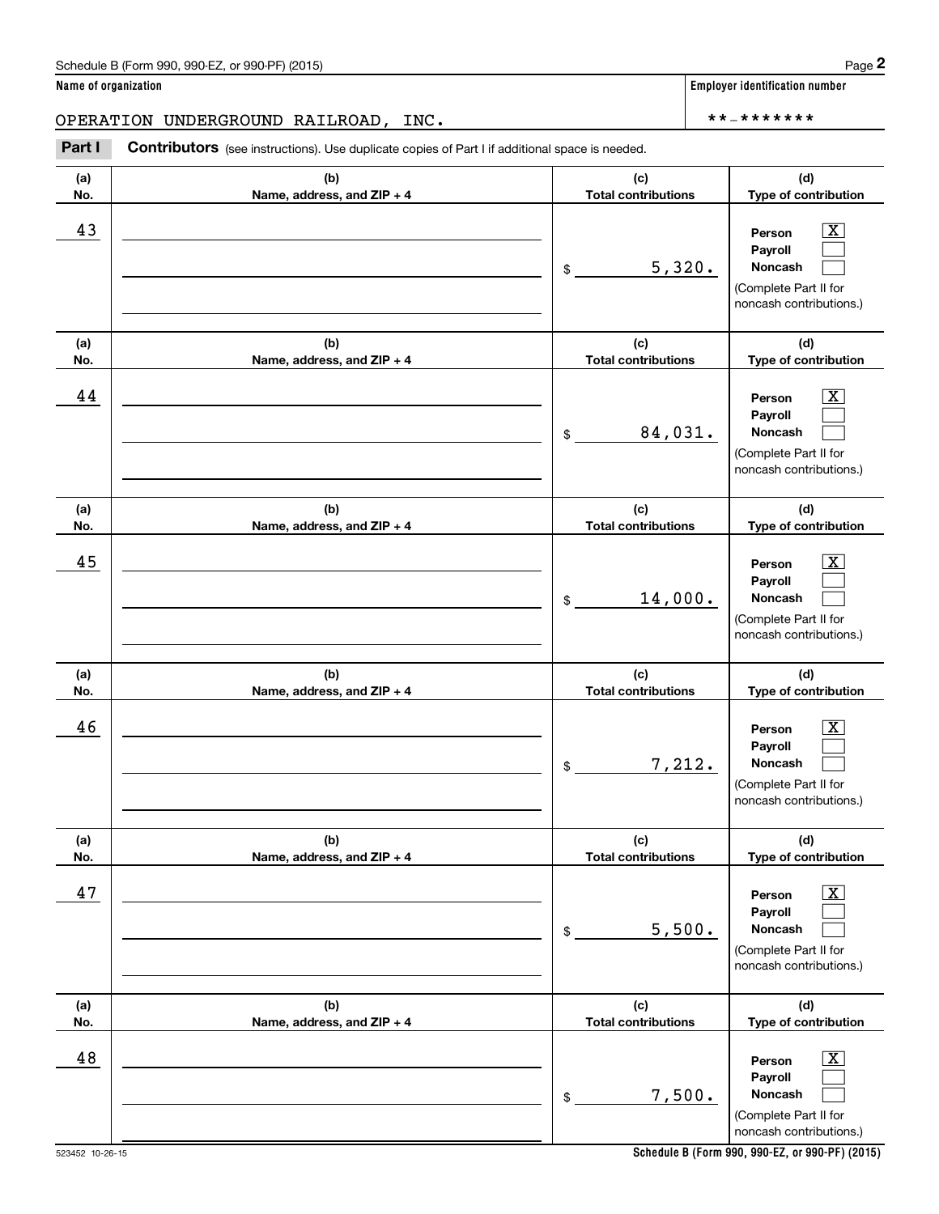Schedule B (Form 990, 990-EZ, or 990-PF) (2015) Page **2**

**Name of organization**

OPERATION UNDERGROUND RAILROAD, INC.

**Employer identification number**

**-*******

**Part I** **Contributors** (see instructions). Use duplicate copies of Part I if additional space is needed.

| (a) No. | (b) Name, address, and ZIP + 4 | (c) Total contributions | (d) Type of contribution |
|---|---|---|---|
| 43 | | $ 5,320. | Person [X] Payroll [ ] Noncash [ ] (Complete Part II for noncash contributions.) |
| 44 | | $ 84,031. | Person [X] Payroll [ ] Noncash [ ] (Complete Part II for noncash contributions.) |
| 45 | | $ 14,000. | Person [X] Payroll [ ] Noncash [ ] (Complete Part II for noncash contributions.) |
| 46 | | $ 7,212. | Person [X] Payroll [ ] Noncash [ ] (Complete Part II for noncash contributions.) |
| 47 | | $ 5,500. | Person [X] Payroll [ ] Noncash [ ] (Complete Part II for noncash contributions.) |
| 48 | | $ 7,500. | Person [X] Payroll [ ] Noncash [ ] (Complete Part II for noncash contributions.) |

523452 10-26-15

**Schedule B (Form 990, 990-EZ, or 990-PF) (2015)**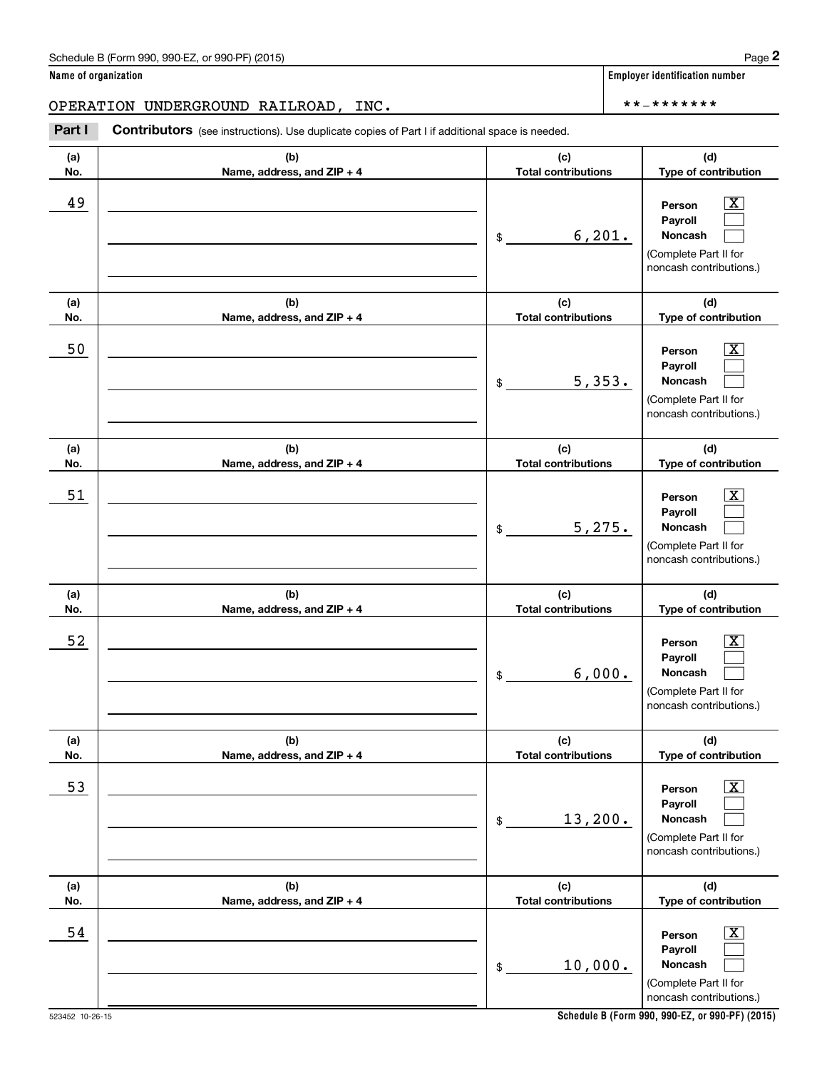Name of organization

OPERATION UNDERGROUND RAILROAD, INC.

Employer identification number

**-*******

**Part I** **Contributors** (see instructions). Use duplicate copies of Part I if additional space is needed.

| (a) No. | (b) Name, address, and ZIP + 4 | (c) Total contributions | (d) Type of contribution |
|---|---|---|---|
| 49 | | $ 6,201. | Person [X] Payroll [ ] Noncash [ ] (Complete Part II for noncash contributions.) |
| 50 | | $ 5,353. | Person [X] Payroll [ ] Noncash [ ] (Complete Part II for noncash contributions.) |
| 51 | | $ 5,275. | Person [X] Payroll [ ] Noncash [ ] (Complete Part II for noncash contributions.) |
| 52 | | $ 6,000. | Person [X] Payroll [ ] Noncash [ ] (Complete Part II for noncash contributions.) |
| 53 | | $ 13,200. | Person [X] Payroll [ ] Noncash [ ] (Complete Part II for noncash contributions.) |
| 54 | | $ 10,000. | Person [X] Payroll [ ] Noncash [ ] (Complete Part II for noncash contributions.) |

523452 10-26-15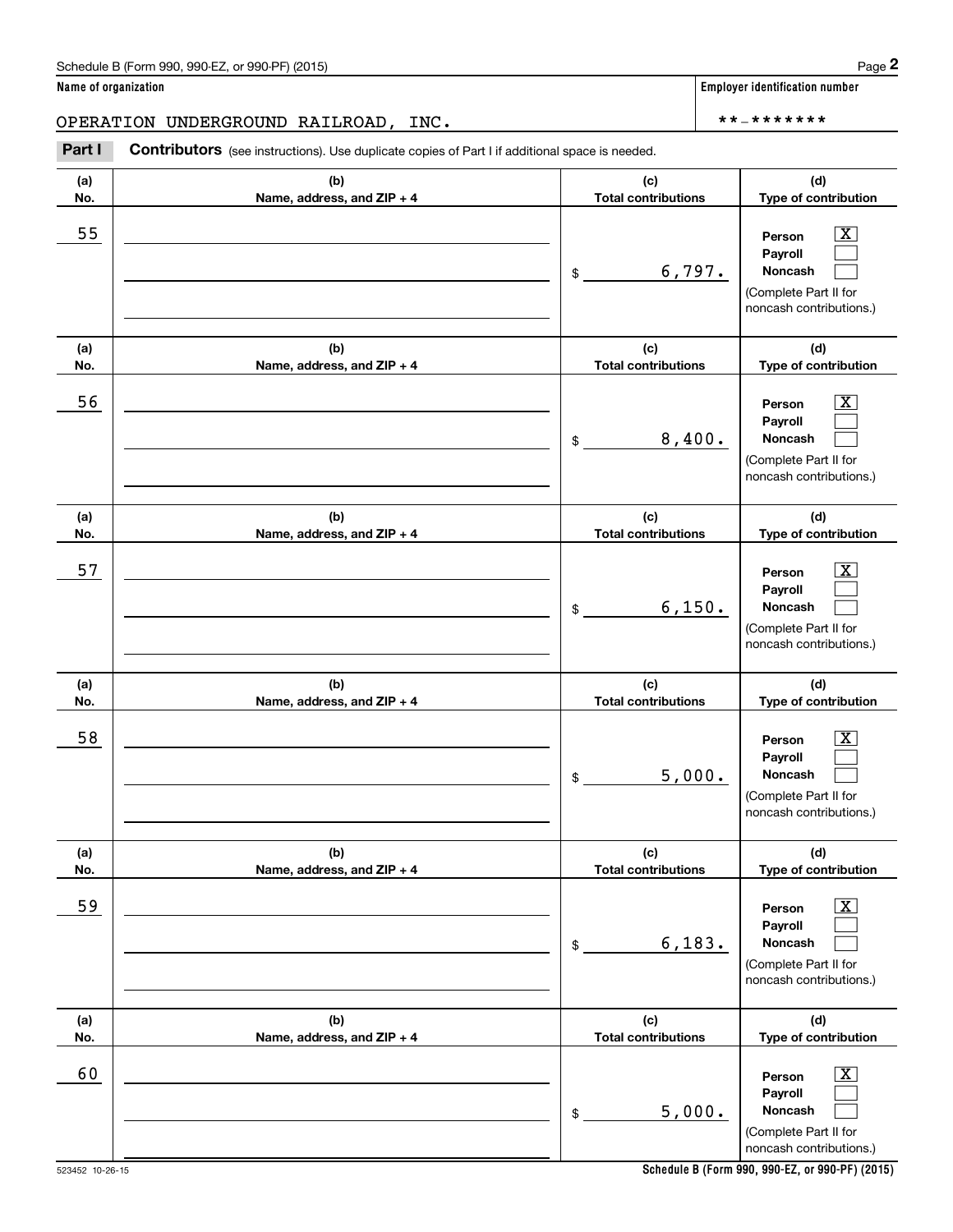Schedule B (Form 990, 990-EZ, or 990-PF) (2015) Page **2**

**Name of organization**

OPERATION UNDERGROUND RAILROAD, INC.

**Employer identification number**

**-*******

**Part I** **Contributors** (see instructions). Use duplicate copies of Part I if additional space is needed.

| (a) No. | (b) Name, address, and ZIP + 4 | (c) Total contributions | (d) Type of contribution |
|---|---|---|---|
| 55 | | $ 6,797. | Person [X] Payroll [ ] Noncash [ ] (Complete Part II for noncash contributions.) |
| 56 | | $ 8,400. | Person [X] Payroll [ ] Noncash [ ] (Complete Part II for noncash contributions.) |
| 57 | | $ 6,150. | Person [X] Payroll [ ] Noncash [ ] (Complete Part II for noncash contributions.) |
| 58 | | $ 5,000. | Person [X] Payroll [ ] Noncash [ ] (Complete Part II for noncash contributions.) |
| 59 | | $ 6,183. | Person [X] Payroll [ ] Noncash [ ] (Complete Part II for noncash contributions.) |
| 60 | | $ 5,000. | Person [X] Payroll [ ] Noncash [ ] (Complete Part II for noncash contributions.) |

523452 10-26-15 **Schedule B (Form 990, 990-EZ, or 990-PF) (2015)**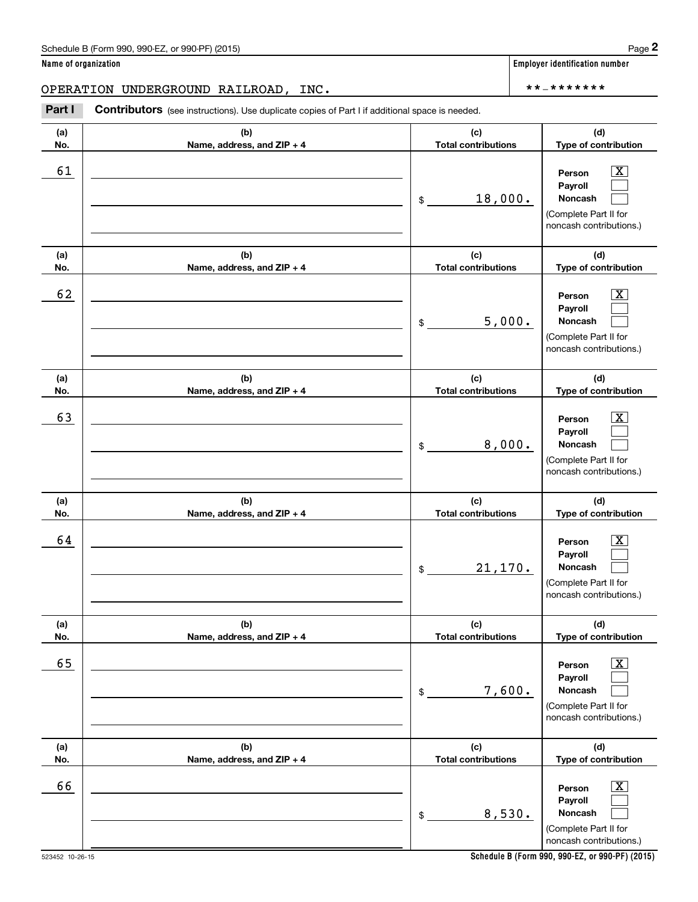Name of organization

OPERATION UNDERGROUND RAILROAD, INC.

Employer identification number

**-*******

**Part I** **Contributors** (see instructions). Use duplicate copies of Part I if additional space is needed.

| (a) No. | (b) Name, address, and ZIP + 4 | (c) Total contributions | (d) Type of contribution |
|---|---|---|---|
| 61 | | $ 18,000. | Person [X] Payroll [ ] Noncash [ ] (Complete Part II for noncash contributions.) |
| 62 | | $ 5,000. | Person [X] Payroll [ ] Noncash [ ] (Complete Part II for noncash contributions.) |
| 63 | | $ 8,000. | Person [X] Payroll [ ] Noncash [ ] (Complete Part II for noncash contributions.) |
| 64 | | $ 21,170. | Person [X] Payroll [ ] Noncash [ ] (Complete Part II for noncash contributions.) |
| 65 | | $ 7,600. | Person [X] Payroll [ ] Noncash [ ] (Complete Part II for noncash contributions.) |
| 66 | | $ 8,530. | Person [X] Payroll [ ] Noncash [ ] (Complete Part II for noncash contributions.) |

523452 10-26-15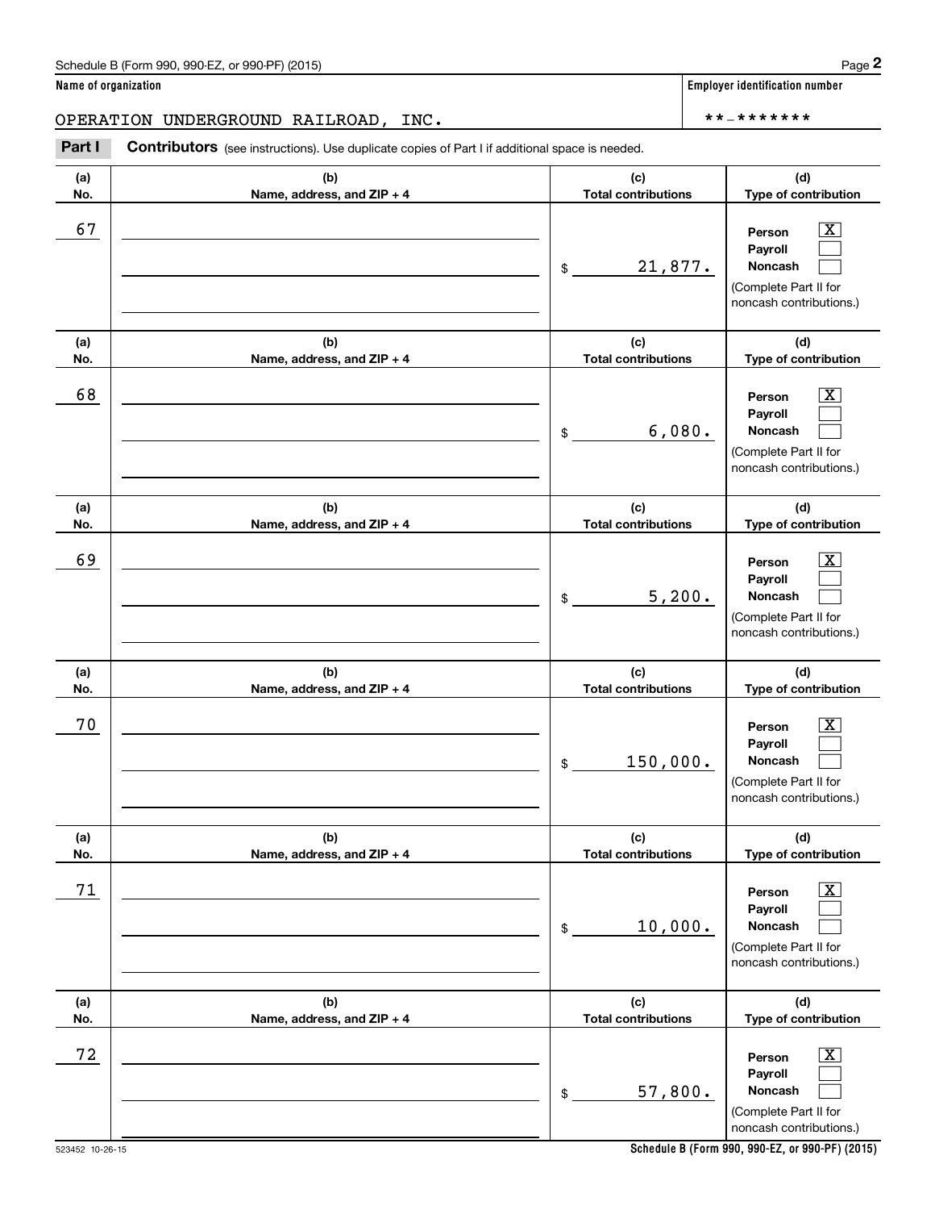Schedule B (Form 990, 990-EZ, or 990-PF) (2015)

**Name of organization**

OPERATION UNDERGROUND RAILROAD, INC.

**Employer identification number**

**-*******

**Part I** **Contributors** (see instructions). Use duplicate copies of Part I if additional space is needed.

| (a) No. | (b) Name, address, and ZIP + 4 | (c) Total contributions | (d) Type of contribution |
|---|---|---|---|
| 67 | | $ 21,877. | Person [X] Payroll [ ] Noncash [ ] (Complete Part II for noncash contributions.) |
| 68 | | $ 6,080. | Person [X] Payroll [ ] Noncash [ ] (Complete Part II for noncash contributions.) |
| 69 | | $ 5,200. | Person [X] Payroll [ ] Noncash [ ] (Complete Part II for noncash contributions.) |
| 70 | | $ 150,000. | Person [X] Payroll [ ] Noncash [ ] (Complete Part II for noncash contributions.) |
| 71 | | $ 10,000. | Person [X] Payroll [ ] Noncash [ ] (Complete Part II for noncash contributions.) |
| 72 | | $ 57,800. | Person [X] Payroll [ ] Noncash [ ] (Complete Part II for noncash contributions.) |

523452 10-26-15

**Schedule B (Form 990, 990-EZ, or 990-PF) (2015)**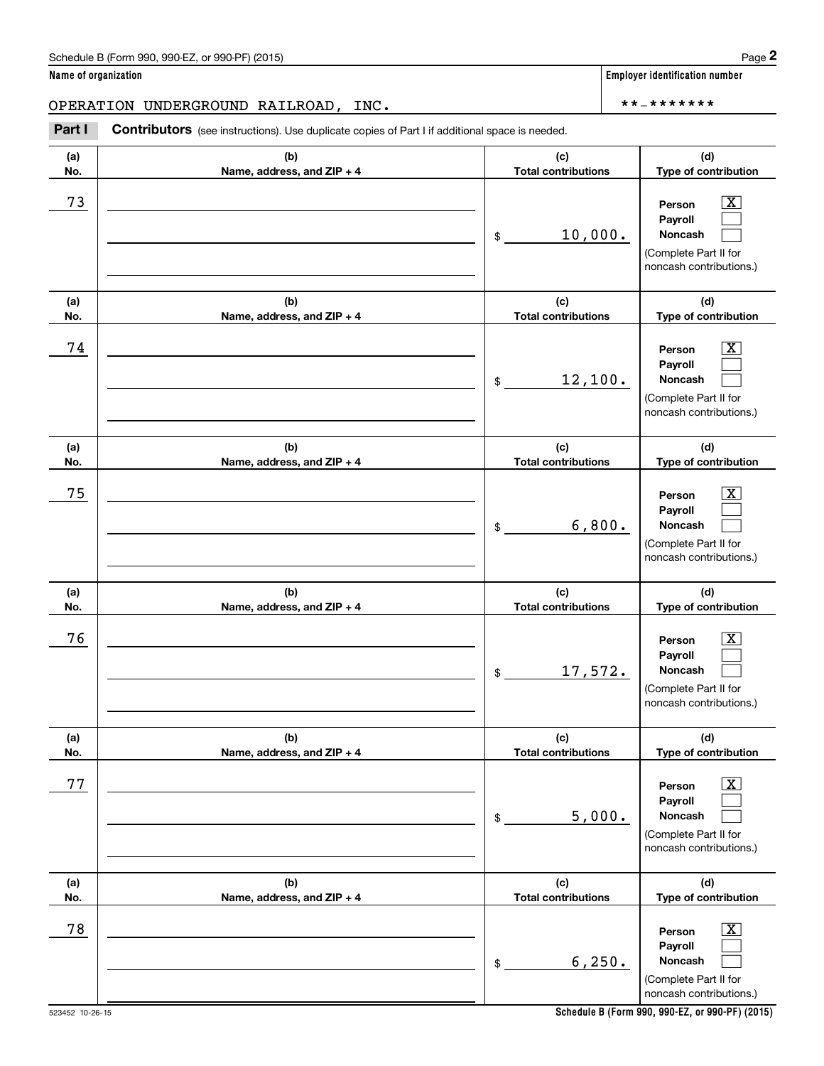Schedule B (Form 990, 990-EZ, or 990-PF) (2015)

**Name of organization**

OPERATION UNDERGROUND RAILROAD, INC.

**Employer identification number**

**-*******

**Part I** **Contributors** (see instructions). Use duplicate copies of Part I if additional space is needed.

| (a) No. | (b) Name, address, and ZIP + 4 | (c) Total contributions | (d) Type of contribution |
|---|---|---|---|
| 73 | | $ 10,000. | Person [X] Payroll [ ] Noncash [ ] (Complete Part II for noncash contributions.) |
| 74 | | $ 12,100. | Person [X] Payroll [ ] Noncash [ ] (Complete Part II for noncash contributions.) |
| 75 | | $ 6,800. | Person [X] Payroll [ ] Noncash [ ] (Complete Part II for noncash contributions.) |
| 76 | | $ 17,572. | Person [X] Payroll [ ] Noncash [ ] (Complete Part II for noncash contributions.) |
| 77 | | $ 5,000. | Person [X] Payroll [ ] Noncash [ ] (Complete Part II for noncash contributions.) |
| 78 | | $ 6,250. | Person [X] Payroll [ ] Noncash [ ] (Complete Part II for noncash contributions.) |

523452 10-26-15

**Schedule B (Form 990, 990-EZ, or 990-PF) (2015)**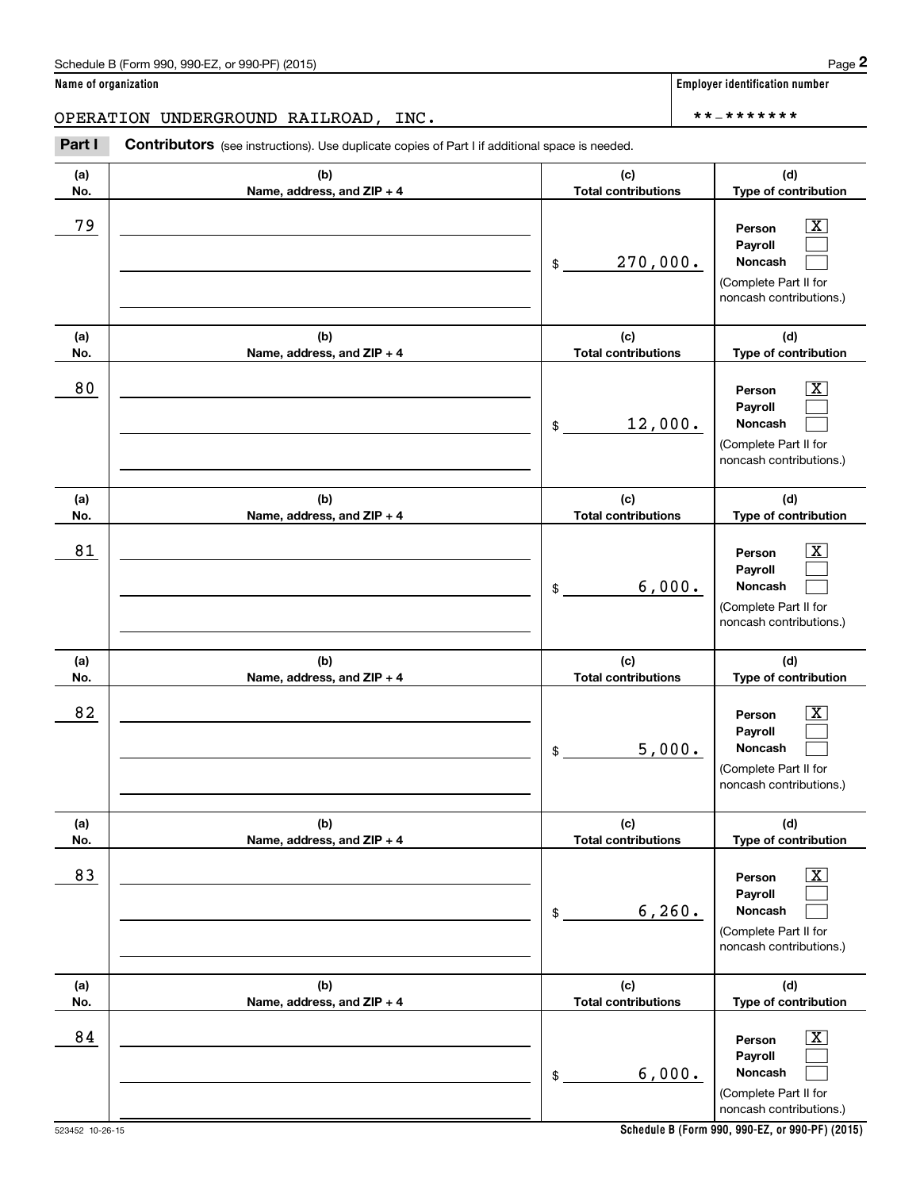Schedule B (Form 990, 990-EZ, or 990-PF) (2015)

**Name of organization**

OPERATION UNDERGROUND RAILROAD, INC.

**Employer identification number**

**-*******

**Part I** **Contributors** (see instructions). Use duplicate copies of Part I if additional space is needed.

| (a) No. | (b) Name, address, and ZIP + 4 | (c) Total contributions | (d) Type of contribution |
|---|---|---|---|
| 79 | | $ 270,000. | Person [X] Payroll [ ] Noncash [ ] (Complete Part II for noncash contributions.) |
| 80 | | $ 12,000. | Person [X] Payroll [ ] Noncash [ ] (Complete Part II for noncash contributions.) |
| 81 | | $ 6,000. | Person [X] Payroll [ ] Noncash [ ] (Complete Part II for noncash contributions.) |
| 82 | | $ 5,000. | Person [X] Payroll [ ] Noncash [ ] (Complete Part II for noncash contributions.) |
| 83 | | $ 6,260. | Person [X] Payroll [ ] Noncash [ ] (Complete Part II for noncash contributions.) |
| 84 | | $ 6,000. | Person [X] Payroll [ ] Noncash [ ] (Complete Part II for noncash contributions.) |

523452 10-26-15

**Schedule B (Form 990, 990-EZ, or 990-PF) (2015)**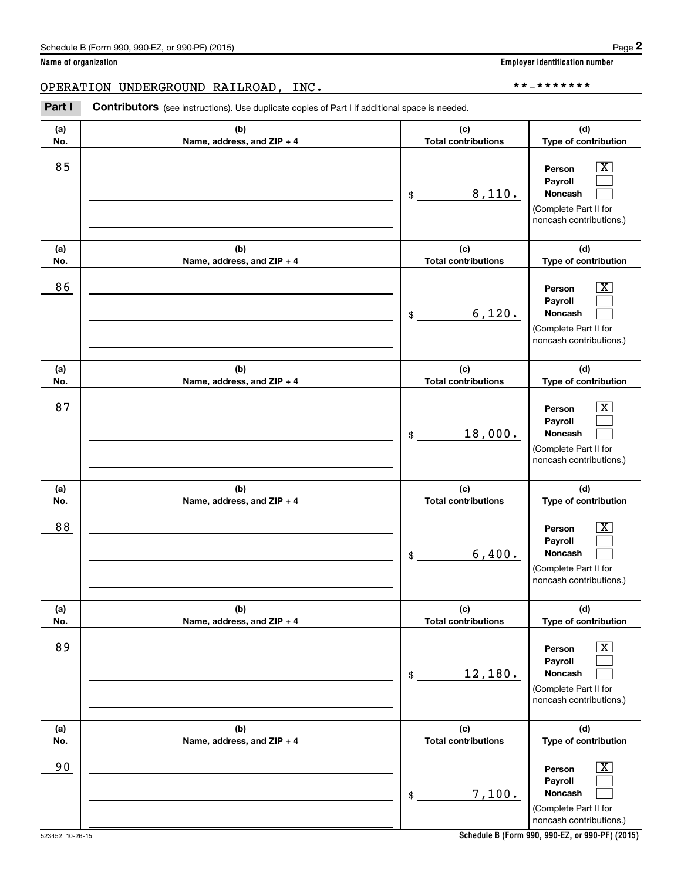**Name of organization**

OPERATION UNDERGROUND RAILROAD, INC.

**Employer identification number**

**-*******

**Part I** **Contributors** (see instructions). Use duplicate copies of Part I if additional space is needed.

| (a) No. | (b) Name, address, and ZIP + 4 | (c) Total contributions | (d) Type of contribution |
|---|---|---|---|
| 85 | | $ 8,110. | Person [X] Payroll [ ] Noncash [ ] (Complete Part II for noncash contributions.) |
| 86 | | $ 6,120. | Person [X] Payroll [ ] Noncash [ ] (Complete Part II for noncash contributions.) |
| 87 | | $ 18,000. | Person [X] Payroll [ ] Noncash [ ] (Complete Part II for noncash contributions.) |
| 88 | | $ 6,400. | Person [X] Payroll [ ] Noncash [ ] (Complete Part II for noncash contributions.) |
| 89 | | $ 12,180. | Person [X] Payroll [ ] Noncash [ ] (Complete Part II for noncash contributions.) |
| 90 | | $ 7,100. | Person [X] Payroll [ ] Noncash [ ] (Complete Part II for noncash contributions.) |

523452 10-26-15

**Schedule B (Form 990, 990-EZ, or 990-PF) (2015)**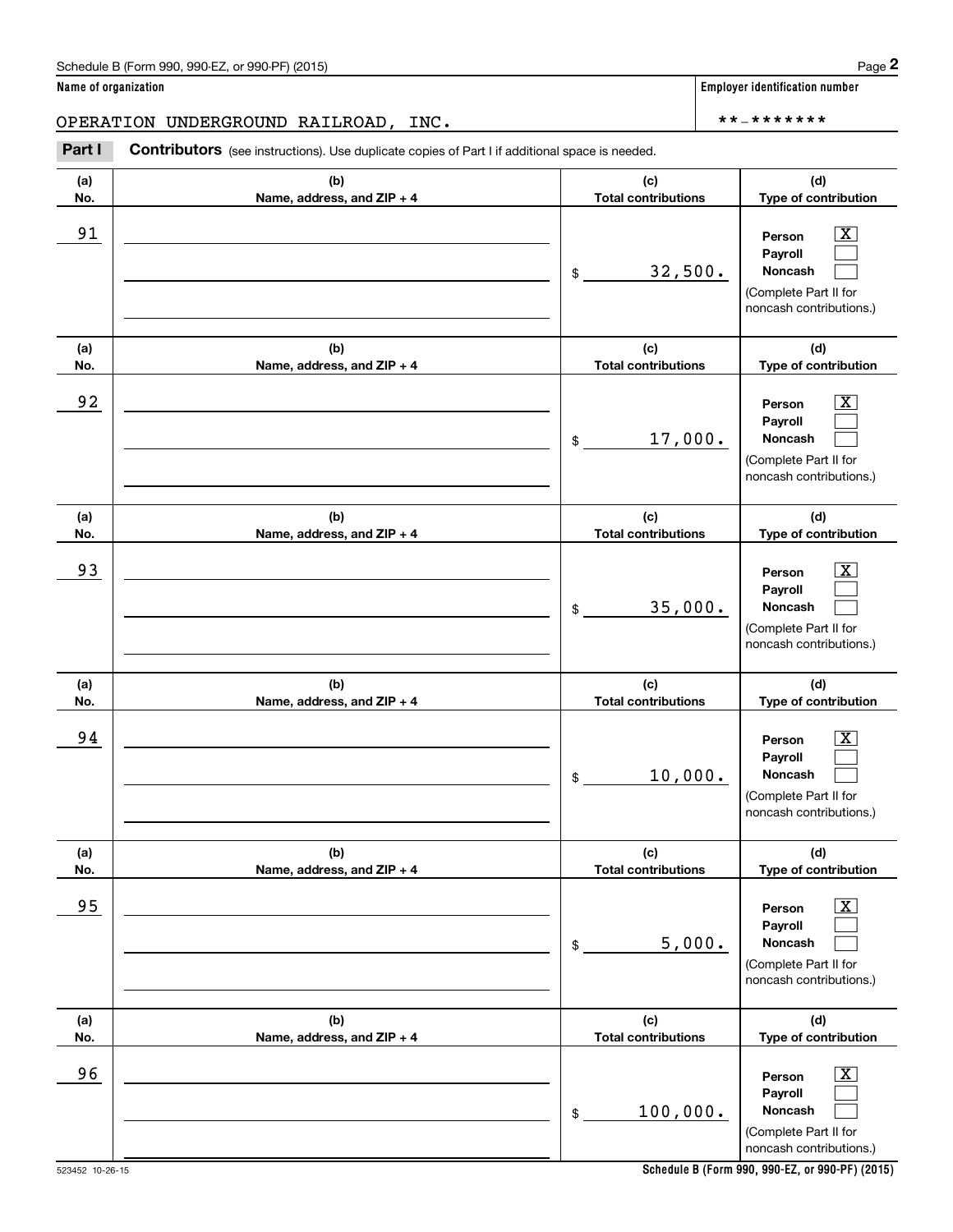Schedule B (Form 990, 990-EZ, or 990-PF) (2015)

**Name of organization**

OPERATION UNDERGROUND RAILROAD, INC.

**Employer identification number**

**-*******

**Part I** **Contributors** (see instructions). Use duplicate copies of Part I if additional space is needed.

| (a) No. | (b) Name, address, and ZIP + 4 | (c) Total contributions | (d) Type of contribution |
|---|---|---|---|
| 91 | | $ 32,500. | Person [X] Payroll [ ] Noncash [ ] (Complete Part II for noncash contributions.) |
| 92 | | $ 17,000. | Person [X] Payroll [ ] Noncash [ ] (Complete Part II for noncash contributions.) |
| 93 | | $ 35,000. | Person [X] Payroll [ ] Noncash [ ] (Complete Part II for noncash contributions.) |
| 94 | | $ 10,000. | Person [X] Payroll [ ] Noncash [ ] (Complete Part II for noncash contributions.) |
| 95 | | $ 5,000. | Person [X] Payroll [ ] Noncash [ ] (Complete Part II for noncash contributions.) |
| 96 | | $ 100,000. | Person [X] Payroll [ ] Noncash [ ] (Complete Part II for noncash contributions.) |

523452 10-26-15

**Schedule B (Form 990, 990-EZ, or 990-PF) (2015)**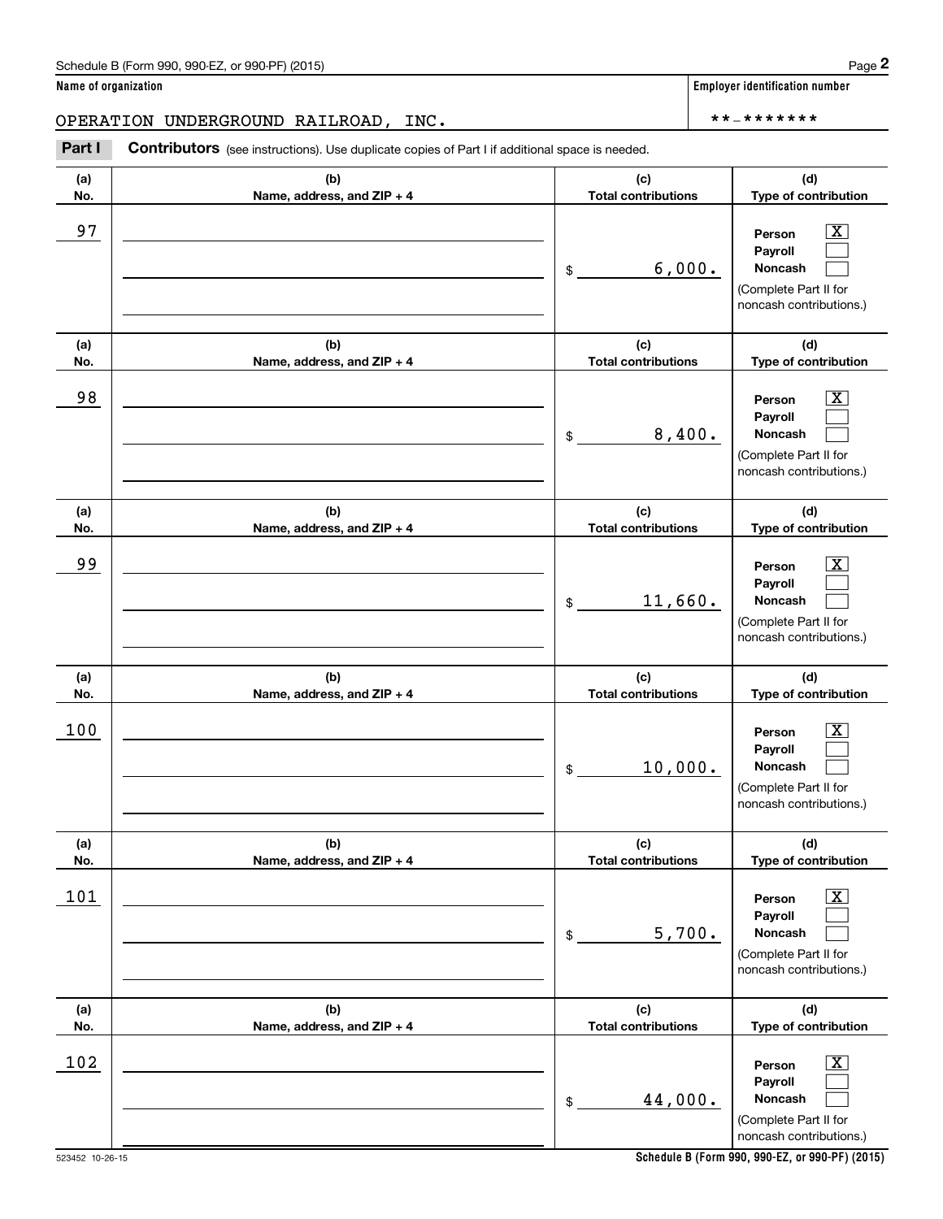Schedule B (Form 990, 990-EZ, or 990-PF) (2015)

**Name of organization**

OPERATION UNDERGROUND RAILROAD, INC.

**Employer identification number**

**-*******

**Part I** **Contributors** (see instructions). Use duplicate copies of Part I if additional space is needed.

| (a) No. | (b) Name, address, and ZIP + 4 | (c) Total contributions | (d) Type of contribution |
|---|---|---|---|
| 97 | | $ 6,000. | Person [X] Payroll [ ] Noncash [ ] (Complete Part II for noncash contributions.) |
| 98 | | $ 8,400. | Person [X] Payroll [ ] Noncash [ ] (Complete Part II for noncash contributions.) |
| 99 | | $ 11,660. | Person [X] Payroll [ ] Noncash [ ] (Complete Part II for noncash contributions.) |
| 100 | | $ 10,000. | Person [X] Payroll [ ] Noncash [ ] (Complete Part II for noncash contributions.) |
| 101 | | $ 5,700. | Person [X] Payroll [ ] Noncash [ ] (Complete Part II for noncash contributions.) |
| 102 | | $ 44,000. | Person [X] Payroll [ ] Noncash [ ] (Complete Part II for noncash contributions.) |

523452 10-26-15

**Schedule B (Form 990, 990-EZ, or 990-PF) (2015)**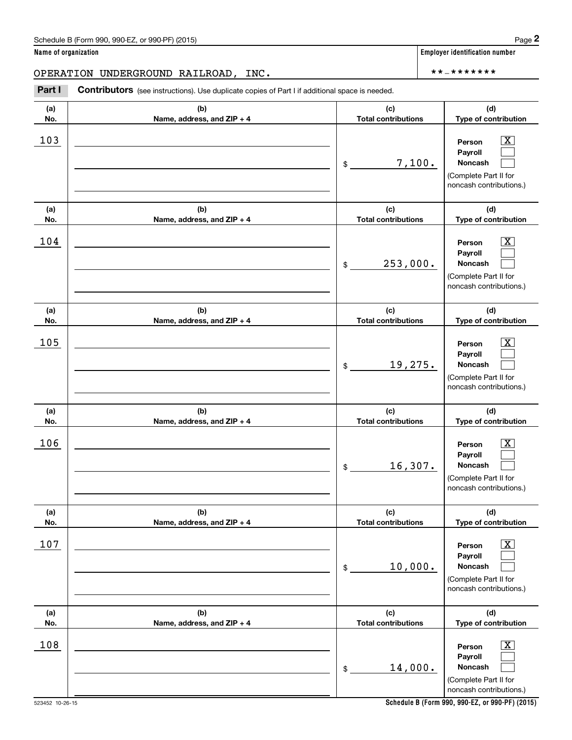Schedule B (Form 990, 990-EZ, or 990-PF) (2015)

**Name of organization**

OPERATION UNDERGROUND RAILROAD, INC.

**Employer identification number**

**-*******

**Part I** **Contributors** (see instructions). Use duplicate copies of Part I if additional space is needed.

| (a) No. | (b) Name, address, and ZIP + 4 | (c) Total contributions | (d) Type of contribution |
|---|---|---|---|
| 103 | | $ 7,100. | Person [X] Payroll [ ] Noncash [ ] (Complete Part II for noncash contributions.) |
| 104 | | $ 253,000. | Person [X] Payroll [ ] Noncash [ ] (Complete Part II for noncash contributions.) |
| 105 | | $ 19,275. | Person [X] Payroll [ ] Noncash [ ] (Complete Part II for noncash contributions.) |
| 106 | | $ 16,307. | Person [X] Payroll [ ] Noncash [ ] (Complete Part II for noncash contributions.) |
| 107 | | $ 10,000. | Person [X] Payroll [ ] Noncash [ ] (Complete Part II for noncash contributions.) |
| 108 | | $ 14,000. | Person [X] Payroll [ ] Noncash [ ] (Complete Part II for noncash contributions.) |

523452 10-26-15

**Schedule B (Form 990, 990-EZ, or 990-PF) (2015)**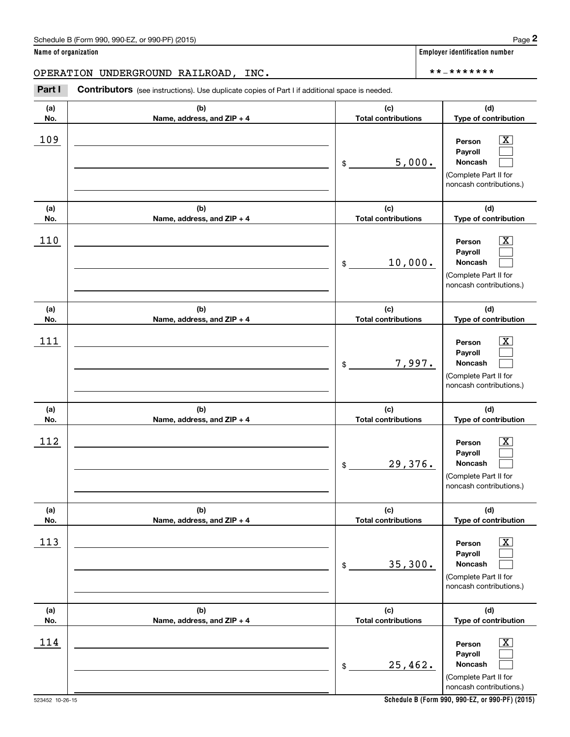Schedule B (Form 990, 990-EZ, or 990-PF) (2015) Page **2**

**Name of organization** | **Employer identification number**

OPERATION UNDERGROUND RAILROAD, INC. | **-*******

**Part I** **Contributors** (see instructions). Use duplicate copies of Part I if additional space is needed.

| (a) No. | (b) Name, address, and ZIP + 4 | (c) Total contributions | (d) Type of contribution |
|---|---|---|---|
| 109 | | $ 5,000. | Person [X] Payroll [ ] Noncash [ ] (Complete Part II for noncash contributions.) |
| 110 | | $ 10,000. | Person [X] Payroll [ ] Noncash [ ] (Complete Part II for noncash contributions.) |
| 111 | | $ 7,997. | Person [X] Payroll [ ] Noncash [ ] (Complete Part II for noncash contributions.) |
| 112 | | $ 29,376. | Person [X] Payroll [ ] Noncash [ ] (Complete Part II for noncash contributions.) |
| 113 | | $ 35,300. | Person [X] Payroll [ ] Noncash [ ] (Complete Part II for noncash contributions.) |
| 114 | | $ 25,462. | Person [X] Payroll [ ] Noncash [ ] (Complete Part II for noncash contributions.) |

523452 10-26-15 **Schedule B (Form 990, 990-EZ, or 990-PF) (2015)**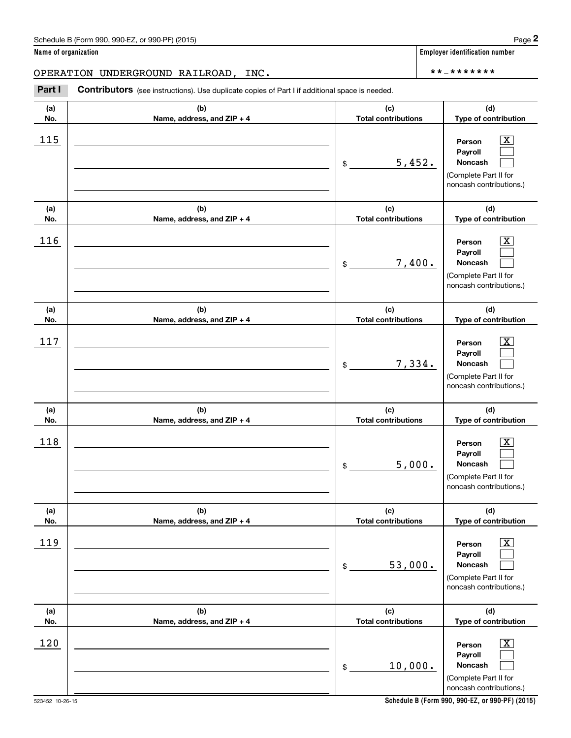Schedule B (Form 990, 990-EZ, or 990-PF) (2015)

**Name of organization**

OPERATION UNDERGROUND RAILROAD, INC.

**Employer identification number**

**-*******

**Part I** **Contributors** (see instructions). Use duplicate copies of Part I if additional space is needed.

| (a) No. | (b) Name, address, and ZIP + 4 | (c) Total contributions | (d) Type of contribution |
|---|---|---|---|
| 115 | | $ 5,452. | Person [X] Payroll [ ] Noncash [ ] (Complete Part II for noncash contributions.) |
| 116 | | $ 7,400. | Person [X] Payroll [ ] Noncash [ ] (Complete Part II for noncash contributions.) |
| 117 | | $ 7,334. | Person [X] Payroll [ ] Noncash [ ] (Complete Part II for noncash contributions.) |
| 118 | | $ 5,000. | Person [X] Payroll [ ] Noncash [ ] (Complete Part II for noncash contributions.) |
| 119 | | $ 53,000. | Person [X] Payroll [ ] Noncash [ ] (Complete Part II for noncash contributions.) |
| 120 | | $ 10,000. | Person [X] Payroll [ ] Noncash [ ] (Complete Part II for noncash contributions.) |

523452 10-26-15

**Schedule B (Form 990, 990-EZ, or 990-PF) (2015)**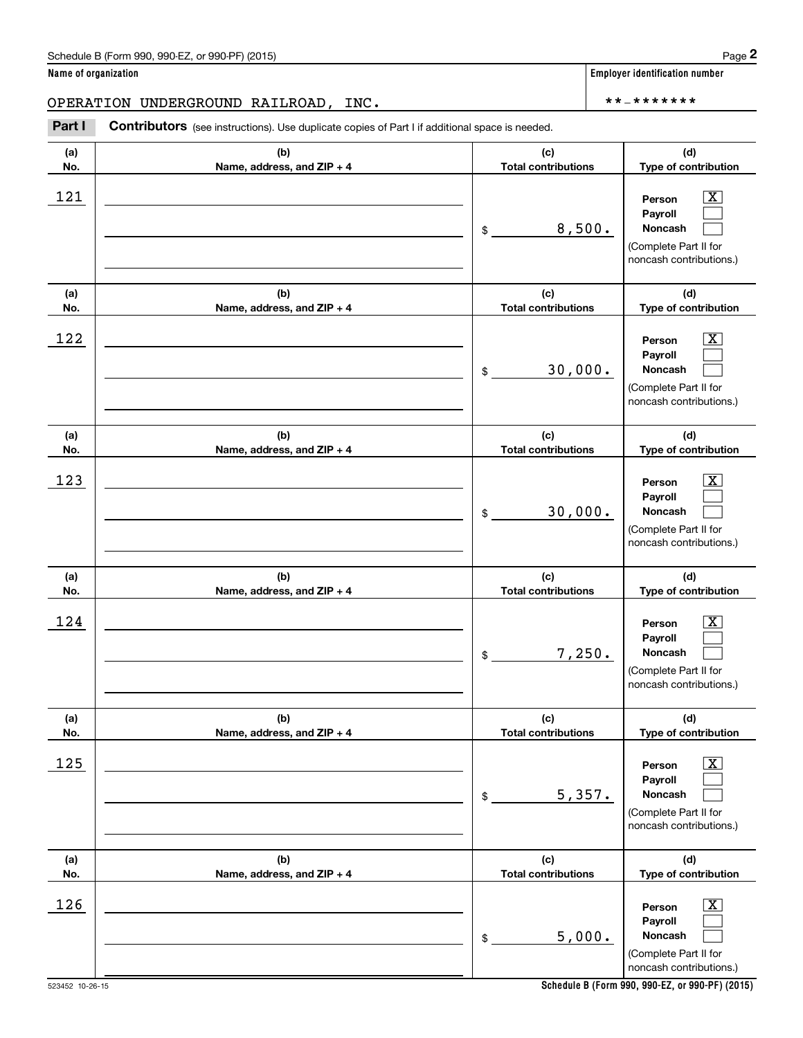Schedule B (Form 990, 990-EZ, or 990-PF) (2015)

**Name of organization**

OPERATION UNDERGROUND RAILROAD, INC.

**Employer identification number**

**-*******

**Part I** **Contributors** (see instructions). Use duplicate copies of Part I if additional space is needed.

| (a) No. | (b) Name, address, and ZIP + 4 | (c) Total contributions | (d) Type of contribution |
|---|---|---|---|
| 121 | | $ 8,500. | Person [X] Payroll [ ] Noncash [ ] (Complete Part II for noncash contributions.) |
| 122 | | $ 30,000. | Person [X] Payroll [ ] Noncash [ ] (Complete Part II for noncash contributions.) |
| 123 | | $ 30,000. | Person [X] Payroll [ ] Noncash [ ] (Complete Part II for noncash contributions.) |
| 124 | | $ 7,250. | Person [X] Payroll [ ] Noncash [ ] (Complete Part II for noncash contributions.) |
| 125 | | $ 5,357. | Person [X] Payroll [ ] Noncash [ ] (Complete Part II for noncash contributions.) |
| 126 | | $ 5,000. | Person [X] Payroll [ ] Noncash [ ] (Complete Part II for noncash contributions.) |

523452 10-26-15

**Schedule B (Form 990, 990-EZ, or 990-PF) (2015)**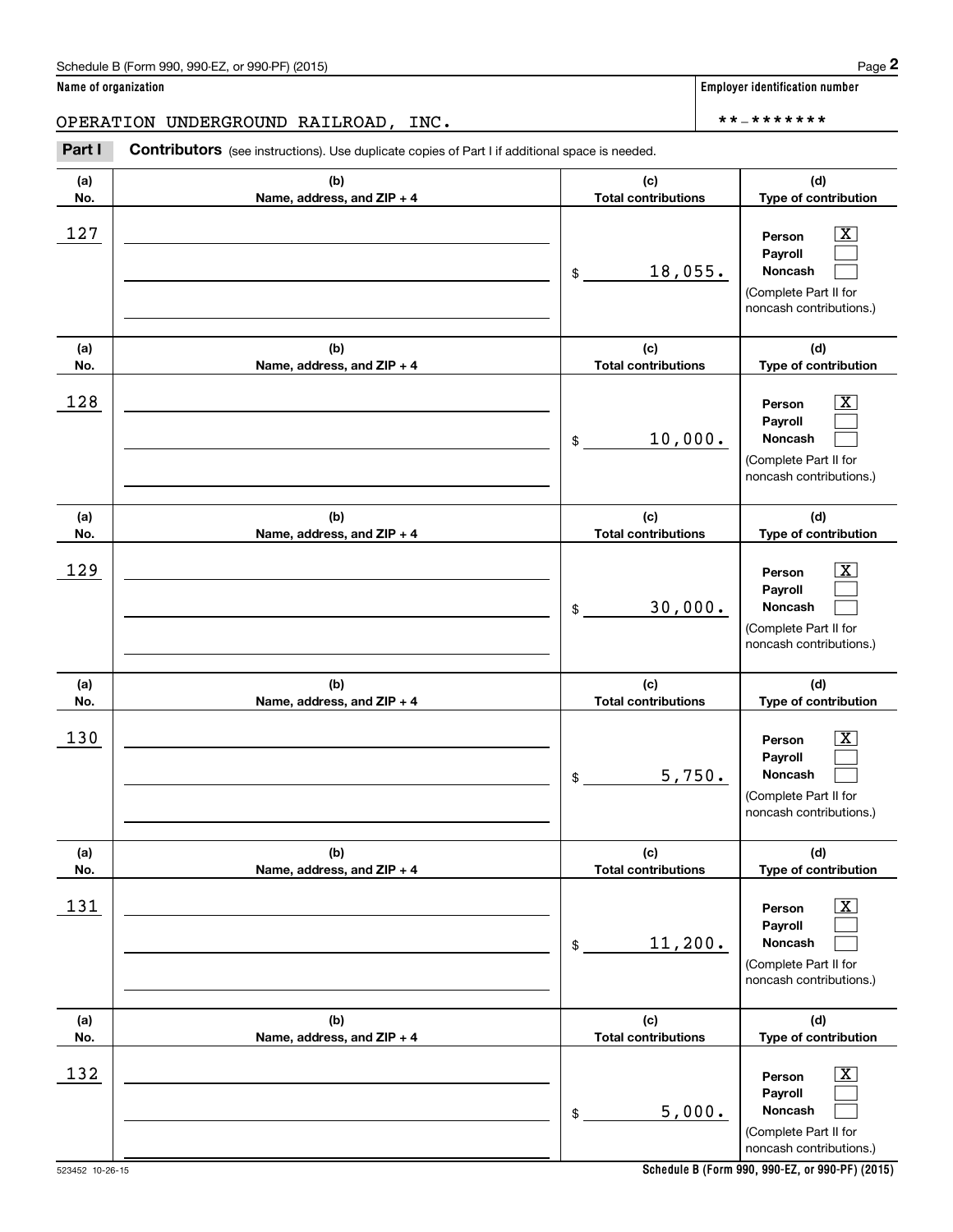Schedule B (Form 990, 990-EZ, or 990-PF) (2015)

**Name of organization**

OPERATION UNDERGROUND RAILROAD, INC.

**Employer identification number**

**-*******

**Part I** **Contributors** (see instructions). Use duplicate copies of Part I if additional space is needed.

| (a) No. | (b) Name, address, and ZIP + 4 | (c) Total contributions | (d) Type of contribution |
|---|---|---|---|
| 127 | | $ 18,055. | Person [X] Payroll [ ] Noncash [ ] (Complete Part II for noncash contributions.) |
| 128 | | $ 10,000. | Person [X] Payroll [ ] Noncash [ ] (Complete Part II for noncash contributions.) |
| 129 | | $ 30,000. | Person [X] Payroll [ ] Noncash [ ] (Complete Part II for noncash contributions.) |
| 130 | | $ 5,750. | Person [X] Payroll [ ] Noncash [ ] (Complete Part II for noncash contributions.) |
| 131 | | $ 11,200. | Person [X] Payroll [ ] Noncash [ ] (Complete Part II for noncash contributions.) |
| 132 | | $ 5,000. | Person [X] Payroll [ ] Noncash [ ] (Complete Part II for noncash contributions.) |

523452 10-26-15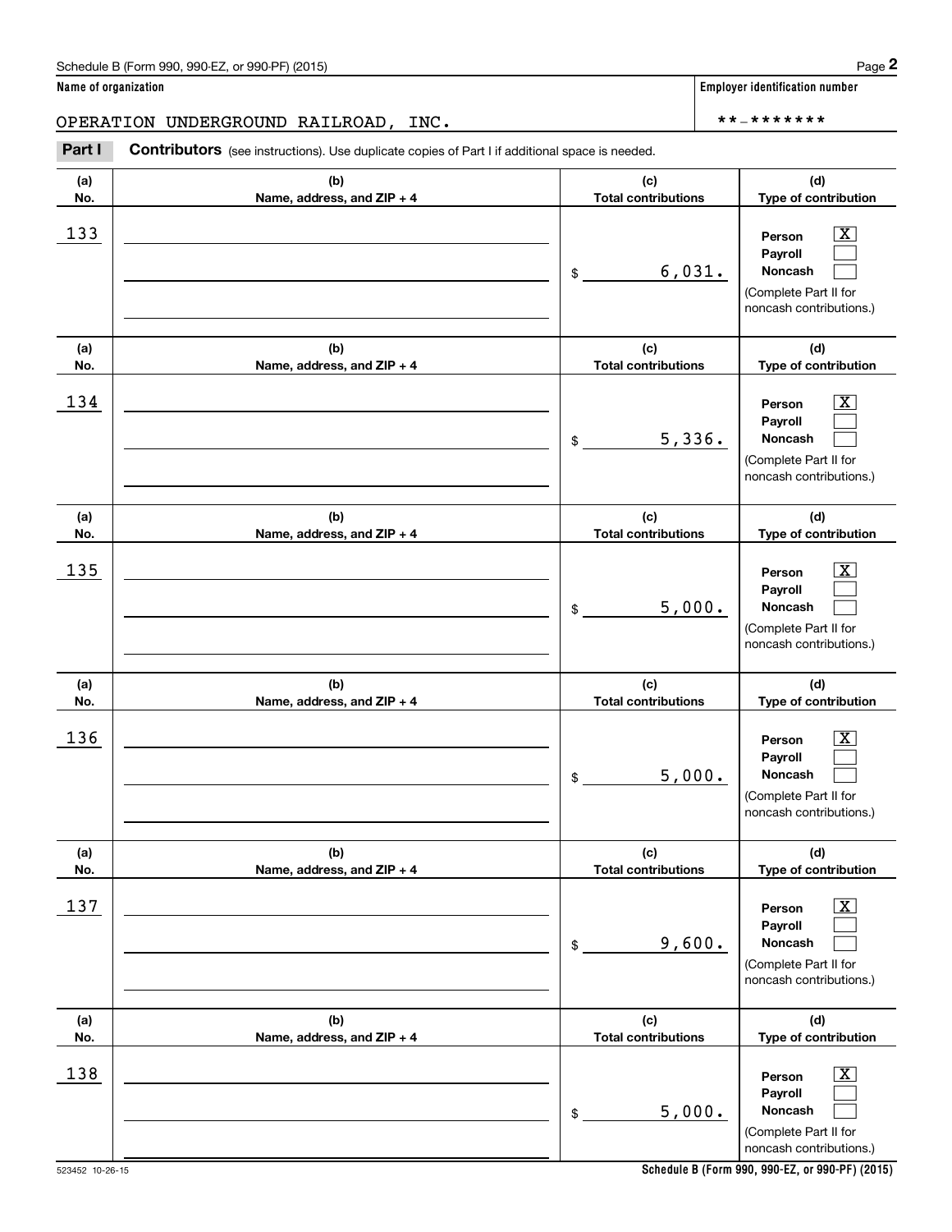Schedule B (Form 990, 990-EZ, or 990-PF) (2015)

**Name of organization**

OPERATION UNDERGROUND RAILROAD, INC.

**Employer identification number**

**-*******

**Part I** **Contributors** (see instructions). Use duplicate copies of Part I if additional space is needed.

| (a) No. | (b) Name, address, and ZIP + 4 | (c) Total contributions | (d) Type of contribution |
|---|---|---|---|
| 133 | | $ 6,031. | Person [X] Payroll [ ] Noncash [ ] (Complete Part II for noncash contributions.) |
| 134 | | $ 5,336. | Person [X] Payroll [ ] Noncash [ ] (Complete Part II for noncash contributions.) |
| 135 | | $ 5,000. | Person [X] Payroll [ ] Noncash [ ] (Complete Part II for noncash contributions.) |
| 136 | | $ 5,000. | Person [X] Payroll [ ] Noncash [ ] (Complete Part II for noncash contributions.) |
| 137 | | $ 9,600. | Person [X] Payroll [ ] Noncash [ ] (Complete Part II for noncash contributions.) |
| 138 | | $ 5,000. | Person [X] Payroll [ ] Noncash [ ] (Complete Part II for noncash contributions.) |

523452 10-26-15

**Schedule B (Form 990, 990-EZ, or 990-PF) (2015)**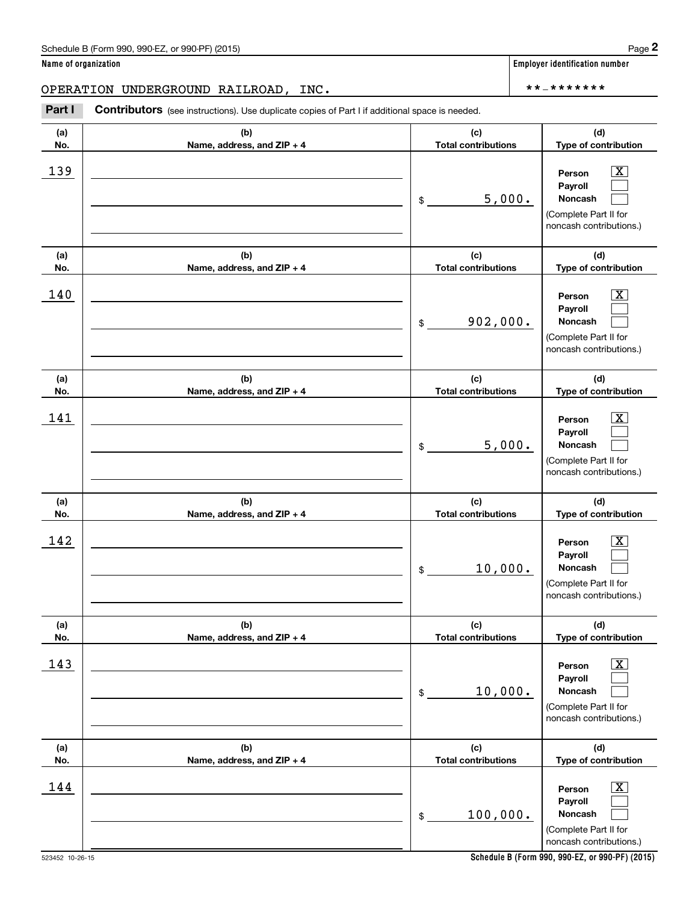**Name of organization**

OPERATION UNDERGROUND RAILROAD, INC.

**Employer identification number**

**-*******

**Part I** **Contributors** (see instructions). Use duplicate copies of Part I if additional space is needed.

| (a) No. | (b) Name, address, and ZIP + 4 | (c) Total contributions | (d) Type of contribution |
|---|---|---|---|
| 139 | | $ 5,000. | Person [X] Payroll [ ] Noncash [ ] (Complete Part II for noncash contributions.) |
| 140 | | $ 902,000. | Person [X] Payroll [ ] Noncash [ ] (Complete Part II for noncash contributions.) |
| 141 | | $ 5,000. | Person [X] Payroll [ ] Noncash [ ] (Complete Part II for noncash contributions.) |
| 142 | | $ 10,000. | Person [X] Payroll [ ] Noncash [ ] (Complete Part II for noncash contributions.) |
| 143 | | $ 10,000. | Person [X] Payroll [ ] Noncash [ ] (Complete Part II for noncash contributions.) |
| 144 | | $ 100,000. | Person [X] Payroll [ ] Noncash [ ] (Complete Part II for noncash contributions.) |

523452 10-26-15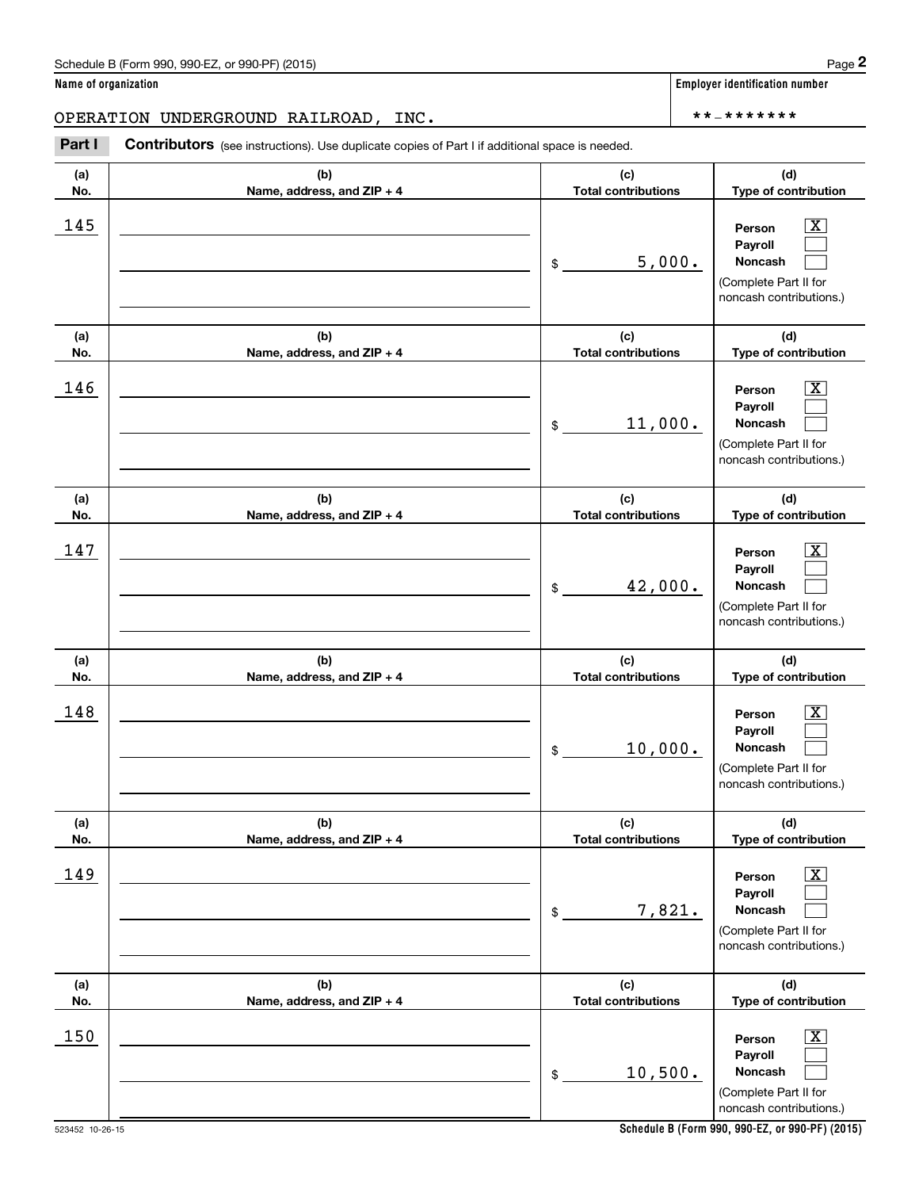Schedule B (Form 990, 990-EZ, or 990-PF) (2015)

**Name of organization**

OPERATION UNDERGROUND RAILROAD, INC.

**Employer identification number**

**-*******

**Part I** **Contributors** (see instructions). Use duplicate copies of Part I if additional space is needed.

| (a) No. | (b) Name, address, and ZIP + 4 | (c) Total contributions | (d) Type of contribution |
|---|---|---|---|
| 145 | | $ 5,000. | Person [X] Payroll [ ] Noncash [ ] (Complete Part II for noncash contributions.) |
| 146 | | $ 11,000. | Person [X] Payroll [ ] Noncash [ ] (Complete Part II for noncash contributions.) |
| 147 | | $ 42,000. | Person [X] Payroll [ ] Noncash [ ] (Complete Part II for noncash contributions.) |
| 148 | | $ 10,000. | Person [X] Payroll [ ] Noncash [ ] (Complete Part II for noncash contributions.) |
| 149 | | $ 7,821. | Person [X] Payroll [ ] Noncash [ ] (Complete Part II for noncash contributions.) |
| 150 | | $ 10,500. | Person [X] Payroll [ ] Noncash [ ] (Complete Part II for noncash contributions.) |

523452 10-26-15

**Schedule B (Form 990, 990-EZ, or 990-PF) (2015)**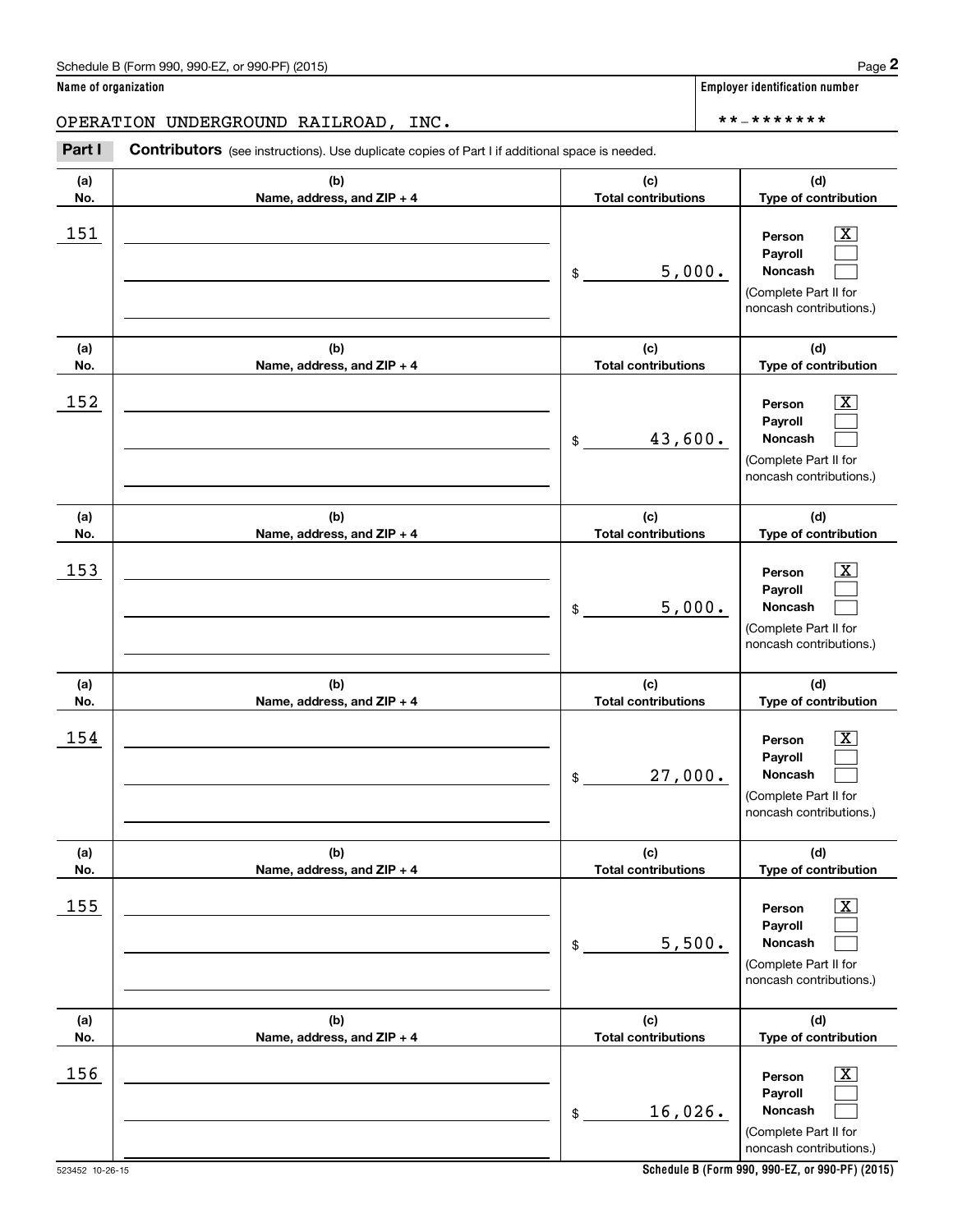Schedule B (Form 990, 990-EZ, or 990-PF) (2015)

**Name of organization**

OPERATION UNDERGROUND RAILROAD, INC.

**Employer identification number**

**-*******

**Part I** **Contributors** (see instructions). Use duplicate copies of Part I if additional space is needed.

| (a) No. | (b) Name, address, and ZIP + 4 | (c) Total contributions | (d) Type of contribution |
|---|---|---|---|
| 151 | | $ 5,000. | Person [X] Payroll [ ] Noncash [ ] (Complete Part II for noncash contributions.) |
| 152 | | $ 43,600. | Person [X] Payroll [ ] Noncash [ ] (Complete Part II for noncash contributions.) |
| 153 | | $ 5,000. | Person [X] Payroll [ ] Noncash [ ] (Complete Part II for noncash contributions.) |
| 154 | | $ 27,000. | Person [X] Payroll [ ] Noncash [ ] (Complete Part II for noncash contributions.) |
| 155 | | $ 5,500. | Person [X] Payroll [ ] Noncash [ ] (Complete Part II for noncash contributions.) |
| 156 | | $ 16,026. | Person [X] Payroll [ ] Noncash [ ] (Complete Part II for noncash contributions.) |

523452 10-26-15

**Schedule B (Form 990, 990-EZ, or 990-PF) (2015)**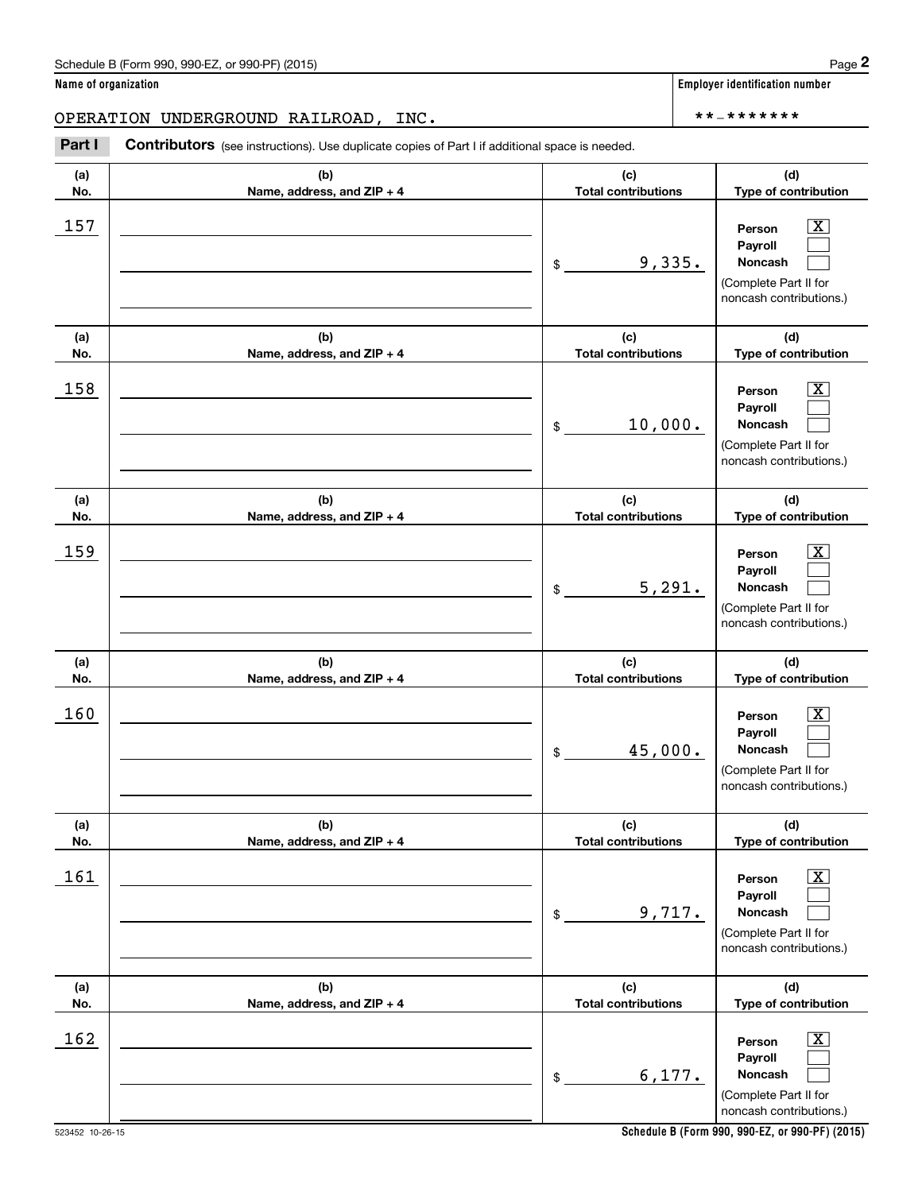Name of organization

OPERATION UNDERGROUND RAILROAD, INC.

Employer identification number

**-*******

**Part I** **Contributors** (see instructions). Use duplicate copies of Part I if additional space is needed.

| (a) No. | (b) Name, address, and ZIP + 4 | (c) Total contributions | (d) Type of contribution |
|---|---|---|---|
| 157 | | $ 9,335. | Person [X] Payroll [ ] Noncash [ ] (Complete Part II for noncash contributions.) |
| 158 | | $ 10,000. | Person [X] Payroll [ ] Noncash [ ] (Complete Part II for noncash contributions.) |
| 159 | | $ 5,291. | Person [X] Payroll [ ] Noncash [ ] (Complete Part II for noncash contributions.) |
| 160 | | $ 45,000. | Person [X] Payroll [ ] Noncash [ ] (Complete Part II for noncash contributions.) |
| 161 | | $ 9,717. | Person [X] Payroll [ ] Noncash [ ] (Complete Part II for noncash contributions.) |
| 162 | | $ 6,177. | Person [X] Payroll [ ] Noncash [ ] (Complete Part II for noncash contributions.) |

523452 10-26-15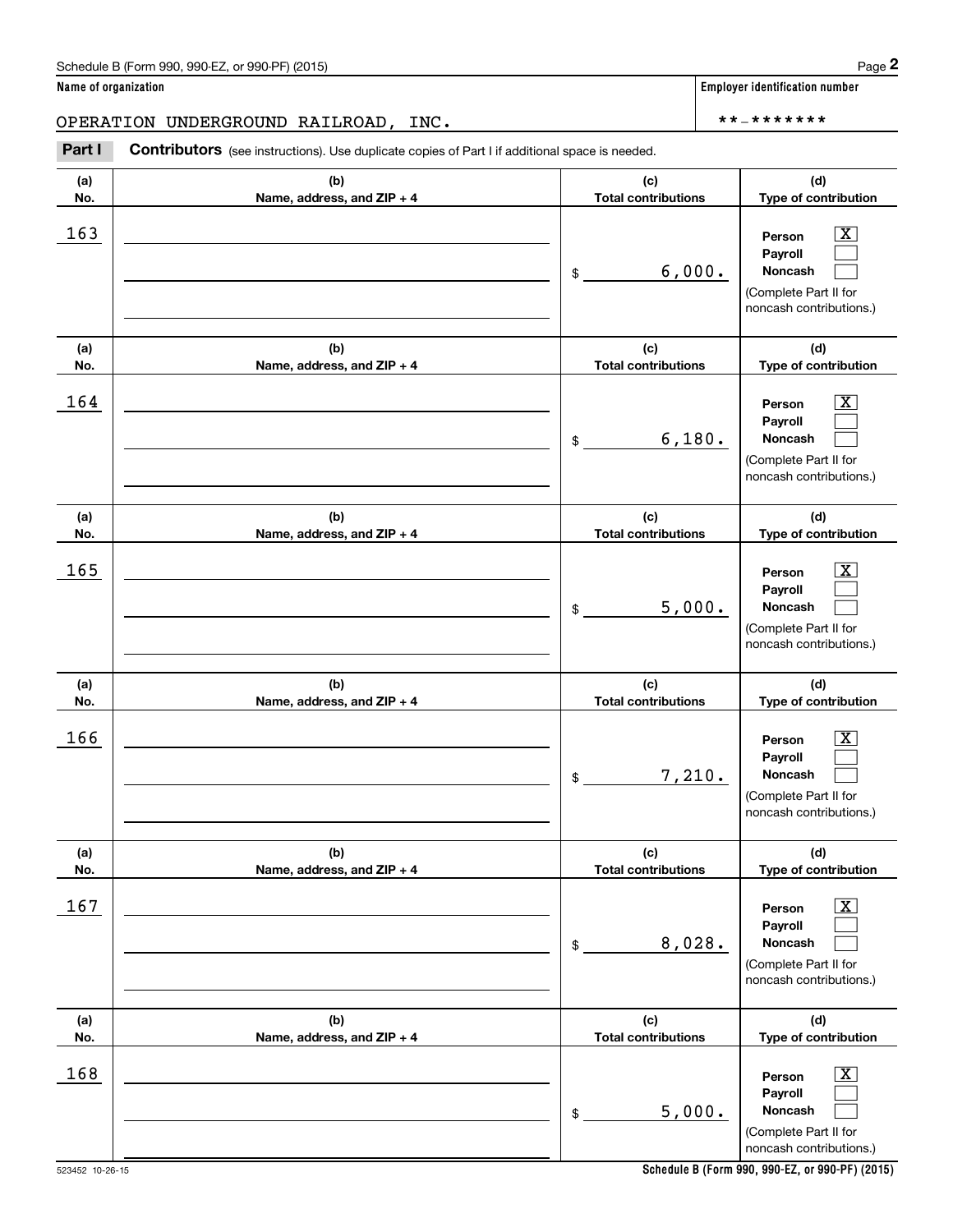Schedule B (Form 990, 990-EZ, or 990-PF) (2015)

**Name of organization**

OPERATION UNDERGROUND RAILROAD, INC.

**Employer identification number**

**-*******

**Part I** **Contributors** (see instructions). Use duplicate copies of Part I if additional space is needed.

| (a) No. | (b) Name, address, and ZIP + 4 | (c) Total contributions | (d) Type of contribution |
|---|---|---|---|
| 163 | | $ 6,000. | Person [X] Payroll [ ] Noncash [ ] (Complete Part II for noncash contributions.) |
| 164 | | $ 6,180. | Person [X] Payroll [ ] Noncash [ ] (Complete Part II for noncash contributions.) |
| 165 | | $ 5,000. | Person [X] Payroll [ ] Noncash [ ] (Complete Part II for noncash contributions.) |
| 166 | | $ 7,210. | Person [X] Payroll [ ] Noncash [ ] (Complete Part II for noncash contributions.) |
| 167 | | $ 8,028. | Person [X] Payroll [ ] Noncash [ ] (Complete Part II for noncash contributions.) |
| 168 | | $ 5,000. | Person [X] Payroll [ ] Noncash [ ] (Complete Part II for noncash contributions.) |

523452 10-26-15

**Schedule B (Form 990, 990-EZ, or 990-PF) (2015)**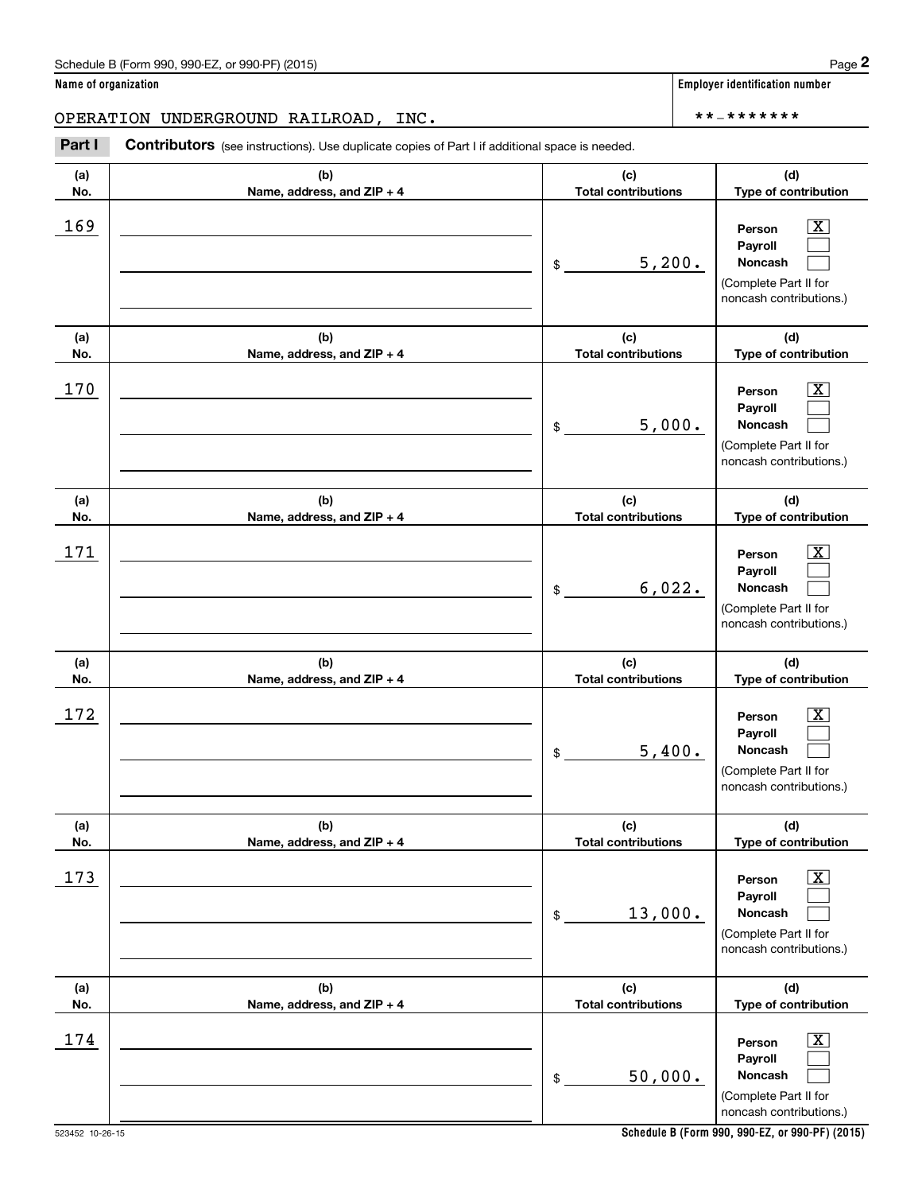Name of organization

OPERATION UNDERGROUND RAILROAD, INC.

Employer identification number

**-*******

**Part I** **Contributors** (see instructions). Use duplicate copies of Part I if additional space is needed.

| (a) No. | (b) Name, address, and ZIP + 4 | (c) Total contributions | (d) Type of contribution |
|---|---|---|---|
| 169 | | $ 5,200. | Person [X] Payroll [ ] Noncash [ ] (Complete Part II for noncash contributions.) |
| 170 | | $ 5,000. | Person [X] Payroll [ ] Noncash [ ] (Complete Part II for noncash contributions.) |
| 171 | | $ 6,022. | Person [X] Payroll [ ] Noncash [ ] (Complete Part II for noncash contributions.) |
| 172 | | $ 5,400. | Person [X] Payroll [ ] Noncash [ ] (Complete Part II for noncash contributions.) |
| 173 | | $ 13,000. | Person [X] Payroll [ ] Noncash [ ] (Complete Part II for noncash contributions.) |
| 174 | | $ 50,000. | Person [X] Payroll [ ] Noncash [ ] (Complete Part II for noncash contributions.) |

523452 10-26-15

**Schedule B (Form 990, 990-EZ, or 990-PF) (2015)**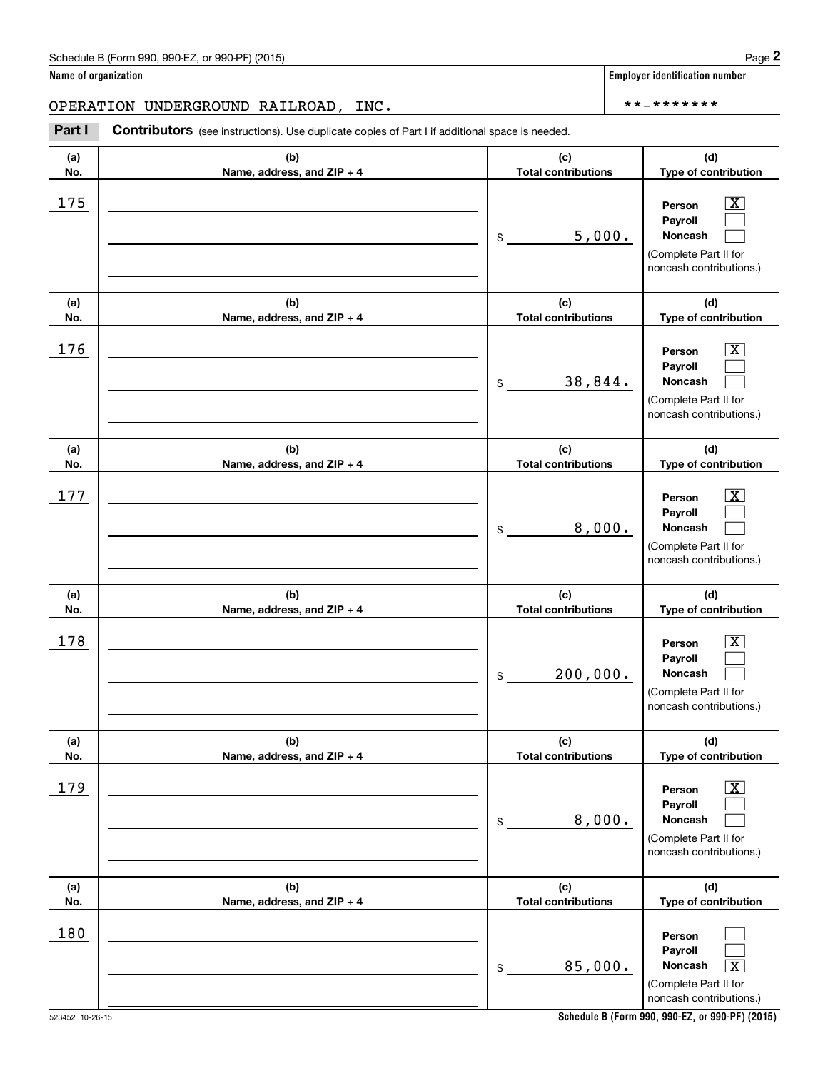Schedule B (Form 990, 990-EZ, or 990-PF) (2015)

**Name of organization**

OPERATION UNDERGROUND RAILROAD, INC.

**Employer identification number**

**-*******

**Part I** **Contributors** (see instructions). Use duplicate copies of Part I if additional space is needed.

| (a) No. | (b) Name, address, and ZIP + 4 | (c) Total contributions | (d) Type of contribution |
|---|---|---|---|
| 175 | | $ 5,000. | Person [X] Payroll [ ] Noncash [ ] (Complete Part II for noncash contributions.) |
| 176 | | $ 38,844. | Person [X] Payroll [ ] Noncash [ ] (Complete Part II for noncash contributions.) |
| 177 | | $ 8,000. | Person [X] Payroll [ ] Noncash [ ] (Complete Part II for noncash contributions.) |
| 178 | | $ 200,000. | Person [X] Payroll [ ] Noncash [ ] (Complete Part II for noncash contributions.) |
| 179 | | $ 8,000. | Person [X] Payroll [ ] Noncash [ ] (Complete Part II for noncash contributions.) |
| 180 | | $ 85,000. | Person [ ] Payroll [ ] Noncash [X] (Complete Part II for noncash contributions.) |

523452 10-26-15

**Schedule B (Form 990, 990-EZ, or 990-PF) (2015)**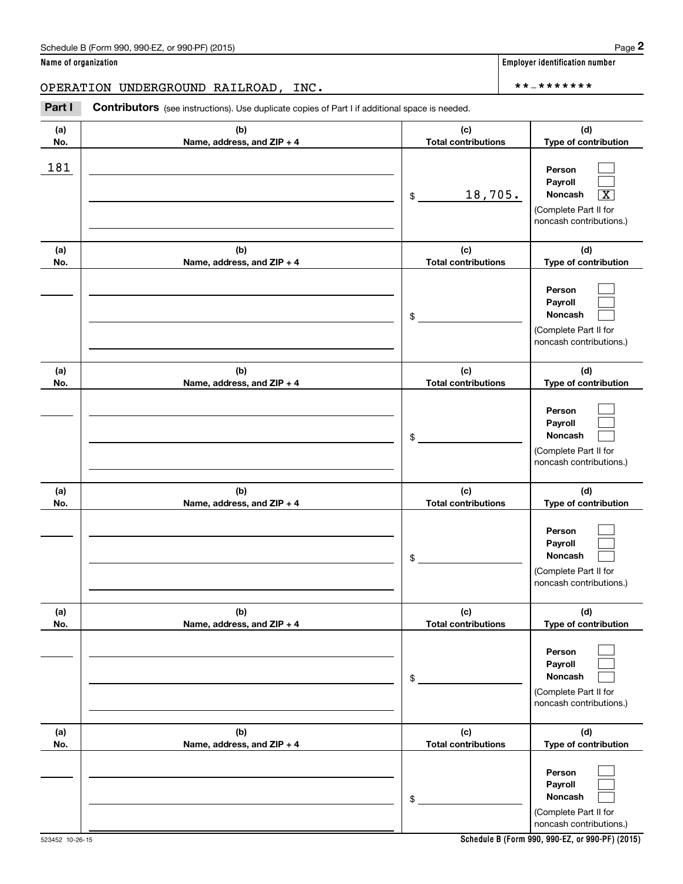**Name of organization**

OPERATION UNDERGROUND RAILROAD, INC.

**Employer identification number**

**-*******

**Part I** **Contributors** (see instructions). Use duplicate copies of Part I if additional space is needed.

| (a) No. | (b) Name, address, and ZIP + 4 | (c) Total contributions | (d) Type of contribution |
|---|---|---|---|
| 181 | | $ 18,705. | Person [ ] Payroll [ ] Noncash [X] (Complete Part II for noncash contributions.) |
| | | $ | Person [ ] Payroll [ ] Noncash [ ] (Complete Part II for noncash contributions.) |
| | | $ | Person [ ] Payroll [ ] Noncash [ ] (Complete Part II for noncash contributions.) |
| | | $ | Person [ ] Payroll [ ] Noncash [ ] (Complete Part II for noncash contributions.) |
| | | $ | Person [ ] Payroll [ ] Noncash [ ] (Complete Part II for noncash contributions.) |
| | | $ | Person [ ] Payroll [ ] Noncash [ ] (Complete Part II for noncash contributions.) |

523452 10-26-15

**Schedule B (Form 990, 990-EZ, or 990-PF) (2015)**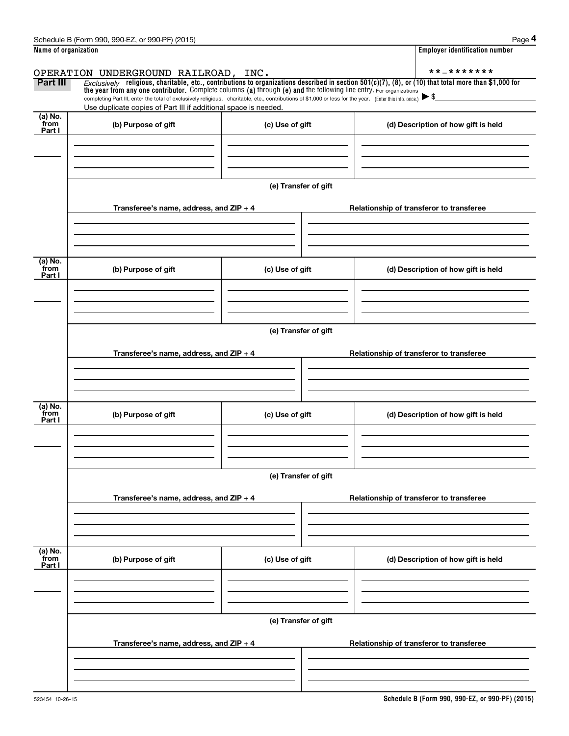Schedule B (Form 990, 990-EZ, or 990-PF) (2015)

**Name of organization**

OPERATION UNDERGROUND RAILROAD, INC.

**Employer identification number**

**-*******

**Part III** *Exclusively* **religious, charitable, etc., contributions to organizations described in section 501(c)(7), (8), or (10) that total more than $1,000 for the year from any one contributor.** Complete columns **(a)** through **(e) and** the following line entry. For organizations completing Part III, enter the total of exclusively religious, charitable, etc., contributions of $1,000 or less for the year. (Enter this info. once.) ▶ $

Use duplicate copies of Part III if additional space is needed.

| (a) No. from Part I | (b) Purpose of gift | (c) Use of gift | (d) Description of how gift is held |
|---|---|---|---|
| | | | |

(e) Transfer of gift

| Transferee's name, address, and ZIP + 4 | Relationship of transferor to transferee |
|---|---|
| | |

| (a) No. from Part I | (b) Purpose of gift | (c) Use of gift | (d) Description of how gift is held |
|---|---|---|---|
| | | | |

(e) Transfer of gift

| Transferee's name, address, and ZIP + 4 | Relationship of transferor to transferee |
|---|---|
| | |

| (a) No. from Part I | (b) Purpose of gift | (c) Use of gift | (d) Description of how gift is held |
|---|---|---|---|
| | | | |

(e) Transfer of gift

| Transferee's name, address, and ZIP + 4 | Relationship of transferor to transferee |
|---|---|
| | |

| (a) No. from Part I | (b) Purpose of gift | (c) Use of gift | (d) Description of how gift is held |
|---|---|---|---|
| | | | |

(e) Transfer of gift

| Transferee's name, address, and ZIP + 4 | Relationship of transferor to transferee |
|---|---|
| | |

523454 10-26-15

**Schedule B (Form 990, 990-EZ, or 990-PF) (2015)**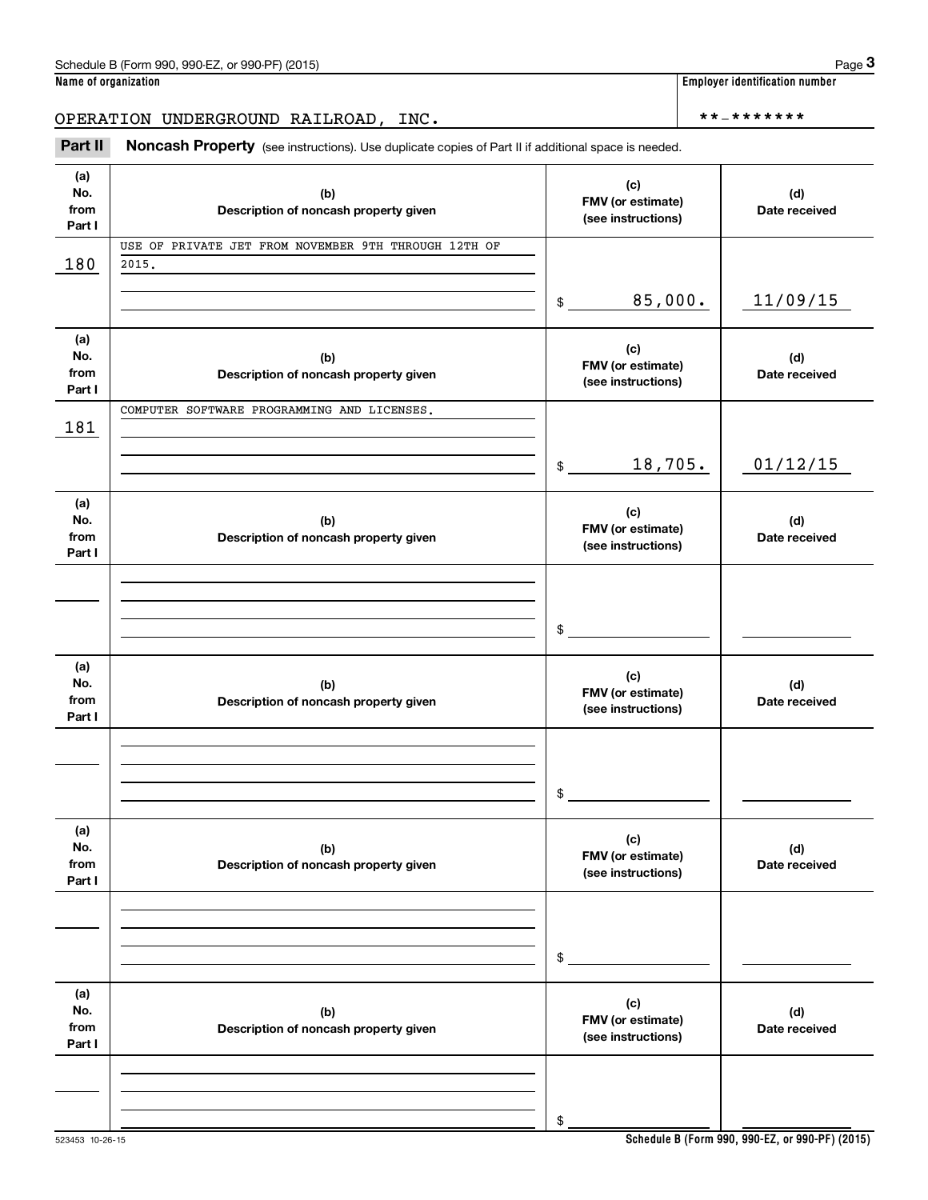Schedule B (Form 990, 990-EZ, or 990-PF) (2015) Page **3**

**Name of organization** | **Employer identification number**

OPERATION UNDERGROUND RAILROAD, INC. | **-*******

**Part II** **Noncash Property** (see instructions). Use duplicate copies of Part II if additional space is needed.

| (a) No. from Part I | (b) Description of noncash property given | (c) FMV (or estimate) (see instructions) | (d) Date received |
|---|---|---|---|
| 180 | USE OF PRIVATE JET FROM NOVEMBER 9TH THROUGH 12TH OF 2015. | $ 85,000. | 11/09/15 |
| 181 | COMPUTER SOFTWARE PROGRAMMING AND LICENSES. | $ 18,705. | 01/12/15 |
| | | $ | |
| | | $ | |
| | | $ | |
| | | $ | |

523453 10-26-15

**Schedule B (Form 990, 990-EZ, or 990-PF) (2015)**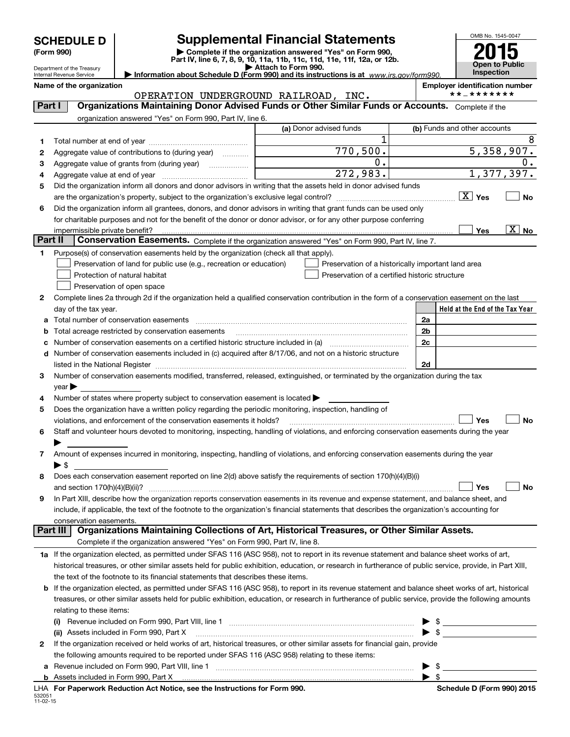# SCHEDULE D (Form 990)

Department of the Treasury
Internal Revenue Service

## Supplemental Financial Statements

▶ Complete if the organization answered "Yes" on Form 990, Part IV, line 6, 7, 8, 9, 10, 11a, 11b, 11c, 11d, 11e, 11f, 12a, or 12b.
▶ Attach to Form 990.
▶ Information about Schedule D (Form 990) and its instructions is at www.irs.gov/form990.

OMB No. 1545-0047

**2015**

**Open to Public Inspection**

**Name of the organization:** OPERATION UNDERGROUND RAILROAD, INC.

**Employer identification number:** **-*******

## Part I — Organizations Maintaining Donor Advised Funds or Other Similar Funds or Accounts.

Complete if the organization answered "Yes" on Form 990, Part IV, line 6.

| | | (a) Donor advised funds | (b) Funds and other accounts |
|---|---|---|---|
| 1 | Total number at end of year | 1 | 8 |
| 2 | Aggregate value of contributions to (during year) | 770,500. | 5,358,907. |
| 3 | Aggregate value of grants from (during year) | 0. | 0. |
| 4 | Aggregate value at end of year | 272,983. | 1,377,397. |

5 Did the organization inform all donors and donor advisors in writing that the assets held in donor advised funds are the organization's property, subject to the organization's exclusive legal control? [X] Yes [ ] No

6 Did the organization inform all grantees, donors, and donor advisors in writing that grant funds can be used only for charitable purposes and not for the benefit of the donor or donor advisor, or for any other purpose conferring impermissible private benefit? [ ] Yes [X] No

## Part II — Conservation Easements.

Complete if the organization answered "Yes" on Form 990, Part IV, line 7.

1 Purpose(s) of conservation easements held by the organization (check all that apply).

- [ ] Preservation of land for public use (e.g., recreation or education)
- [ ] Protection of natural habitat
- [ ] Preservation of open space
- [ ] Preservation of a historically important land area
- [ ] Preservation of a certified historic structure

2 Complete lines 2a through 2d if the organization held a qualified conservation contribution in the form of a conservation easement on the last day of the tax year.

| | | | Held at the End of the Tax Year |
|---|---|---|---|
| a | Total number of conservation easements | 2a | |
| b | Total acreage restricted by conservation easements | 2b | |
| c | Number of conservation easements on a certified historic structure included in (a) | 2c | |
| d | Number of conservation easements included in (c) acquired after 8/17/06, and not on a historic structure listed in the National Register | 2d | |

3 Number of conservation easements modified, transferred, released, extinguished, or terminated by the organization during the tax year ▶

4 Number of states where property subject to conservation easement is located ▶

5 Does the organization have a written policy regarding the periodic monitoring, inspection, handling of violations, and enforcement of the conservation easements it holds? [ ] Yes [ ] No

6 Staff and volunteer hours devoted to monitoring, inspecting, handling of violations, and enforcing conservation easements during the year ▶

7 Amount of expenses incurred in monitoring, inspecting, handling of violations, and enforcing conservation easements during the year ▶ $

8 Does each conservation easement reported on line 2(d) above satisfy the requirements of section 170(h)(4)(B)(i) and section 170(h)(4)(B)(ii)? [ ] Yes [ ] No

9 In Part XIII, describe how the organization reports conservation easements in its revenue and expense statement, and balance sheet, and include, if applicable, the text of the footnote to the organization's financial statements that describes the organization's accounting for conservation easements.

## Part III — Organizations Maintaining Collections of Art, Historical Treasures, or Other Similar Assets.

Complete if the organization answered "Yes" on Form 990, Part IV, line 8.

1a If the organization elected, as permitted under SFAS 116 (ASC 958), not to report in its revenue statement and balance sheet works of art, historical treasures, or other similar assets held for public exhibition, education, or research in furtherance of public service, provide, in Part XIII, the text of the footnote to its financial statements that describes these items.

b If the organization elected, as permitted under SFAS 116 (ASC 958), to report in its revenue statement and balance sheet works of art, historical treasures, or other similar assets held for public exhibition, education, or research in furtherance of public service, provide the following amounts relating to these items:

(i) Revenue included on Form 990, Part VIII, line 1 ▶ $

(ii) Assets included in Form 990, Part X ▶ $

2 If the organization received or held works of art, historical treasures, or other similar assets for financial gain, provide the following amounts required to be reported under SFAS 116 (ASC 958) relating to these items:

a Revenue included on Form 990, Part VIII, line 1 ▶ $

b Assets included in Form 990, Part X ▶ $

LHA For Paperwork Reduction Act Notice, see the Instructions for Form 990. Schedule D (Form 990) 2015

532051 11-02-15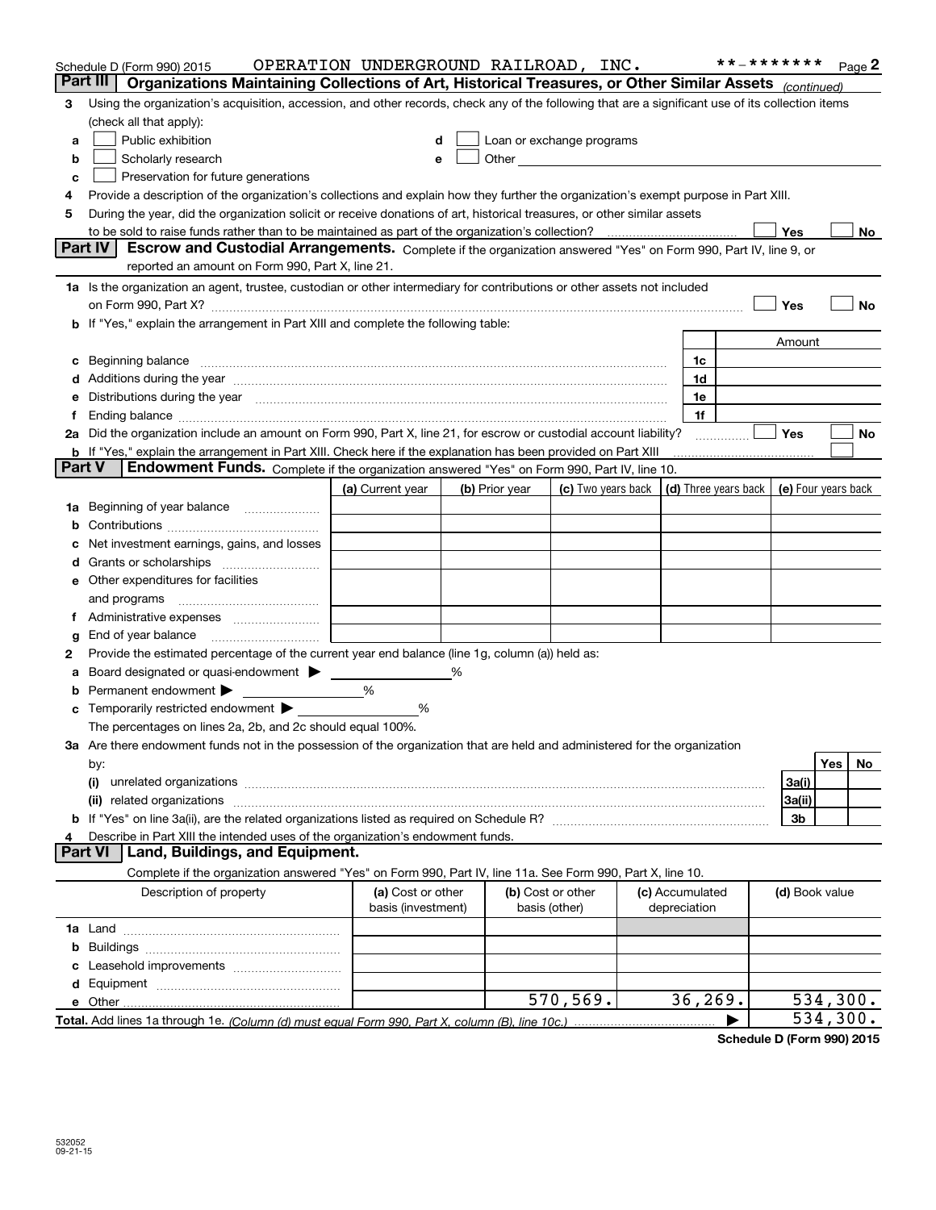Schedule D (Form 990) 2015 OPERATION UNDERGROUND RAILROAD, INC. **-******* Page 2

## Part III Organizations Maintaining Collections of Art, Historical Treasures, or Other Similar Assets *(continued)*

3 Using the organization's acquisition, accession, and other records, check any of the following that are a significant use of its collection items (check all that apply):

- a ☐ Public exhibition
- b ☐ Scholarly research
- c ☐ Preservation for future generations
- d ☐ Loan or exchange programs
- e ☐ Other

4 Provide a description of the organization's collections and explain how they further the organization's exempt purpose in Part XIII.

5 During the year, did the organization solicit or receive donations of art, historical treasures, or other similar assets to be sold to raise funds rather than to be maintained as part of the organization's collection? ☐ Yes ☐ No

## Part IV Escrow and Custodial Arrangements. 

Complete if the organization answered "Yes" on Form 990, Part IV, line 9, or reported an amount on Form 990, Part X, line 21.

1a Is the organization an agent, trustee, custodian or other intermediary for contributions or other assets not included on Form 990, Part X? ☐ Yes ☐ No

b If "Yes," explain the arrangement in Part XIII and complete the following table:

| | | Amount |
|---|---|---|
| c Beginning balance | 1c | |
| d Additions during the year | 1d | |
| e Distributions during the year | 1e | |
| f Ending balance | 1f | |

2a Did the organization include an amount on Form 990, Part X, line 21, for escrow or custodial account liability? ☐ Yes ☐ No

b If "Yes," explain the arrangement in Part XIII. Check here if the explanation has been provided on Part XIII ☐

## Part V Endowment Funds. 

Complete if the organization answered "Yes" on Form 990, Part IV, line 10.

| | (a) Current year | (b) Prior year | (c) Two years back | (d) Three years back | (e) Four years back |
|---|---|---|---|---|---|
| 1a Beginning of year balance | | | | | |
| b Contributions | | | | | |
| c Net investment earnings, gains, and losses | | | | | |
| d Grants or scholarships | | | | | |
| e Other expenditures for facilities and programs | | | | | |
| f Administrative expenses | | | | | |
| g End of year balance | | | | | |

2 Provide the estimated percentage of the current year end balance (line 1g, column (a)) held as:

- a Board designated or quasi-endowment ▶ %
- b Permanent endowment ▶ %
- c Temporarily restricted endowment ▶ %

The percentages on lines 2a, 2b, and 2c should equal 100%.

3a Are there endowment funds not in the possession of the organization that are held and administered for the organization by:

| | | Yes | No |
|---|---|---|---|
| (i) unrelated organizations | 3a(i) | | |
| (ii) related organizations | 3a(ii) | | |
| b If "Yes" on line 3a(ii), are the related organizations listed as required on Schedule R? | 3b | | |

4 Describe in Part XIII the intended uses of the organization's endowment funds.

## Part VI Land, Buildings, and Equipment.

Complete if the organization answered "Yes" on Form 990, Part IV, line 11a. See Form 990, Part X, line 10.

| Description of property | (a) Cost or other basis (investment) | (b) Cost or other basis (other) | (c) Accumulated depreciation | (d) Book value |
|---|---|---|---|---|
| 1a Land | | | | |
| b Buildings | | | | |
| c Leasehold improvements | | | | |
| d Equipment | | | | |
| e Other | | 570,569. | 36,269. | 534,300. |
| **Total.** Add lines 1a through 1e. *(Column (d) must equal Form 990, Part X, column (B), line 10c.)* ▶ | | | | 534,300. |

**Schedule D (Form 990) 2015**

532052 09-21-15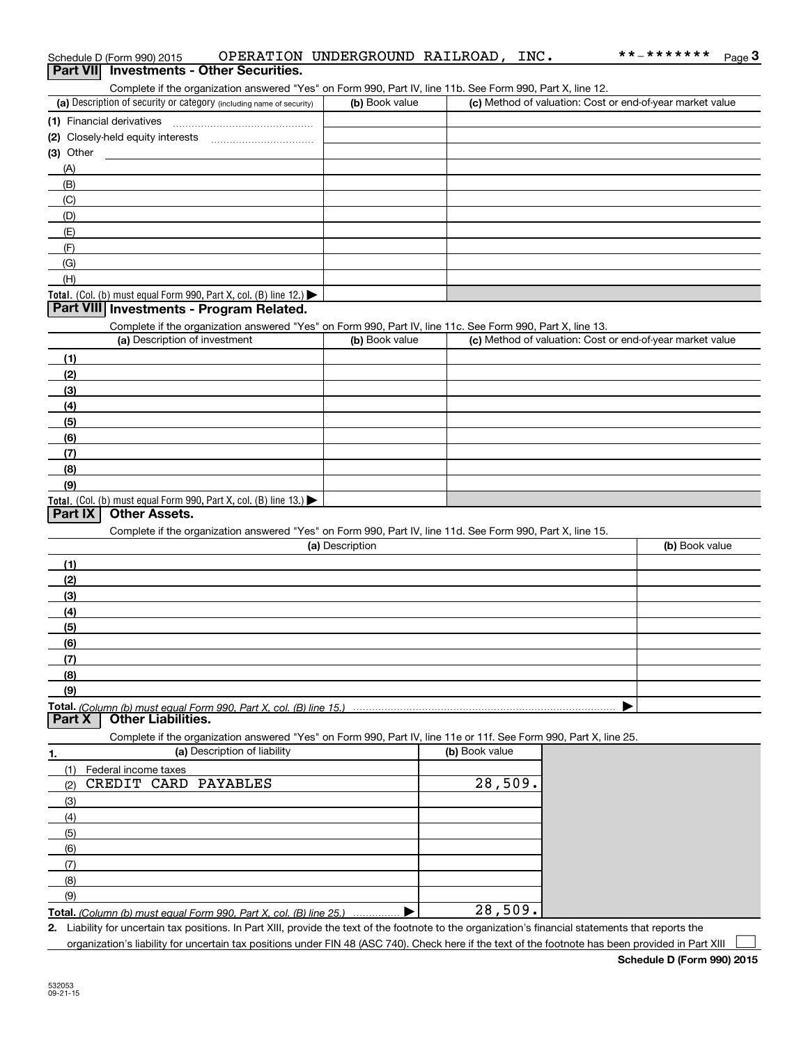Schedule D (Form 990) 2015 OPERATION UNDERGROUND RAILROAD, INC. **-******* Page 3

## Part VII Investments - Other Securities.

Complete if the organization answered "Yes" on Form 990, Part IV, line 11b. See Form 990, Part X, line 12.

| (a) Description of security or category (including name of security) | (b) Book value | (c) Method of valuation: Cost or end-of-year market value |
|---|---|---|
| (1) Financial derivatives | | |
| (2) Closely-held equity interests | | |
| (3) Other | | |
| (A) | | |
| (B) | | |
| (C) | | |
| (D) | | |
| (E) | | |
| (F) | | |
| (G) | | |
| (H) | | |
| Total. (Col. (b) must equal Form 990, Part X, col. (B) line 12.) ▶ | | |

## Part VIII Investments - Program Related.

Complete if the organization answered "Yes" on Form 990, Part IV, line 11c. See Form 990, Part X, line 13.

| (a) Description of investment | (b) Book value | (c) Method of valuation: Cost or end-of-year market value |
|---|---|---|
| (1) | | |
| (2) | | |
| (3) | | |
| (4) | | |
| (5) | | |
| (6) | | |
| (7) | | |
| (8) | | |
| (9) | | |
| Total. (Col. (b) must equal Form 990, Part X, col. (B) line 13.) ▶ | | |

## Part IX Other Assets.

Complete if the organization answered "Yes" on Form 990, Part IV, line 11d. See Form 990, Part X, line 15.

| (a) Description | (b) Book value |
|---|---|
| (1) | |
| (2) | |
| (3) | |
| (4) | |
| (5) | |
| (6) | |
| (7) | |
| (8) | |
| (9) | |
| Total. (Column (b) must equal Form 990, Part X, col. (B) line 15.) ▶ | |

## Part X Other Liabilities.

Complete if the organization answered "Yes" on Form 990, Part IV, line 11e or 11f. See Form 990, Part X, line 25.

| 1. (a) Description of liability | (b) Book value |
|---|---|
| (1) Federal income taxes | |
| (2) CREDIT CARD PAYABLES | 28,509. |
| (3) | |
| (4) | |
| (5) | |
| (6) | |
| (7) | |
| (8) | |
| (9) | |
| Total. (Column (b) must equal Form 990, Part X, col. (B) line 25.) ▶ | 28,509. |

2. Liability for uncertain tax positions. In Part XIII, provide the text of the footnote to the organization's financial statements that reports the organization's liability for uncertain tax positions under FIN 48 (ASC 740). Check here if the text of the footnote has been provided in Part XIII ☐

Schedule D (Form 990) 2015

532053 09-21-15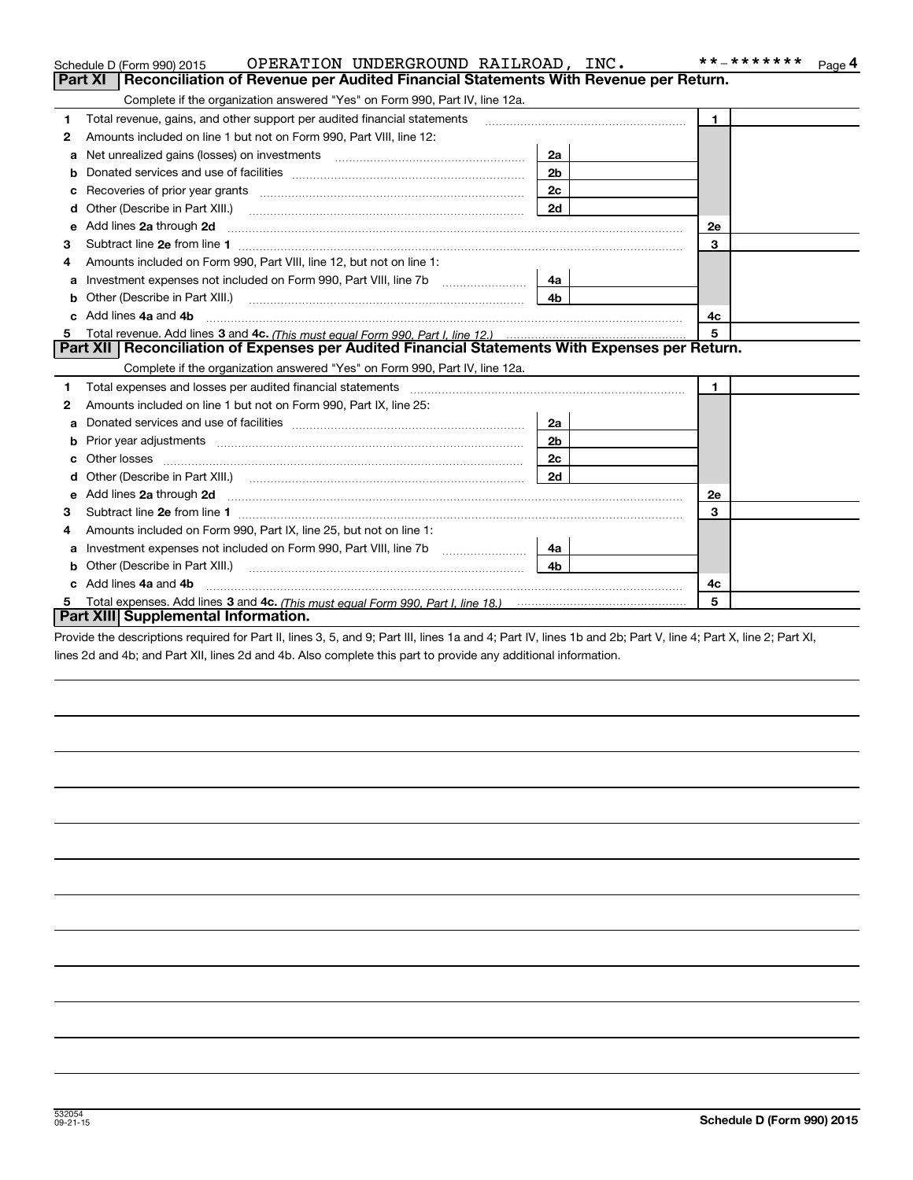Schedule D (Form 990) 2015    OPERATION UNDERGROUND RAILROAD, INC.    **-*******

## Part XI Reconciliation of Revenue per Audited Financial Statements With Revenue per Return.

Complete if the organization answered "Yes" on Form 990, Part IV, line 12a.

| | | | | | |
|---|---|---|---|---|---|
| 1 | Total revenue, gains, and other support per audited financial statements | | | 1 | |
| 2 | Amounts included on line 1 but not on Form 990, Part VIII, line 12: | | | | |
| a | Net unrealized gains (losses) on investments | 2a | | | |
| b | Donated services and use of facilities | 2b | | | |
| c | Recoveries of prior year grants | 2c | | | |
| d | Other (Describe in Part XIII.) | 2d | | | |
| e | Add lines **2a** through **2d** | | | 2e | |
| 3 | Subtract line **2e** from line **1** | | | 3 | |
| 4 | Amounts included on Form 990, Part VIII, line 12, but not on line 1: | | | | |
| a | Investment expenses not included on Form 990, Part VIII, line 7b | 4a | | | |
| b | Other (Describe in Part XIII.) | 4b | | | |
| c | Add lines **4a** and **4b** | | | 4c | |
| 5 | Total revenue. Add lines **3** and **4c.** *(This must equal Form 990, Part I, line 12.)* | | | 5 | |

## Part XII Reconciliation of Expenses per Audited Financial Statements With Expenses per Return.

Complete if the organization answered "Yes" on Form 990, Part IV, line 12a.

| | | | | | |
|---|---|---|---|---|---|
| 1 | Total expenses and losses per audited financial statements | | | 1 | |
| 2 | Amounts included on line 1 but not on Form 990, Part IX, line 25: | | | | |
| a | Donated services and use of facilities | 2a | | | |
| b | Prior year adjustments | 2b | | | |
| c | Other losses | 2c | | | |
| d | Other (Describe in Part XIII.) | 2d | | | |
| e | Add lines **2a** through **2d** | | | 2e | |
| 3 | Subtract line **2e** from line **1** | | | 3 | |
| 4 | Amounts included on Form 990, Part IX, line 25, but not on line 1: | | | | |
| a | Investment expenses not included on Form 990, Part VIII, line 7b | 4a | | | |
| b | Other (Describe in Part XIII.) | 4b | | | |
| c | Add lines **4a** and **4b** | | | 4c | |
| 5 | Total expenses. Add lines **3** and **4c.** *(This must equal Form 990, Part I, line 18.)* | | | 5 | |

## Part XIII Supplemental Information.

Provide the descriptions required for Part II, lines 3, 5, and 9; Part III, lines 1a and 4; Part IV, lines 1b and 2b; Part V, line 4; Part X, line 2; Part XI, lines 2d and 4b; and Part XII, lines 2d and 4b. Also complete this part to provide any additional information.

532054
09-21-15

**Schedule D (Form 990) 2015**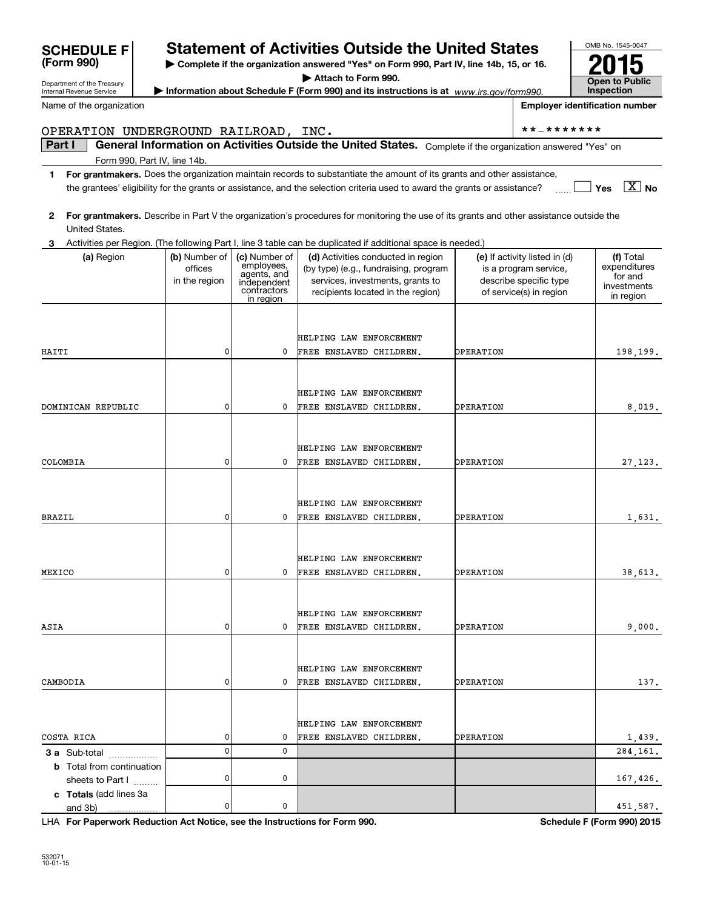# SCHEDULE F (Form 990)

Department of the Treasury
Internal Revenue Service

## Statement of Activities Outside the United States

▶ Complete if the organization answered "Yes" on Form 990, Part IV, line 14b, 15, or 16.
▶ Attach to Form 990.
▶ Information about Schedule F (Form 990) and its instructions is at *www.irs.gov/form990.*

OMB No. 1545-0047
**2015**
**Open to Public Inspection**

Name of the organization: OPERATION UNDERGROUND RAILROAD, INC.

Employer identification number: **-*******

**Part I** **General Information on Activities Outside the United States.** Complete if the organization answered "Yes" on Form 990, Part IV, line 14b.

1 **For grantmakers.** Does the organization maintain records to substantiate the amount of its grants and other assistance, the grantees' eligibility for the grants or assistance, and the selection criteria used to award the grants or assistance? ☐ Yes ☒ No

2 **For grantmakers.** Describe in Part V the organization's procedures for monitoring the use of its grants and other assistance outside the United States.

3 Activities per Region. (The following Part I, line 3 table can be duplicated if additional space is needed.)

| (a) Region | (b) Number of offices in the region | (c) Number of employees, agents, and independent contractors in region | (d) Activities conducted in region (by type) (e.g., fundraising, program services, investments, grants to recipients located in the region) | (e) If activity listed in (d) is a program service, describe specific type of service(s) in region | (f) Total expenditures for and investments in region |
|---|---|---|---|---|---|
| HAITI | 0 | 0 | HELPING LAW ENFORCEMENT FREE ENSLAVED CHILDREN. | OPERATION | 198,199. |
| DOMINICAN REPUBLIC | 0 | 0 | HELPING LAW ENFORCEMENT FREE ENSLAVED CHILDREN. | OPERATION | 8,019. |
| COLOMBIA | 0 | 0 | HELPING LAW ENFORCEMENT FREE ENSLAVED CHILDREN. | OPERATION | 27,123. |
| BRAZIL | 0 | 0 | HELPING LAW ENFORCEMENT FREE ENSLAVED CHILDREN. | OPERATION | 1,631. |
| MEXICO | 0 | 0 | HELPING LAW ENFORCEMENT FREE ENSLAVED CHILDREN. | OPERATION | 38,613. |
| ASIA | 0 | 0 | HELPING LAW ENFORCEMENT FREE ENSLAVED CHILDREN. | OPERATION | 9,000. |
| CAMBODIA | 0 | 0 | HELPING LAW ENFORCEMENT FREE ENSLAVED CHILDREN. | OPERATION | 137. |
| COSTA RICA | 0 | 0 | HELPING LAW ENFORCEMENT FREE ENSLAVED CHILDREN. | OPERATION | 1,439. |
| **3 a** Sub-total | 0 | 0 | | | 284,161. |
| **b** Total from continuation sheets to Part I | 0 | 0 | | | 167,426. |
| **c Totals** (add lines 3a and 3b) | 0 | 0 | | | 451,587. |

LHA **For Paperwork Reduction Act Notice, see the Instructions for Form 990.** **Schedule F (Form 990) 2015**

532071
10-01-15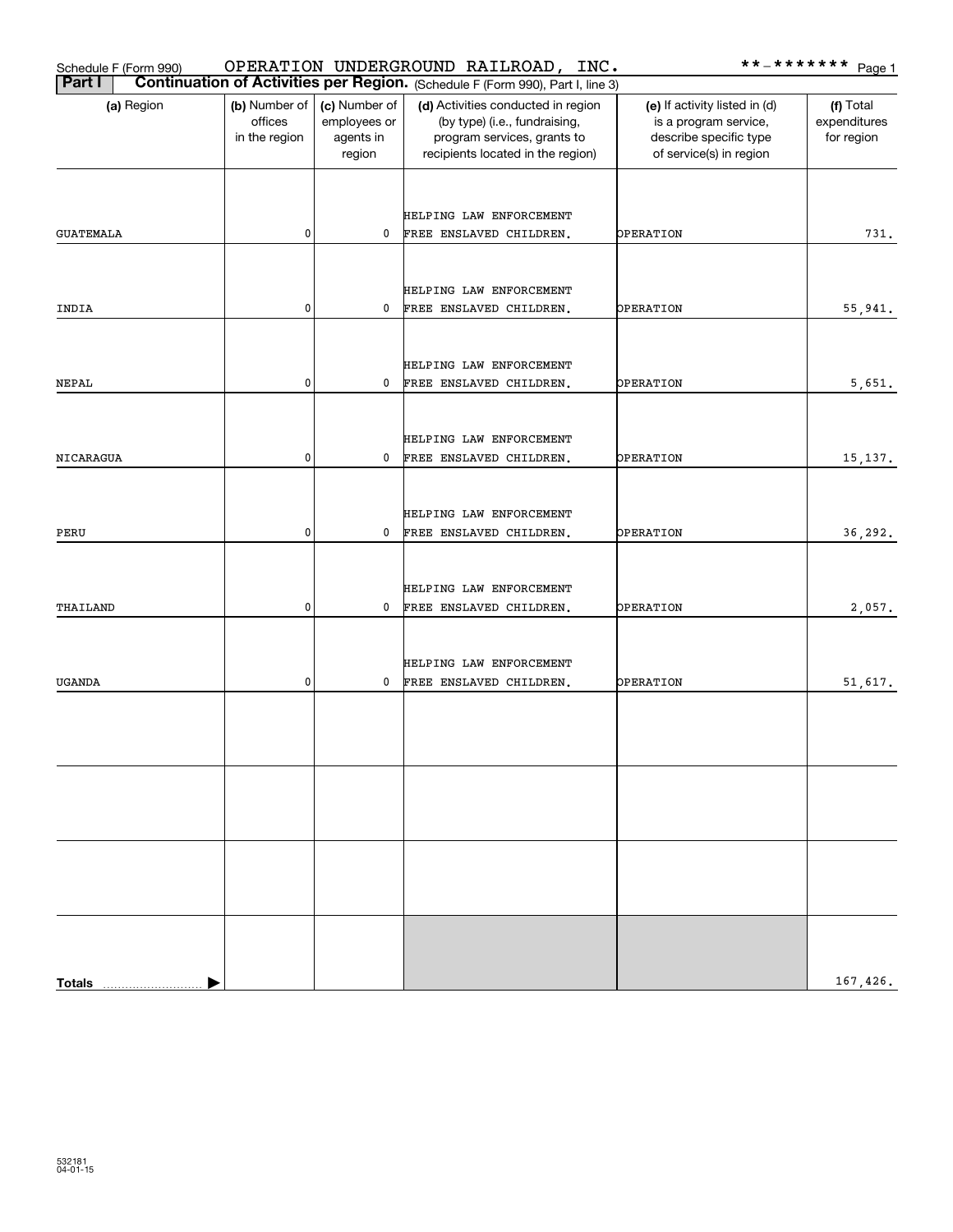Schedule F (Form 990) OPERATION UNDERGROUND RAILROAD, INC. **-*******

## Part I Continuation of Activities per Region. (Schedule F (Form 990), Part I, line 3)

| (a) Region | (b) Number of offices in the region | (c) Number of employees or agents in region | (d) Activities conducted in region (by type) (i.e., fundraising, program services, grants to recipients located in the region) | (e) If activity listed in (d) is a program service, describe specific type of service(s) in region | (f) Total expenditures for region |
|---|---|---|---|---|---|
| GUATEMALA | 0 | 0 | HELPING LAW ENFORCEMENT FREE ENSLAVED CHILDREN. | OPERATION | 731. |
| INDIA | 0 | 0 | HELPING LAW ENFORCEMENT FREE ENSLAVED CHILDREN. | OPERATION | 55,941. |
| NEPAL | 0 | 0 | HELPING LAW ENFORCEMENT FREE ENSLAVED CHILDREN. | OPERATION | 5,651. |
| NICARAGUA | 0 | 0 | HELPING LAW ENFORCEMENT FREE ENSLAVED CHILDREN. | OPERATION | 15,137. |
| PERU | 0 | 0 | HELPING LAW ENFORCEMENT FREE ENSLAVED CHILDREN. | OPERATION | 36,292. |
| THAILAND | 0 | 0 | HELPING LAW ENFORCEMENT FREE ENSLAVED CHILDREN. | OPERATION | 2,057. |
| UGANDA | 0 | 0 | HELPING LAW ENFORCEMENT FREE ENSLAVED CHILDREN. | OPERATION | 51,617. |
| | | | | | |
| | | | | | |
| | | | | | |
| **Totals** | | | | | 167,426. |

532181 04-01-15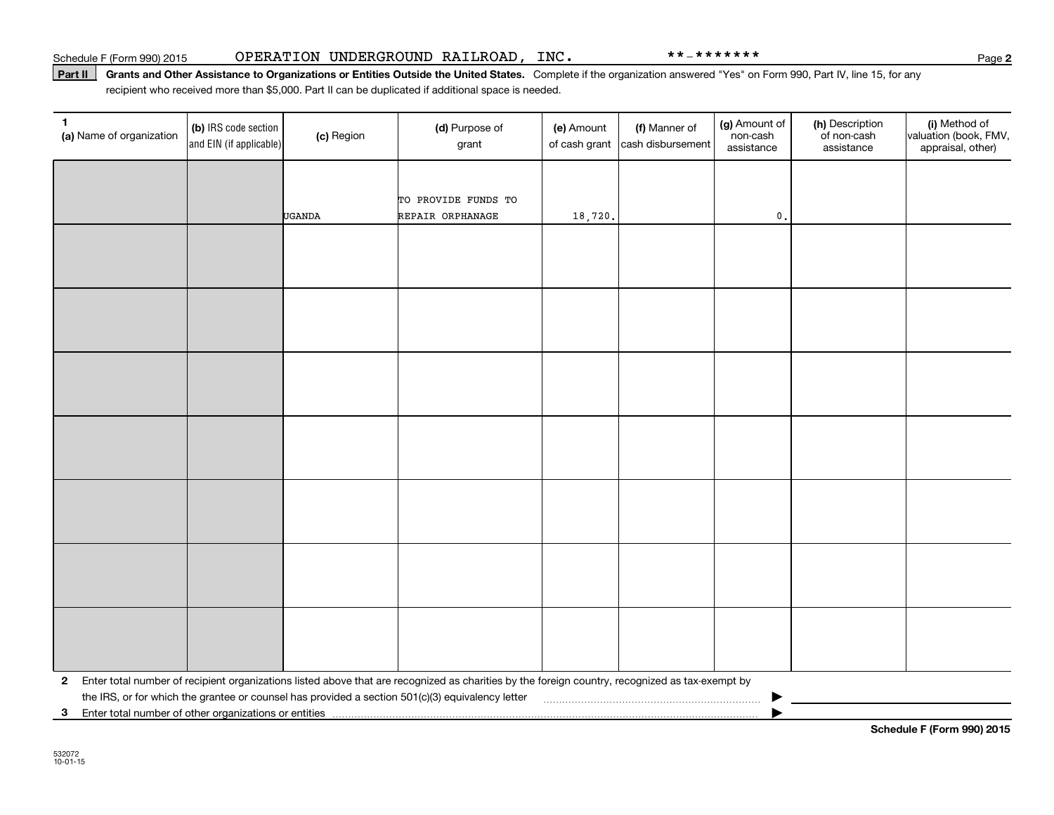Schedule F (Form 990) 2015 OPERATION UNDERGROUND RAILROAD, INC. **-*******

**Part II** **Grants and Other Assistance to Organizations or Entities Outside the United States.** Complete if the organization answered "Yes" on Form 990, Part IV, line 15, for any recipient who received more than $5,000. Part II can be duplicated if additional space is needed.

| 1 (a) Name of organization | (b) IRS code section and EIN (if applicable) | (c) Region | (d) Purpose of grant | (e) Amount of cash grant | (f) Manner of cash disbursement | (g) Amount of non-cash assistance | (h) Description of non-cash assistance | (i) Method of valuation (book, FMV, appraisal, other) |
|---|---|---|---|---|---|---|---|---|
| | | UGANDA | TO PROVIDE FUNDS TO REPAIR ORPHANAGE | 18,720. | | 0. | | |
| | | | | | | | | |
| | | | | | | | | |
| | | | | | | | | |
| | | | | | | | | |
| | | | | | | | | |
| | | | | | | | | |
| | | | | | | | | |

**2** Enter total number of recipient organizations listed above that are recognized as charities by the foreign country, recognized as tax-exempt by the IRS, or for which the grantee or counsel has provided a section 501(c)(3) equivalency letter ▶

**3** Enter total number of other organizations or entities ▶

**Schedule F (Form 990) 2015**

532072
10-01-15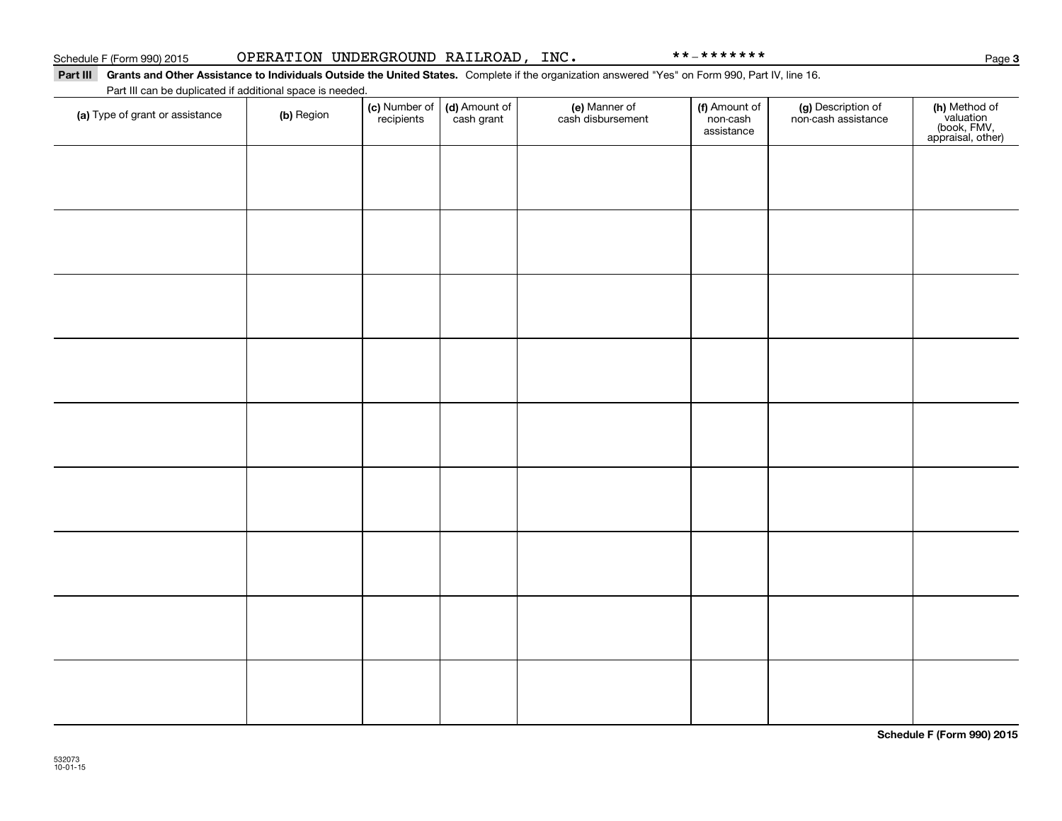Schedule F (Form 990) 2015 OPERATION UNDERGROUND RAILROAD, INC. **-*******

**Part III** **Grants and Other Assistance to Individuals Outside the United States.** Complete if the organization answered "Yes" on Form 990, Part IV, line 16.

Part III can be duplicated if additional space is needed.

| (a) Type of grant or assistance | (b) Region | (c) Number of recipients | (d) Amount of cash grant | (e) Manner of cash disbursement | (f) Amount of non-cash assistance | (g) Description of non-cash assistance | (h) Method of valuation (book, FMV, appraisal, other) |
|---|---|---|---|---|---|---|---|
| | | | | | | | |
| | | | | | | | |
| | | | | | | | |
| | | | | | | | |
| | | | | | | | |
| | | | | | | | |
| | | | | | | | |
| | | | | | | | |
| | | | | | | | |

**Schedule F (Form 990) 2015**

532073
10-01-15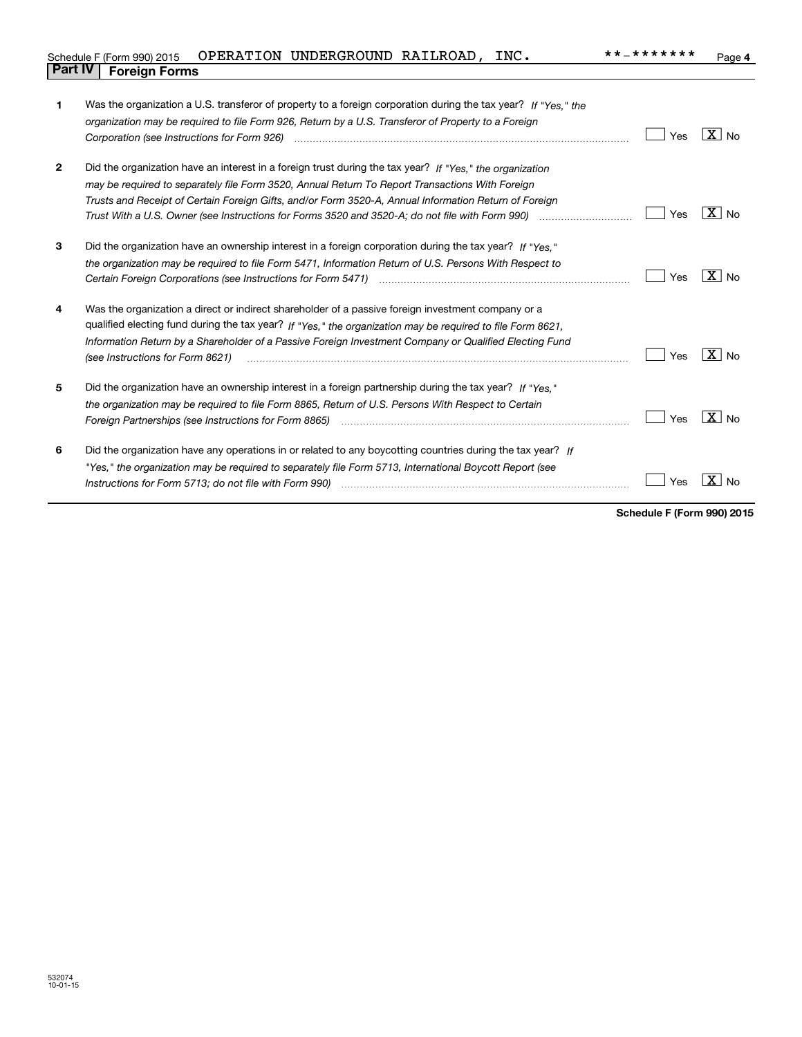Schedule F (Form 990) 2015 OPERATION UNDERGROUND RAILROAD, INC. **-******* Page 4

## Part IV Foreign Forms

| | | | |
|---|---|---|---|
| 1 | Was the organization a U.S. transferor of property to a foreign corporation during the tax year? *If "Yes," the organization may be required to file Form 926, Return by a U.S. Transferor of Property to a Foreign Corporation (see Instructions for Form 926)* | Yes | [X] No |
| 2 | Did the organization have an interest in a foreign trust during the tax year? *If "Yes," the organization may be required to separately file Form 3520, Annual Return To Report Transactions With Foreign Trusts and Receipt of Certain Foreign Gifts, and/or Form 3520-A, Annual Information Return of Foreign Trust With a U.S. Owner (see Instructions for Forms 3520 and 3520-A; do not file with Form 990)* | Yes | [X] No |
| 3 | Did the organization have an ownership interest in a foreign corporation during the tax year? *If "Yes," the organization may be required to file Form 5471, Information Return of U.S. Persons With Respect to Certain Foreign Corporations (see Instructions for Form 5471)* | Yes | [X] No |
| 4 | Was the organization a direct or indirect shareholder of a passive foreign investment company or a qualified electing fund during the tax year? *If "Yes," the organization may be required to file Form 8621, Information Return by a Shareholder of a Passive Foreign Investment Company or Qualified Electing Fund (see Instructions for Form 8621)* | Yes | [X] No |
| 5 | Did the organization have an ownership interest in a foreign partnership during the tax year? *If "Yes," the organization may be required to file Form 8865, Return of U.S. Persons With Respect to Certain Foreign Partnerships (see Instructions for Form 8865)* | Yes | [X] No |
| 6 | Did the organization have any operations in or related to any boycotting countries during the tax year? *If "Yes," the organization may be required to separately file Form 5713, International Boycott Report (see Instructions for Form 5713; do not file with Form 990)* | Yes | [X] No |

**Schedule F (Form 990) 2015**

532074
10-01-15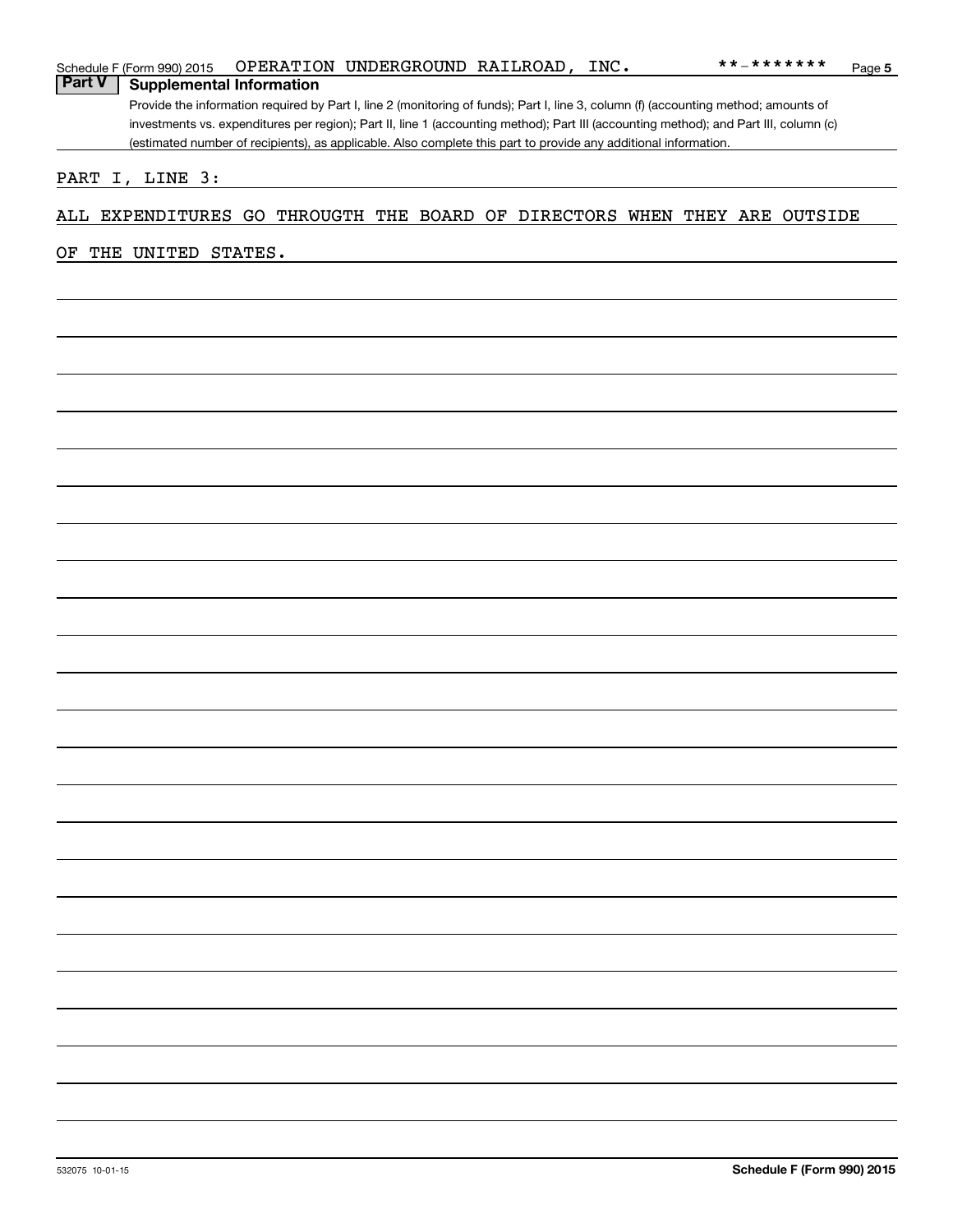Schedule F (Form 990) 2015 OPERATION UNDERGROUND RAILROAD, INC. **-******* Page 5

## Part V Supplemental Information

Provide the information required by Part I, line 2 (monitoring of funds); Part I, line 3, column (f) (accounting method; amounts of investments vs. expenditures per region); Part II, line 1 (accounting method); Part III (accounting method); and Part III, column (c) (estimated number of recipients), as applicable. Also complete this part to provide any additional information.

PART I, LINE 3:

ALL EXPENDITURES GO THROUGTH THE BOARD OF DIRECTORS WHEN THEY ARE OUTSIDE OF THE UNITED STATES.

532075 10-01-15 **Schedule F (Form 990) 2015**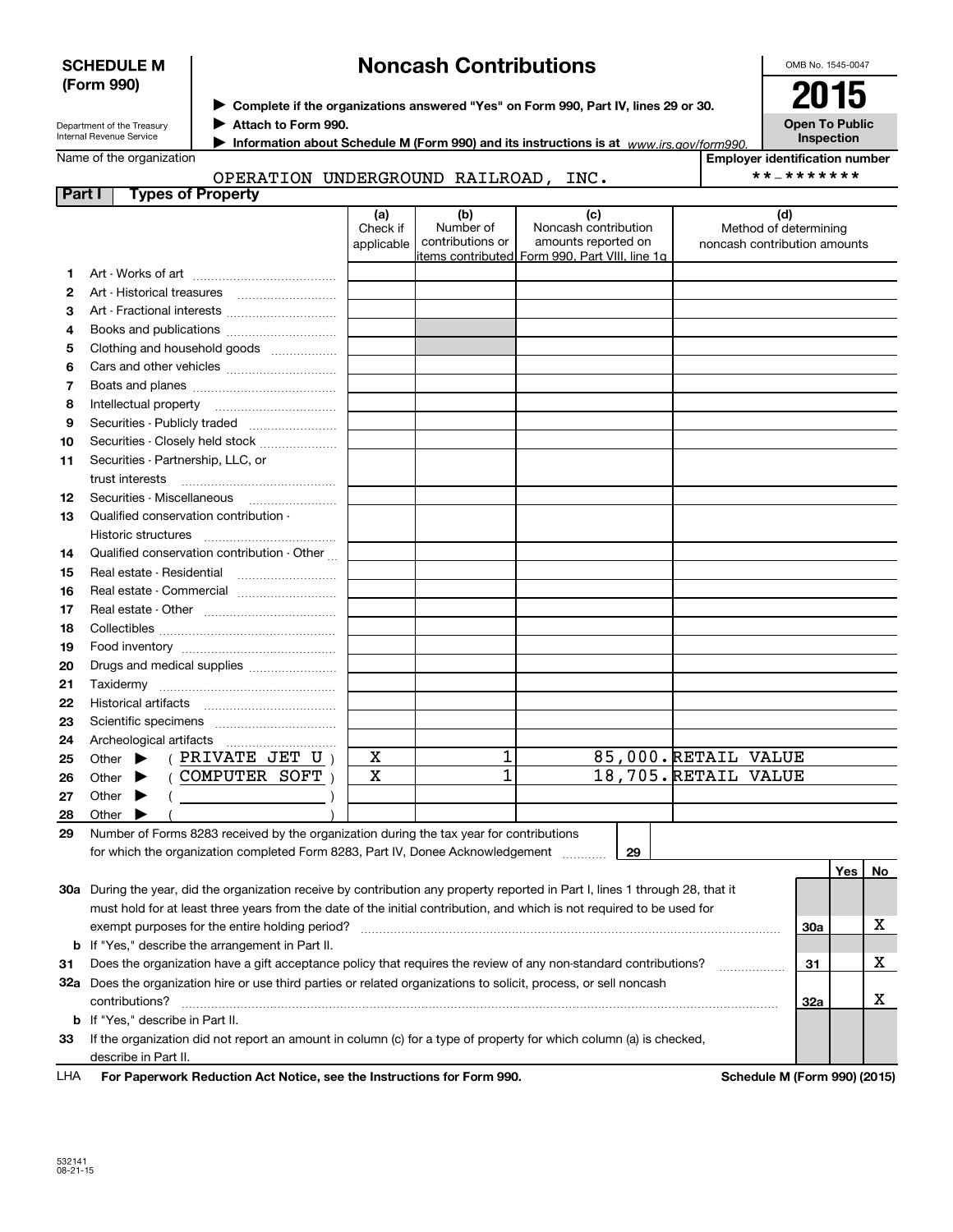**SCHEDULE M (Form 990)**

Department of the Treasury
Internal Revenue Service

# Noncash Contributions

▶ Complete if the organizations answered "Yes" on Form 990, Part IV, lines 29 or 30.
▶ Attach to Form 990.
▶ Information about Schedule M (Form 990) and its instructions is at www.irs.gov/form990.

OMB No. 1545-0047
**2015**
**Open To Public Inspection**

Name of the organization: OPERATION UNDERGROUND RAILROAD, INC.

Employer identification number: **-*******

**Part I Types of Property**

| | | (a) Check if applicable | (b) Number of contributions or items contributed | (c) Noncash contribution amounts reported on Form 990, Part VIII, line 1g | (d) Method of determining noncash contribution amounts |
|---|---|---|---|---|---|
| 1 | Art - Works of art | | | | |
| 2 | Art - Historical treasures | | | | |
| 3 | Art - Fractional interests | | | | |
| 4 | Books and publications | | | | |
| 5 | Clothing and household goods | | | | |
| 6 | Cars and other vehicles | | | | |
| 7 | Boats and planes | | | | |
| 8 | Intellectual property | | | | |
| 9 | Securities - Publicly traded | | | | |
| 10 | Securities - Closely held stock | | | | |
| 11 | Securities - Partnership, LLC, or trust interests | | | | |
| 12 | Securities - Miscellaneous | | | | |
| 13 | Qualified conservation contribution - Historic structures | | | | |
| 14 | Qualified conservation contribution - Other | | | | |
| 15 | Real estate - Residential | | | | |
| 16 | Real estate - Commercial | | | | |
| 17 | Real estate - Other | | | | |
| 18 | Collectibles | | | | |
| 19 | Food inventory | | | | |
| 20 | Drugs and medical supplies | | | | |
| 21 | Taxidermy | | | | |
| 22 | Historical artifacts | | | | |
| 23 | Scientific specimens | | | | |
| 24 | Archeological artifacts | | | | |
| 25 | Other ▶ ( PRIVATE JET U ) | X | 1 | 85,000. | RETAIL VALUE |
| 26 | Other ▶ ( COMPUTER SOFT ) | X | 1 | 18,705. | RETAIL VALUE |
| 27 | Other ▶ ( ) | | | | |
| 28 | Other ▶ ( ) | | | | |

29 Number of Forms 8283 received by the organization during the tax year for contributions for which the organization completed Form 8283, Part IV, Donee Acknowledgement .......... 29

| | | | Yes | No |
|---|---|---|---|---|
| 30a | During the year, did the organization receive by contribution any property reported in Part I, lines 1 through 28, that it must hold for at least three years from the date of the initial contribution, and which is not required to be used for exempt purposes for the entire holding period? | 30a | | X |
| b | If "Yes," describe the arrangement in Part II. | | | |
| 31 | Does the organization have a gift acceptance policy that requires the review of any non-standard contributions? | 31 | | X |
| 32a | Does the organization hire or use third parties or related organizations to solicit, process, or sell noncash contributions? | 32a | | X |
| b | If "Yes," describe in Part II. | | | |
| 33 | If the organization did not report an amount in column (c) for a type of property for which column (a) is checked, describe in Part II. | | | |

LHA **For Paperwork Reduction Act Notice, see the Instructions for Form 990.** **Schedule M (Form 990) (2015)**

532141
08-21-15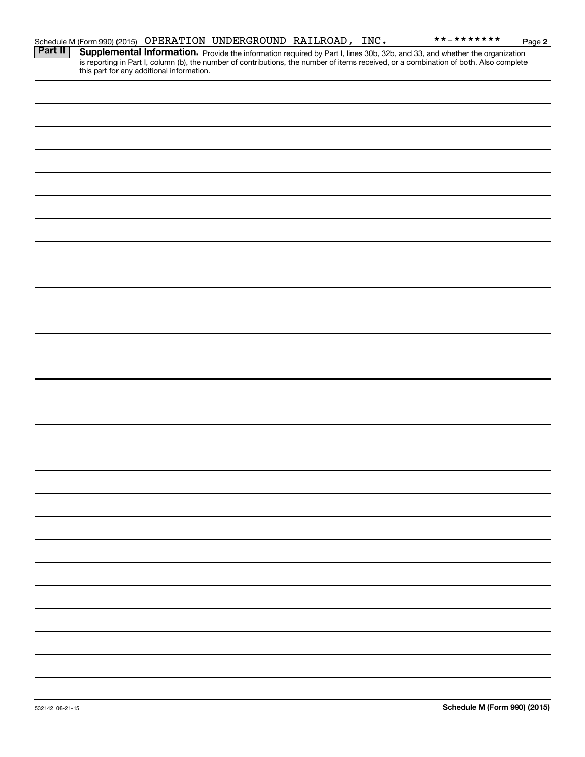Schedule M (Form 990) (2015) OPERATION UNDERGROUND RAILROAD, INC. **-******* Page 2

**Part II** **Supplemental Information.** Provide the information required by Part I, lines 30b, 32b, and 33, and whether the organization is reporting in Part I, column (b), the number of contributions, the number of items received, or a combination of both. Also complete this part for any additional information.

532142 08-21-15

**Schedule M (Form 990) (2015)**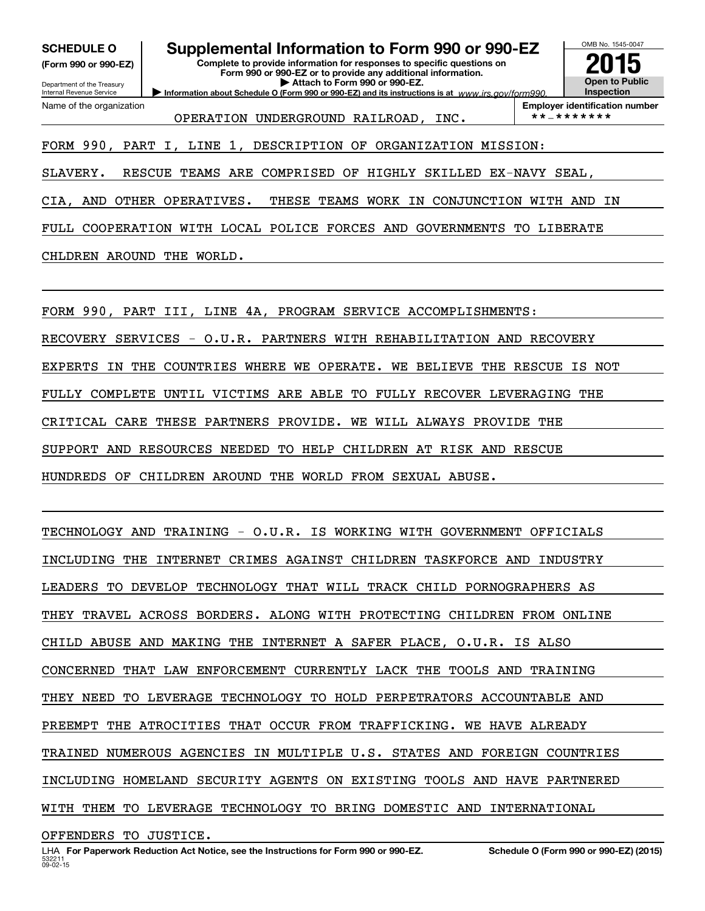**SCHEDULE O (Form 990 or 990-EZ)**

Department of the Treasury
Internal Revenue Service

# Supplemental Information to Form 990 or 990-EZ

**Complete to provide information for responses to specific questions on Form 990 or 990-EZ or to provide any additional information.**
**▶ Attach to Form 990 or 990-EZ.**
**▶ Information about Schedule O (Form 990 or 990-EZ) and its instructions is at** *www.irs.gov/form990.*

OMB No. 1545-0047
**2015**
**Open to Public Inspection**

Name of the organization: OPERATION UNDERGROUND RAILROAD, INC.

**Employer identification number**: **-*******

FORM 990, PART I, LINE 1, DESCRIPTION OF ORGANIZATION MISSION:

SLAVERY. RESCUE TEAMS ARE COMPRISED OF HIGHLY SKILLED EX-NAVY SEAL, CIA, AND OTHER OPERATIVES. THESE TEAMS WORK IN CONJUNCTION WITH AND IN FULL COOPERATION WITH LOCAL POLICE FORCES AND GOVERNMENTS TO LIBERATE CHLDREN AROUND THE WORLD.

FORM 990, PART III, LINE 4A, PROGRAM SERVICE ACCOMPLISHMENTS:

RECOVERY SERVICES - O.U.R. PARTNERS WITH REHABILITATION AND RECOVERY EXPERTS IN THE COUNTRIES WHERE WE OPERATE. WE BELIEVE THE RESCUE IS NOT FULLY COMPLETE UNTIL VICTIMS ARE ABLE TO FULLY RECOVER LEVERAGING THE CRITICAL CARE THESE PARTNERS PROVIDE. WE WILL ALWAYS PROVIDE THE SUPPORT AND RESOURCES NEEDED TO HELP CHILDREN AT RISK AND RESCUE HUNDREDS OF CHILDREN AROUND THE WORLD FROM SEXUAL ABUSE.

TECHNOLOGY AND TRAINING - O.U.R. IS WORKING WITH GOVERNMENT OFFICIALS INCLUDING THE INTERNET CRIMES AGAINST CHILDREN TASKFORCE AND INDUSTRY LEADERS TO DEVELOP TECHNOLOGY THAT WILL TRACK CHILD PORNOGRAPHERS AS THEY TRAVEL ACROSS BORDERS. ALONG WITH PROTECTING CHILDREN FROM ONLINE CHILD ABUSE AND MAKING THE INTERNET A SAFER PLACE, O.U.R. IS ALSO CONCERNED THAT LAW ENFORCEMENT CURRENTLY LACK THE TOOLS AND TRAINING THEY NEED TO LEVERAGE TECHNOLOGY TO HOLD PERPETRATORS ACCOUNTABLE AND PREEMPT THE ATROCITIES THAT OCCUR FROM TRAFFICKING. WE HAVE ALREADY TRAINED NUMEROUS AGENCIES IN MULTIPLE U.S. STATES AND FOREIGN COUNTRIES INCLUDING HOMELAND SECURITY AGENTS ON EXISTING TOOLS AND HAVE PARTNERED WITH THEM TO LEVERAGE TECHNOLOGY TO BRING DOMESTIC AND INTERNATIONAL OFFENDERS TO JUSTICE.

LHA **For Paperwork Reduction Act Notice, see the Instructions for Form 990 or 990-EZ.** **Schedule O (Form 990 or 990-EZ) (2015)**
532211 09-02-15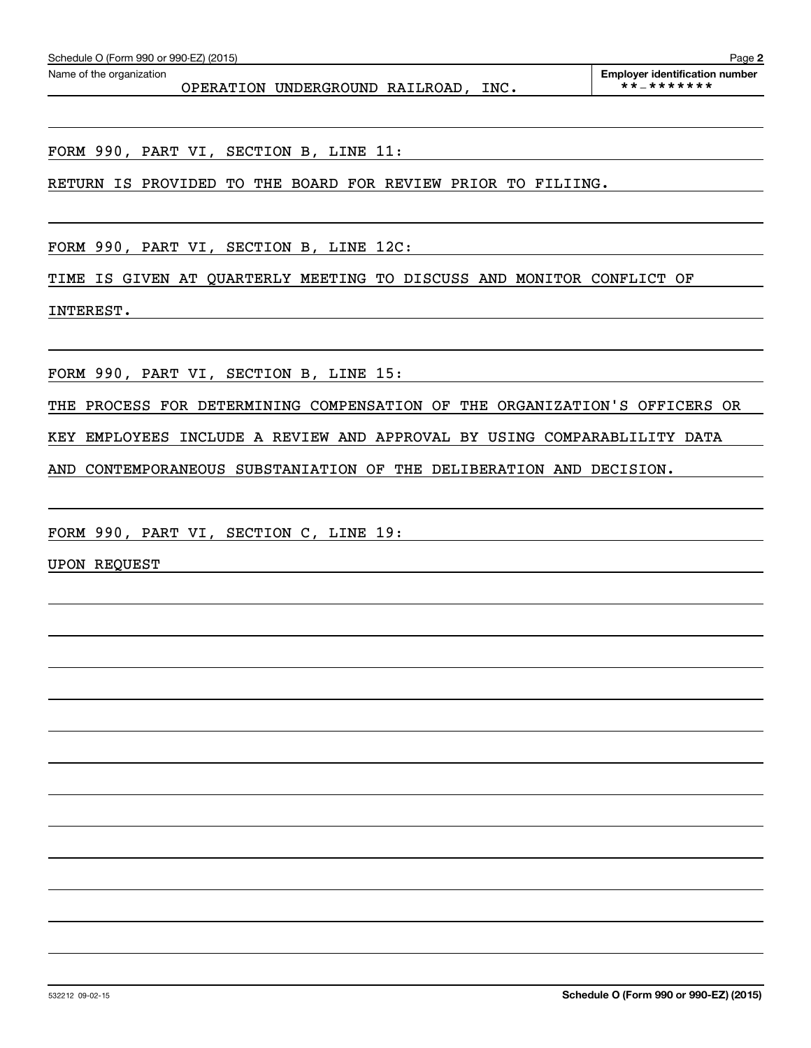Schedule O (Form 990 or 990-EZ) (2015)

Name of the organization: OPERATION UNDERGROUND RAILROAD, INC.

Employer identification number: **-*******

FORM 990, PART VI, SECTION B, LINE 11:

RETURN IS PROVIDED TO THE BOARD FOR REVIEW PRIOR TO FILIING.

FORM 990, PART VI, SECTION B, LINE 12C:

TIME IS GIVEN AT QUARTERLY MEETING TO DISCUSS AND MONITOR CONFLICT OF INTEREST.

FORM 990, PART VI, SECTION B, LINE 15:

THE PROCESS FOR DETERMINING COMPENSATION OF THE ORGANIZATION'S OFFICERS OR KEY EMPLOYEES INCLUDE A REVIEW AND APPROVAL BY USING COMPARABLILITY DATA AND CONTEMPORANEOUS SUBSTANIATION OF THE DELIBERATION AND DECISION.

FORM 990, PART VI, SECTION C, LINE 19:

UPON REQUEST

532212 09-02-15

Schedule O (Form 990 or 990-EZ) (2015)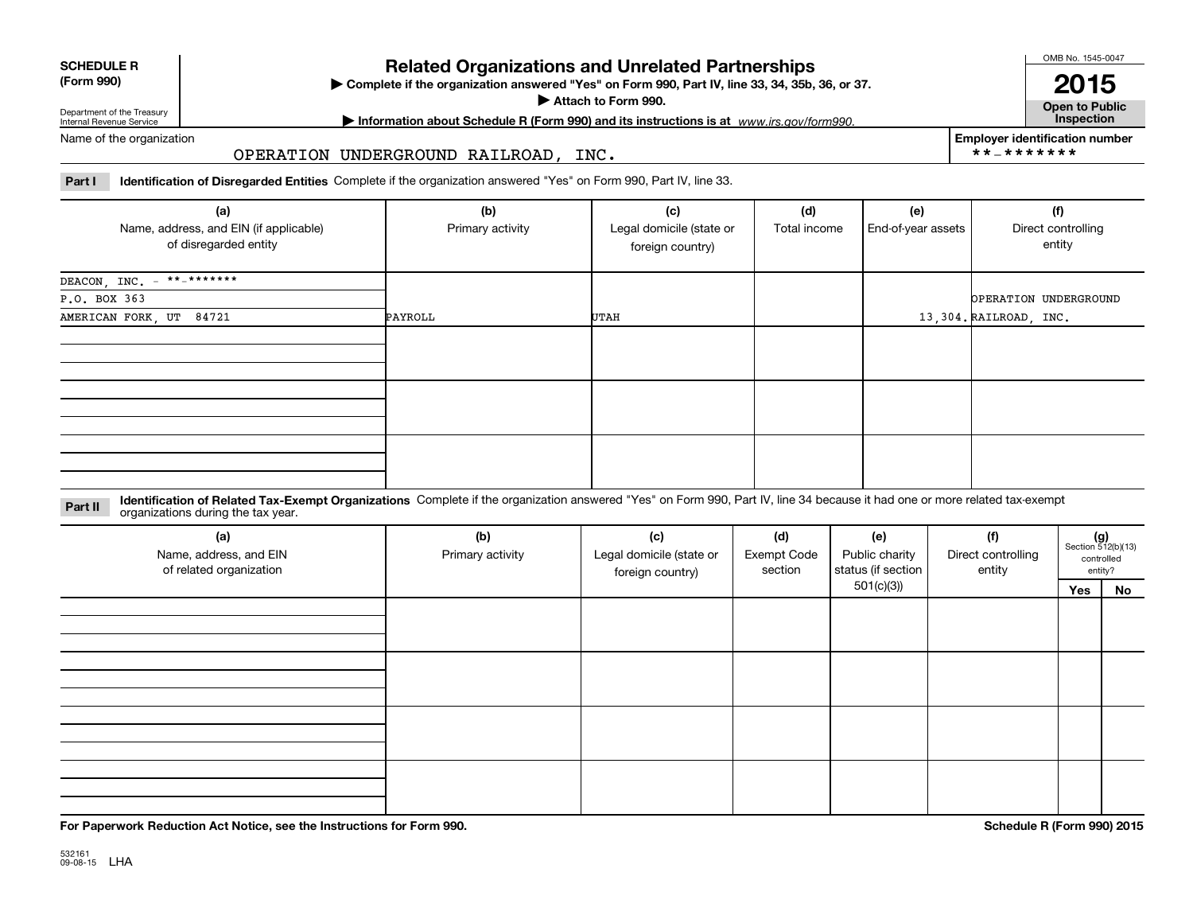**SCHEDULE R (Form 990)**

Department of the Treasury
Internal Revenue Service

# Related Organizations and Unrelated Partnerships

▶ Complete if the organization answered "Yes" on Form 990, Part IV, line 33, 34, 35b, 36, or 37.
▶ Attach to Form 990.
▶ Information about Schedule R (Form 990) and its instructions is at *www.irs.gov/form990.*

OMB No. 1545-0047

**2015**

**Open to Public Inspection**

Name of the organization: OPERATION UNDERGROUND RAILROAD, INC.

Employer identification number: **-*******

**Part I — Identification of Disregarded Entities** Complete if the organization answered "Yes" on Form 990, Part IV, line 33.

| (a) Name, address, and EIN (if applicable) of disregarded entity | (b) Primary activity | (c) Legal domicile (state or foreign country) | (d) Total income | (e) End-of-year assets | (f) Direct controlling entity |
|---|---|---|---|---|---|
| DEACON, INC. - **-******* P.O. BOX 363 AMERICAN FORK, UT 84721 | PAYROLL | UTAH | | 13,304. | OPERATION UNDERGROUND RAILROAD, INC. |
| | | | | | |
| | | | | | |
| | | | | | |

**Part II — Identification of Related Tax-Exempt Organizations** Complete if the organization answered "Yes" on Form 990, Part IV, line 34 because it had one or more related tax-exempt organizations during the tax year.

| (a) Name, address, and EIN of related organization | (b) Primary activity | (c) Legal domicile (state or foreign country) | (d) Exempt Code section | (e) Public charity status (if section 501(c)(3)) | (f) Direct controlling entity | (g) Section 512(b)(13) controlled entity? Yes | No |
|---|---|---|---|---|---|---|---|
| | | | | | | | |
| | | | | | | | |
| | | | | | | | |
| | | | | | | | |

**For Paperwork Reduction Act Notice, see the Instructions for Form 990.**

**Schedule R (Form 990) 2015**

532161 09-08-15 LHA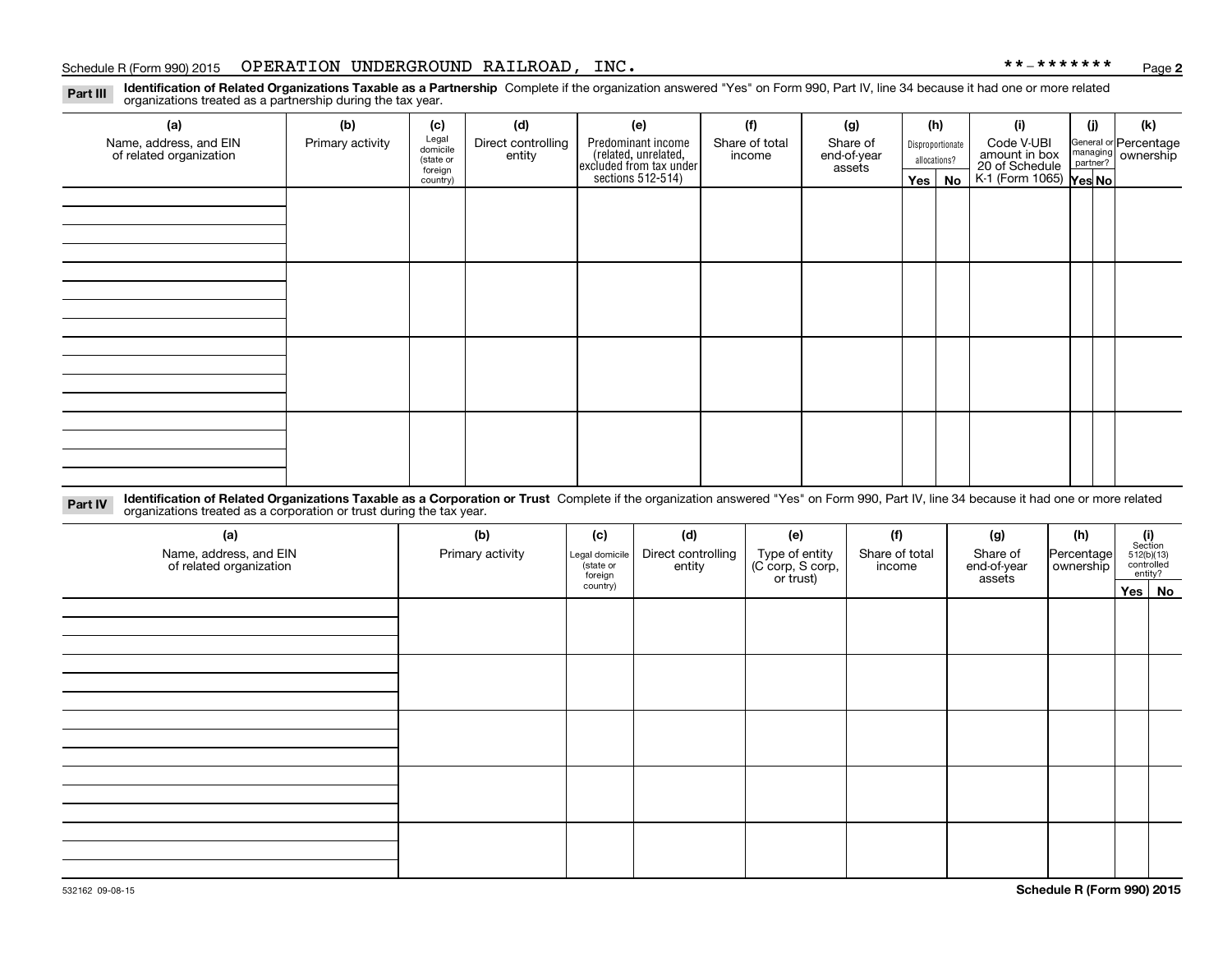Schedule R (Form 990) 2015 OPERATION UNDERGROUND RAILROAD, INC. **-*******

**Part III** **Identification of Related Organizations Taxable as a Partnership** Complete if the organization answered "Yes" on Form 990, Part IV, line 34 because it had one or more related organizations treated as a partnership during the tax year.

| (a) Name, address, and EIN of related organization | (b) Primary activity | (c) Legal domicile (state or foreign country) | (d) Direct controlling entity | (e) Predominant income (related, unrelated, excluded from tax under sections 512-514) | (f) Share of total income | (g) Share of end-of-year assets | (h) Disproportionate allocations? Yes | No | (i) Code V-UBI amount in box 20 of Schedule K-1 (Form 1065) | (j) General or managing partner? Yes | No | (k) Percentage ownership |
|---|---|---|---|---|---|---|---|---|---|---|---|---|
| | | | | | | | | | | | | |
| | | | | | | | | | | | | |
| | | | | | | | | | | | | |
| | | | | | | | | | | | | |

**Part IV** **Identification of Related Organizations Taxable as a Corporation or Trust** Complete if the organization answered "Yes" on Form 990, Part IV, line 34 because it had one or more related organizations treated as a corporation or trust during the tax year.

| (a) Name, address, and EIN of related organization | (b) Primary activity | (c) Legal domicile (state or foreign country) | (d) Direct controlling entity | (e) Type of entity (C corp, S corp, or trust) | (f) Share of total income | (g) Share of end-of-year assets | (h) Percentage ownership | (i) Section 512(b)(13) controlled entity? Yes | No |
|---|---|---|---|---|---|---|---|---|---|
| | | | | | | | | | |
| | | | | | | | | | |
| | | | | | | | | | |
| | | | | | | | | | |
| | | | | | | | | | |

532162 09-08-15 **Schedule R (Form 990) 2015**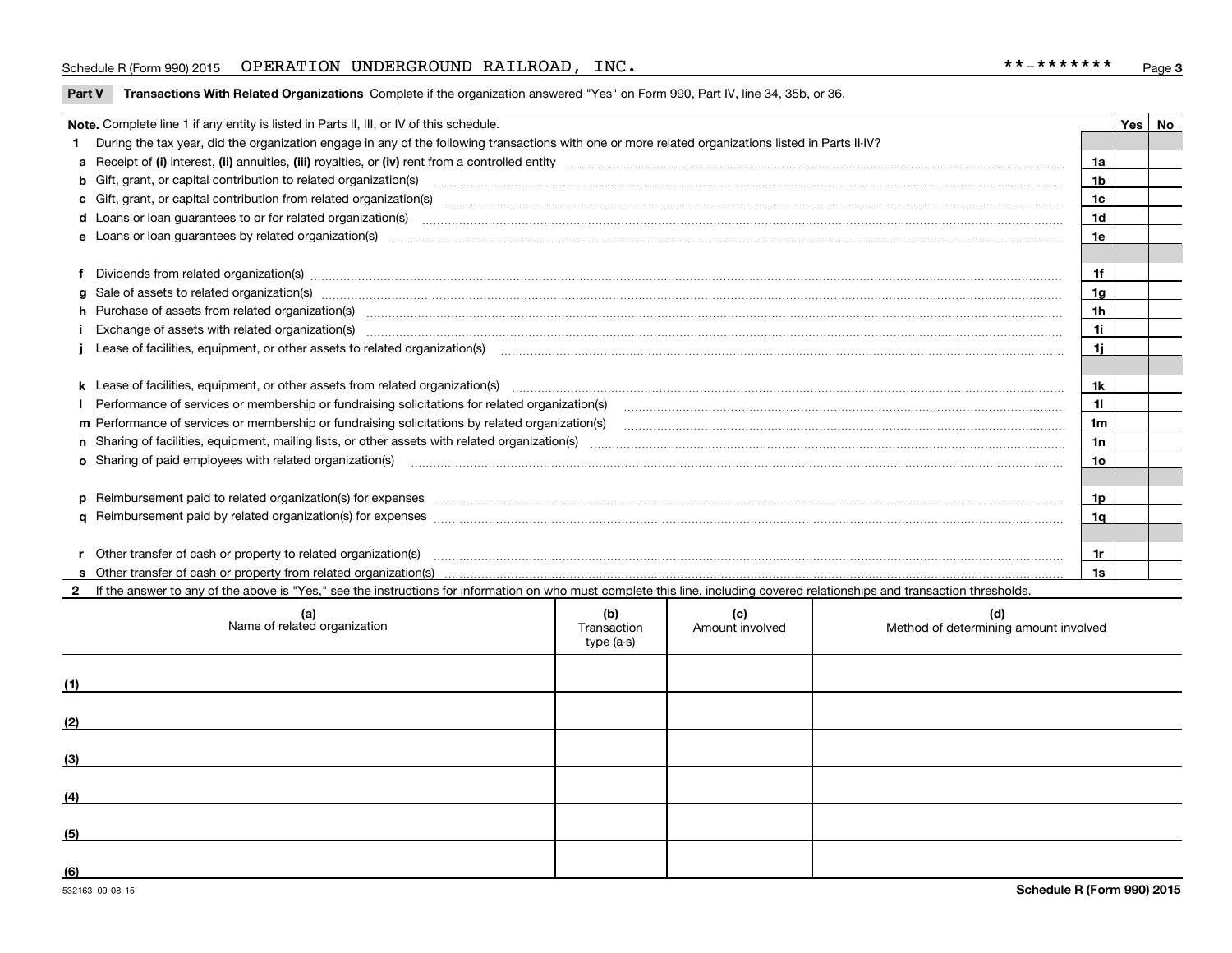Schedule R (Form 990) 2015 OPERATION UNDERGROUND RAILROAD, INC. **-******* Page 3

**Part V Transactions With Related Organizations** Complete if the organization answered "Yes" on Form 990, Part IV, line 34, 35b, or 36.

| **Note.** Complete line 1 if any entity is listed in Parts II, III, or IV of this schedule. | | Yes | No |
|---|---|---|---|
| **1** During the tax year, did the organization engage in any of the following transactions with one or more related organizations listed in Parts II-IV? | | | |
| **a** Receipt of **(i)** interest, **(ii)** annuities, **(iii)** royalties, or **(iv)** rent from a controlled entity | 1a | | |
| **b** Gift, grant, or capital contribution to related organization(s) | 1b | | |
| **c** Gift, grant, or capital contribution from related organization(s) | 1c | | |
| **d** Loans or loan guarantees to or for related organization(s) | 1d | | |
| **e** Loans or loan guarantees by related organization(s) | 1e | | |
| **f** Dividends from related organization(s) | 1f | | |
| **g** Sale of assets to related organization(s) | 1g | | |
| **h** Purchase of assets from related organization(s) | 1h | | |
| **i** Exchange of assets with related organization(s) | 1i | | |
| **j** Lease of facilities, equipment, or other assets to related organization(s) | 1j | | |
| **k** Lease of facilities, equipment, or other assets from related organization(s) | 1k | | |
| **l** Performance of services or membership or fundraising solicitations for related organization(s) | 1l | | |
| **m** Performance of services or membership or fundraising solicitations by related organization(s) | 1m | | |
| **n** Sharing of facilities, equipment, mailing lists, or other assets with related organization(s) | 1n | | |
| **o** Sharing of paid employees with related organization(s) | 1o | | |
| **p** Reimbursement paid to related organization(s) for expenses | 1p | | |
| **q** Reimbursement paid by related organization(s) for expenses | 1q | | |
| **r** Other transfer of cash or property to related organization(s) | 1r | | |
| **s** Other transfer of cash or property from related organization(s) | 1s | | |

**2** If the answer to any of the above is "Yes," see the instructions for information on who must complete this line, including covered relationships and transaction thresholds.

| (a) Name of related organization | (b) Transaction type (a-s) | (c) Amount involved | (d) Method of determining amount involved |
|---|---|---|---|
| (1) | | | |
| (2) | | | |
| (3) | | | |
| (4) | | | |
| (5) | | | |
| (6) | | | |

532163 09-08-15 **Schedule R (Form 990) 2015**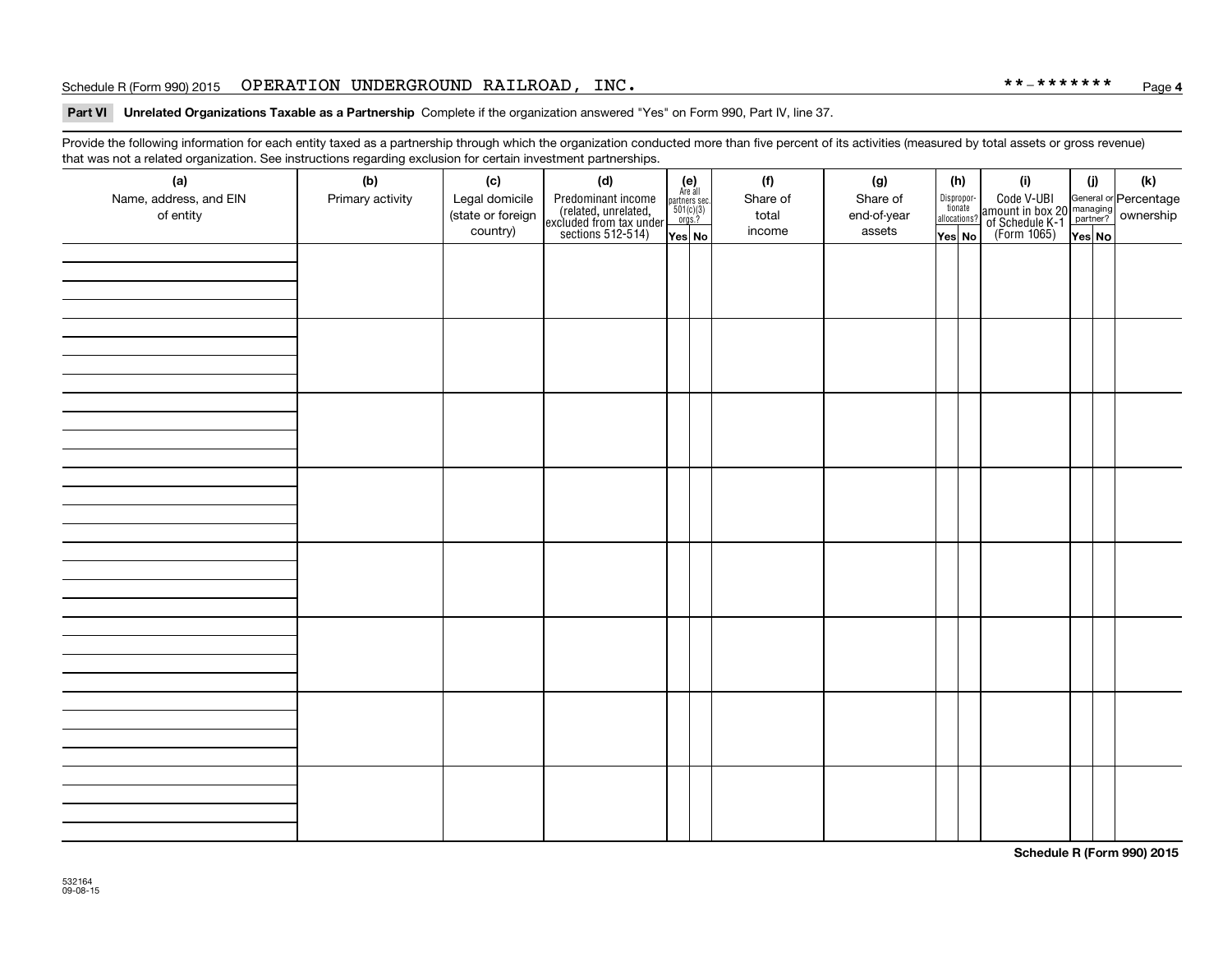Schedule R (Form 990) 2015 OPERATION UNDERGROUND RAILROAD, INC. **-******* Page 4

**Part VI** **Unrelated Organizations Taxable as a Partnership** Complete if the organization answered "Yes" on Form 990, Part IV, line 37.

Provide the following information for each entity taxed as a partnership through which the organization conducted more than five percent of its activities (measured by total assets or gross revenue) that was not a related organization. See instructions regarding exclusion for certain investment partnerships.

| (a) Name, address, and EIN of entity | (b) Primary activity | (c) Legal domicile (state or foreign country) | (d) Predominant income (related, unrelated, excluded from tax under sections 512-514) | (e) Are all partners sec. 501(c)(3) orgs.? | | (f) Share of total income | (g) Share of end-of-year assets | (h) Disproportionate allocations? | | (i) Code V-UBI amount in box 20 of Schedule K-1 (Form 1065) | (j) General or managing partner? | | (k) Percentage ownership |
|---|---|---|---|---|---|---|---|---|---|---|---|---|---|
| | | | | Yes | No | | | Yes | No | | Yes | No | |
| | | | | | | | | | | | | | |
| | | | | | | | | | | | | | |
| | | | | | | | | | | | | | |
| | | | | | | | | | | | | | |
| | | | | | | | | | | | | | |
| | | | | | | | | | | | | | |
| | | | | | | | | | | | | | |
| | | | | | | | | | | | | | |

532164 09-08-15

**Schedule R (Form 990) 2015**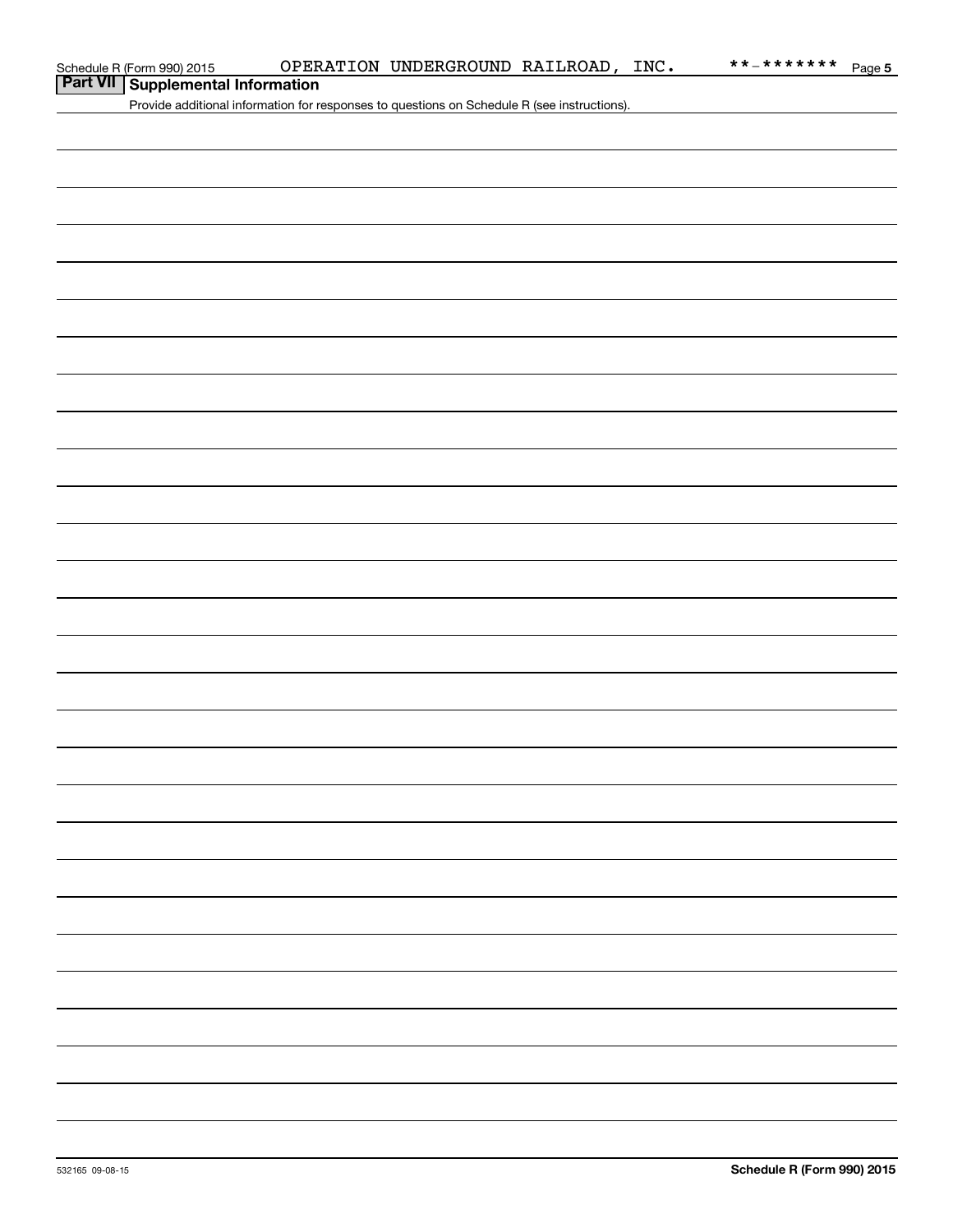## Part VII Supplemental Information

Provide additional information for responses to questions on Schedule R (see instructions).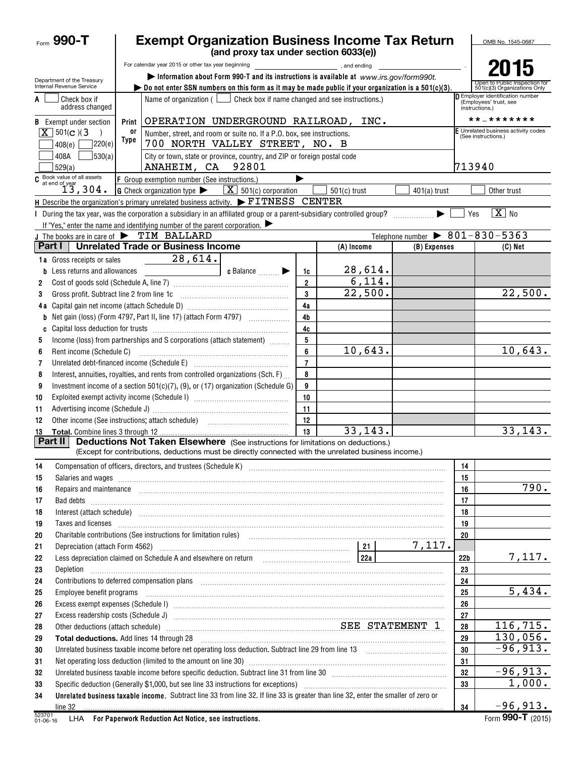Form **990-T**

# Exempt Organization Business Income Tax Return

**(and proxy tax under section 6033(e))**

For calendar year 2015 or other tax year beginning , and ending .

Department of the Treasury
Internal Revenue Service

▶ Information about Form 990-T and its instructions is available at *www.irs.gov/form990t.*

▶ Do not enter SSN numbers on this form as it may be made public if your organization is a 501(c)(3).

OMB No. 1545-0687

**2015**

Open to Public Inspection for 501(c)(3) Organizations Only

**A** ☐ Check box if address changed

**B** Exempt under section
☒ 501(c)(3)
☐ 408(e) ☐ 220(e)
☐ 408A ☐ 530(a)
☐ 529(a)

Name of organization ( ☐ Check box if name changed and see instructions.)

**Print or Type**

OPERATION UNDERGROUND RAILROAD, INC.

Number, street, and room or suite no. If a P.O. box, see instructions.
700 NORTH VALLEY STREET, NO. B

City or town, state or province, country, and ZIP or foreign postal code
ANAHEIM, CA 92801

**D** Employer identification number (Employees' trust, see instructions.)
**-*******

**E** Unrelated business activity codes (See instructions.)
713940

**C** Book value of all assets at end of year 13,304.

**F** Group exemption number (See instructions.) ▶

**G** Check organization type ▶ ☒ 501(c) corporation ☐ 501(c) trust ☐ 401(a) trust ☐ Other trust

**H** Describe the organization's primary unrelated business activity. ▶ FITNESS CENTER

**I** During the tax year, was the corporation a subsidiary in an affiliated group or a parent-subsidiary controlled group? ▶ ☐ Yes ☒ No

If "Yes," enter the name and identifying number of the parent corporation. ▶

**J** The books are in care of ▶ TIM BALLARD Telephone number ▶ 801-830-5363

## Part I Unrelated Trade or Business Income

| | | | (A) Income | (B) Expenses | (C) Net |
|---|---|---|---|---|---|
| 1a | Gross receipts or sales 28,614. | | | | |
| b | Less returns and allowances c Balance ▶ | 1c | 28,614. | | |
| 2 | Cost of goods sold (Schedule A, line 7) | 2 | 6,114. | | |
| 3 | Gross profit. Subtract line 2 from line 1c | 3 | 22,500. | | 22,500. |
| 4a | Capital gain net income (attach Schedule D) | 4a | | | |
| b | Net gain (loss) (Form 4797, Part II, line 17) (attach Form 4797) | 4b | | | |
| c | Capital loss deduction for trusts | 4c | | | |
| 5 | Income (loss) from partnerships and S corporations (attach statement) | 5 | | | |
| 6 | Rent income (Schedule C) | 6 | 10,643. | | 10,643. |
| 7 | Unrelated debt-financed income (Schedule E) | 7 | | | |
| 8 | Interest, annuities, royalties, and rents from controlled organizations (Sch. F) | 8 | | | |
| 9 | Investment income of a section 501(c)(7), (9), or (17) organization (Schedule G) | 9 | | | |
| 10 | Exploited exempt activity income (Schedule I) | 10 | | | |
| 11 | Advertising income (Schedule J) | 11 | | | |
| 12 | Other income (See instructions; attach schedule) | 12 | | | |
| 13 | **Total.** Combine lines 3 through 12 | 13 | 33,143. | | 33,143. |

## Part II Deductions Not Taken Elsewhere (See instructions for limitations on deductions.)

(Except for contributions, deductions must be directly connected with the unrelated business income.)

| | | | |
|---|---|---|---|
| 14 | Compensation of officers, directors, and trustees (Schedule K) | 14 | |
| 15 | Salaries and wages | 15 | |
| 16 | Repairs and maintenance | 16 | 790. |
| 17 | Bad debts | 17 | |
| 18 | Interest (attach schedule) | 18 | |
| 19 | Taxes and licenses | 19 | |
| 20 | Charitable contributions (See instructions for limitation rules) | 20 | |
| 21 | Depreciation (attach Form 4562) 21 7,117. | | |
| 22 | Less depreciation claimed on Schedule A and elsewhere on return 22a | 22b | 7,117. |
| 23 | Depletion | 23 | |
| 24 | Contributions to deferred compensation plans | 24 | |
| 25 | Employee benefit programs | 25 | 5,434. |
| 26 | Excess exempt expenses (Schedule I) | 26 | |
| 27 | Excess readership costs (Schedule J) | 27 | |
| 28 | Other deductions (attach schedule) SEE STATEMENT 1 | 28 | 116,715. |
| 29 | **Total deductions.** Add lines 14 through 28 | 29 | 130,056. |
| 30 | Unrelated business taxable income before net operating loss deduction. Subtract line 29 from line 13 | 30 | -96,913. |
| 31 | Net operating loss deduction (limited to the amount on line 30) | 31 | |
| 32 | Unrelated business taxable income before specific deduction. Subtract line 31 from line 30 | 32 | -96,913. |
| 33 | Specific deduction (Generally $1,000, but see line 33 instructions for exceptions) | 33 | 1,000. |
| 34 | **Unrelated business taxable income.** Subtract line 33 from line 32. If line 33 is greater than line 32, enter the smaller of zero or line 32 | 34 | -96,913. |

523701 01-06-16 LHA **For Paperwork Reduction Act Notice, see instructions.** Form **990-T** (2015)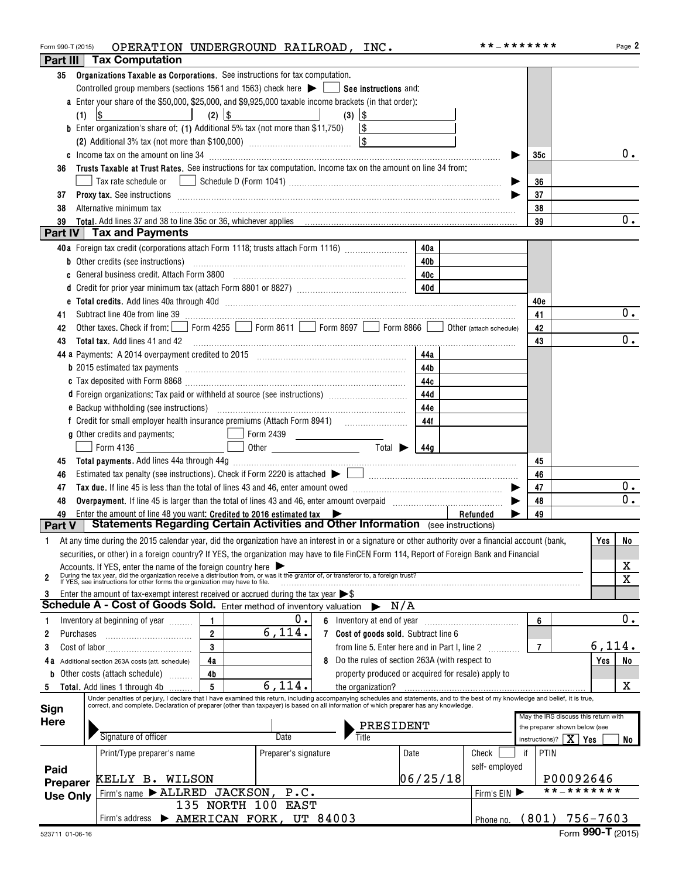Form 990-T (2015) OPERATION UNDERGROUND RAILROAD, INC. **-******* Page 2

## Part III Tax Computation

**35 Organizations Taxable as Corporations.** See instructions for tax computation.

Controlled group members (sections 1561 and 1563) check here ▶ ☐ **See instructions** and:

**a** Enter your share of the $50,000, $25,000, and $9,925,000 taxable income brackets (in that order):

(1) $ (2) $ (3) $

**b** Enter organization's share of: (1) Additional 5% tax (not more than $11,750) $

(2) Additional 3% tax (not more than $100,000) $

**c** Income tax on the amount on line 34 ▶ **35c** 0.

**36 Trusts Taxable at Trust Rates.** See instructions for tax computation. Income tax on the amount on line 34 from:

☐ Tax rate schedule or ☐ Schedule D (Form 1041) ▶ **36**

**37 Proxy tax.** See instructions ▶ **37**

**38** Alternative minimum tax **38**

**39 Total.** Add lines 37 and 38 to line 35c or 36, whichever applies **39** 0.

## Part IV Tax and Payments

| Line | Description | | Amount | | |
|---|---|---|---|---|---|
| 40a | Foreign tax credit (corporations attach Form 1118; trusts attach Form 1116) | 40a | | | |
| b | Other credits (see instructions) | 40b | | | |
| c | General business credit. Attach Form 3800 | 40c | | | |
| d | Credit for prior year minimum tax (attach Form 8801 or 8827) | 40d | | | |
| e | **Total credits.** Add lines 40a through 40d | | | 40e | |
| 41 | Subtract line 40e from line 39 | | | 41 | 0. |
| 42 | Other taxes. Check if from: ☐ Form 4255 ☐ Form 8611 ☐ Form 8697 ☐ Form 8866 ☐ Other (attach schedule) | | | 42 | |
| 43 | **Total tax.** Add lines 41 and 42 | | | 43 | 0. |
| 44a | Payments: A 2014 overpayment credited to 2015 | 44a | | | |
| b | 2015 estimated tax payments | 44b | | | |
| c | Tax deposited with Form 8868 | 44c | | | |
| d | Foreign organizations: Tax paid or withheld at source (see instructions) | 44d | | | |
| e | Backup withholding (see instructions) | 44e | | | |
| f | Credit for small employer health insurance premiums (Attach Form 8941) | 44f | | | |
| g | Other credits and payments: ☐ Form 2439 ☐ Form 4136 ☐ Other Total ▶ | 44g | | | |
| 45 | **Total payments.** Add lines 44a through 44g | | | 45 | |
| 46 | Estimated tax penalty (see instructions). Check if Form 2220 is attached ▶ ☐ | | | 46 | |
| 47 | **Tax due.** If line 45 is less than the total of lines 43 and 46, enter amount owed ▶ | | | 47 | 0. |
| 48 | **Overpayment.** If line 45 is larger than the total of lines 43 and 46, enter amount overpaid ▶ | | | 48 | 0. |
| 49 | Enter the amount of line 48 you want: **Credited to 2016 estimated tax** ▶ | | Refunded ▶ | 49 | |

## Part V Statements Regarding Certain Activities and Other Information (see instructions)

| | | Yes | No |
|---|---|---|---|
| 1 | At any time during the 2015 calendar year, did the organization have an interest in or a signature or other authority over a financial account (bank, securities, or other) in a foreign country? If YES, the organization may have to file FinCEN Form 114, Report of Foreign Bank and Financial Accounts. If YES, enter the name of the foreign country here ▶ | | X |
| 2 | During the tax year, did the organization receive a distribution from, or was it the grantor of, or transferor to, a foreign trust? If YES, see instructions for other forms the organization may have to file. | | X |
| 3 | Enter the amount of tax-exempt interest received or accrued during the tax year ▶$ | | |

## Schedule A - Cost of Goods Sold. Enter method of inventory valuation ▶ N/A

| Line | Description | | Amount | Line | Description | | Amount |
|---|---|---|---|---|---|---|---|
| 1 | Inventory at beginning of year | 1 | 0. | 6 | Inventory at end of year | 6 | 0. |
| 2 | Purchases | 2 | 6,114. | 7 | Cost of goods sold. Subtract line 6 from line 5. Enter here and in Part I, line 2 | 7 | 6,114. |
| 3 | Cost of labor | 3 | | 8 | Do the rules of section 263A (with respect to property produced or acquired for resale) apply to the organization? | Yes | No: X |
| 4a | Additional section 263A costs (att. schedule) | 4a | | | | | |
| b | Other costs (attach schedule) | 4b | | | | | |
| 5 | **Total.** Add lines 1 through 4b | 5 | 6,114. | | | | |

**Sign Here**

Under penalties of perjury, I declare that I have examined this return, including accompanying schedules and statements, and to the best of my knowledge and belief, it is true, correct, and complete. Declaration of preparer (other than taxpayer) is based on all information of which preparer has any knowledge.

Signature of officer | Date | Title: PRESIDENT

May the IRS discuss this return with the preparer shown below (see instructions)? ☒ Yes ☐ No

**Paid Preparer Use Only**

| Print/Type preparer's name | Preparer's signature | Date | Check ☐ if self-employed | PTIN |
|---|---|---|---|---|
| KELLY B. WILSON | | 06/25/18 | | P00092646 |

Firm's name ▶ ALLRED JACKSON, P.C. — Firm's EIN ▶ **-*******

Firm's address ▶ 135 NORTH 100 EAST, AMERICAN FORK, UT 84003 — Phone no. (801) 756-7603

523711 01-06-16 Form **990-T** (2015)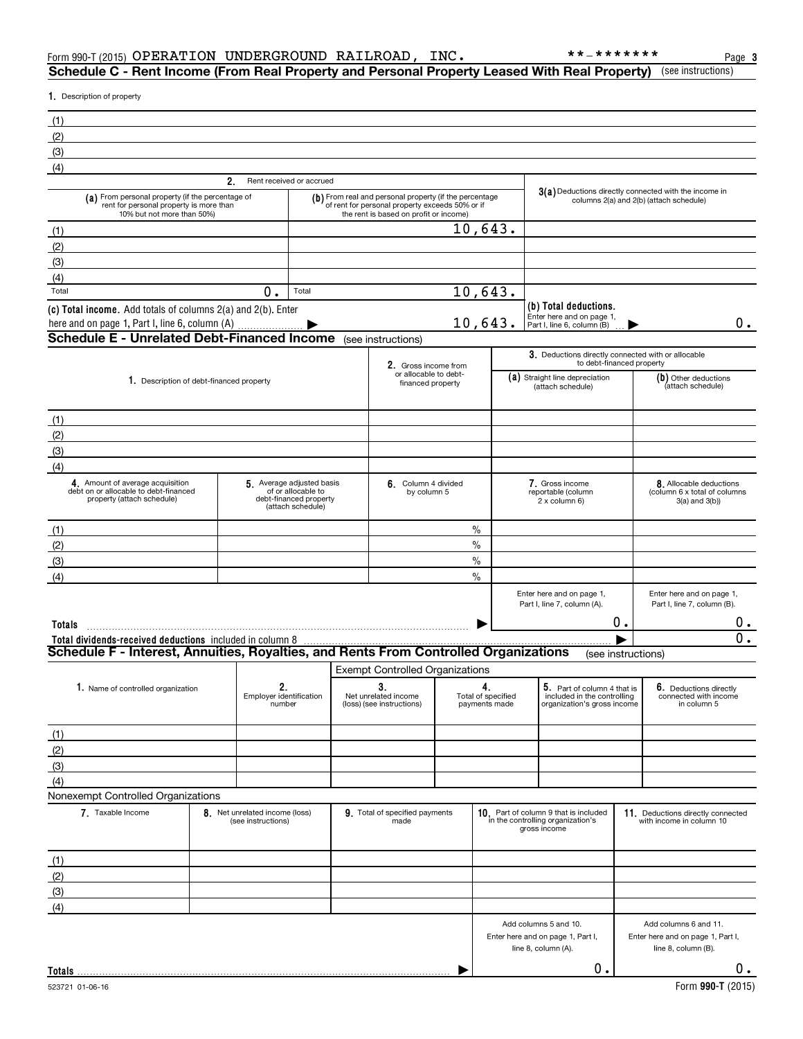Form 990-T (2015) OPERATION UNDERGROUND RAILROAD, INC. **-******* Page 3

## Schedule C - Rent Income (From Real Property and Personal Property Leased With Real Property) (see instructions)

1. Description of property

(1)
(2)
(3)
(4)

| | 2. Rent received or accrued | | 3(a) Deductions directly connected with the income in columns 2(a) and 2(b) (attach schedule) |
|---|---|---|---|
| | (a) From personal property (if the percentage of rent for personal property is more than 10% but not more than 50%) | (b) From real and personal property (if the percentage of rent for personal property exceeds 50% or if the rent is based on profit or income) | |
| (1) | | 10,643. | |
| (2) | | | |
| (3) | | | |
| (4) | | | |
| Total | 0. | Total 10,643. | |

(c) Total income. Add totals of columns 2(a) and 2(b). Enter here and on page 1, Part I, line 6, column (A) ▶ 10,643.

(b) Total deductions. Enter here and on page 1, Part I, line 6, column (B) ▶ 0.

## Schedule E - Unrelated Debt-Financed Income (see instructions)

| | 1. Description of debt-financed property | 2. Gross income from or allocable to debt-financed property | 3. Deductions directly connected with or allocable to debt-financed property (a) Straight line depreciation (attach schedule) | (b) Other deductions (attach schedule) |
|---|---|---|---|---|
| (1) | | | | |
| (2) | | | | |
| (3) | | | | |
| (4) | | | | |

| | 4. Amount of average acquisition debt on or allocable to debt-financed property (attach schedule) | 5. Average adjusted basis of or allocable to debt-financed property (attach schedule) | 6. Column 4 divided by column 5 | 7. Gross income reportable (column 2 x column 6) | 8. Allocable deductions (column 6 x total of columns 3(a) and 3(b)) |
|---|---|---|---|---|---|
| (1) | | | % | | |
| (2) | | | % | | |
| (3) | | | % | | |
| (4) | | | % | | |
| | | | | Enter here and on page 1, Part I, line 7, column (A). | Enter here and on page 1, Part I, line 7, column (B). |
| Totals | | | ▶ | 0. | 0. |
| Total dividends-received deductions included in column 8 | | | | ▶ | 0. |

## Schedule F - Interest, Annuities, Royalties, and Rents From Controlled Organizations (see instructions)

Exempt Controlled Organizations

| | 1. Name of controlled organization | 2. Employer identification number | 3. Net unrelated income (loss) (see instructions) | 4. Total of specified payments made | 5. Part of column 4 that is included in the controlling organization's gross income | 6. Deductions directly connected with income in column 5 |
|---|---|---|---|---|---|---|
| (1) | | | | | | |
| (2) | | | | | | |
| (3) | | | | | | |
| (4) | | | | | | |

Nonexempt Controlled Organizations

| | 7. Taxable Income | 8. Net unrelated income (loss) (see instructions) | 9. Total of specified payments made | 10. Part of column 9 that is included in the controlling organization's gross income | 11. Deductions directly connected with income in column 10 |
|---|---|---|---|---|---|
| (1) | | | | | |
| (2) | | | | | |
| (3) | | | | | |
| (4) | | | | | |
| | | | | Add columns 5 and 10. Enter here and on page 1, Part I, line 8, column (A). | Add columns 6 and 11. Enter here and on page 1, Part I, line 8, column (B). |
| Totals | | | ▶ | 0. | 0. |

523721 01-06-16 Form 990-T (2015)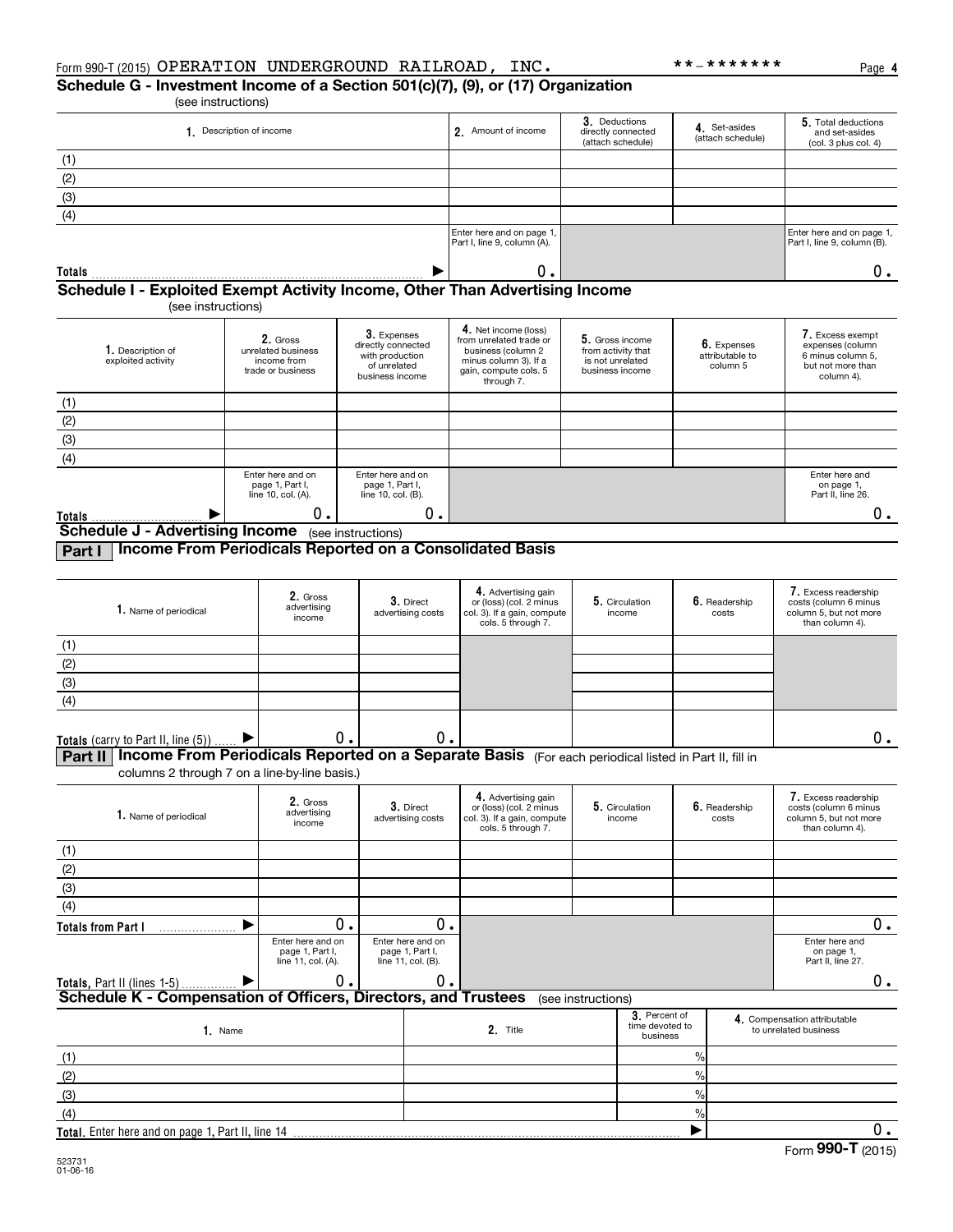Form 990-T (2015) OPERATION UNDERGROUND RAILROAD, INC. **-******* Page 4

## Schedule G - Investment Income of a Section 501(c)(7), (9), or (17) Organization

(see instructions)

| 1. Description of income | 2. Amount of income | 3. Deductions directly connected (attach schedule) | 4. Set-asides (attach schedule) | 5. Total deductions and set-asides (col. 3 plus col. 4) |
|---|---|---|---|---|
| (1) | | | | |
| (2) | | | | |
| (3) | | | | |
| (4) | | | | |
| | Enter here and on page 1, Part I, line 9, column (A). | | | Enter here and on page 1, Part I, line 9, column (B). |
| Totals ▶ | 0. | | | 0. |

## Schedule I - Exploited Exempt Activity Income, Other Than Advertising Income

(see instructions)

| 1. Description of exploited activity | 2. Gross unrelated business income from trade or business | 3. Expenses directly connected with production of unrelated business income | 4. Net income (loss) from unrelated trade or business (column 2 minus column 3). If a gain, compute cols. 5 through 7. | 5. Gross income from activity that is not unrelated business income | 6. Expenses attributable to column 5 | 7. Excess exempt expenses (column 6 minus column 5, but not more than column 4). |
|---|---|---|---|---|---|---|
| (1) | | | | | | |
| (2) | | | | | | |
| (3) | | | | | | |
| (4) | | | | | | |
| | Enter here and on page 1, Part I, line 10, col. (A). | Enter here and on page 1, Part I, line 10, col. (B). | | | | Enter here and on page 1, Part II, line 26. |
| Totals ▶ | 0. | 0. | | | | 0. |

## Schedule J - Advertising Income (see instructions)

### Part I Income From Periodicals Reported on a Consolidated Basis

| 1. Name of periodical | 2. Gross advertising income | 3. Direct advertising costs | 4. Advertising gain or (loss) (col. 2 minus col. 3). If a gain, compute cols. 5 through 7. | 5. Circulation income | 6. Readership costs | 7. Excess readership costs (column 6 minus column 5, but not more than column 4). |
|---|---|---|---|---|---|---|
| (1) | | | | | | |
| (2) | | | | | | |
| (3) | | | | | | |
| (4) | | | | | | |
| Totals (carry to Part II, line (5)) ▶ | 0. | 0. | | | | 0. |

### Part II Income From Periodicals Reported on a Separate Basis (For each periodical listed in Part II, fill in columns 2 through 7 on a line-by-line basis.)

| 1. Name of periodical | 2. Gross advertising income | 3. Direct advertising costs | 4. Advertising gain or (loss) (col. 2 minus col. 3). If a gain, compute cols. 5 through 7. | 5. Circulation income | 6. Readership costs | 7. Excess readership costs (column 6 minus column 5, but not more than column 4). |
|---|---|---|---|---|---|---|
| (1) | | | | | | |
| (2) | | | | | | |
| (3) | | | | | | |
| (4) | | | | | | |
| Totals from Part I ▶ | 0. | 0. | | | | 0. |
| | Enter here and on page 1, Part I, line 11, col. (A). | Enter here and on page 1, Part I, line 11, col. (B). | | | | Enter here and on page 1, Part II, line 27. |
| Totals, Part II (lines 1-5) ▶ | 0. | 0. | | | | 0. |

## Schedule K - Compensation of Officers, Directors, and Trustees (see instructions)

| 1. Name | 2. Title | 3. Percent of time devoted to business | 4. Compensation attributable to unrelated business |
|---|---|---|---|
| (1) | | % | |
| (2) | | % | |
| (3) | | % | |
| (4) | | % | |
| Total. Enter here and on page 1, Part II, line 14 | | ▶ | 0. |

523731 01-06-16

Form **990-T** (2015)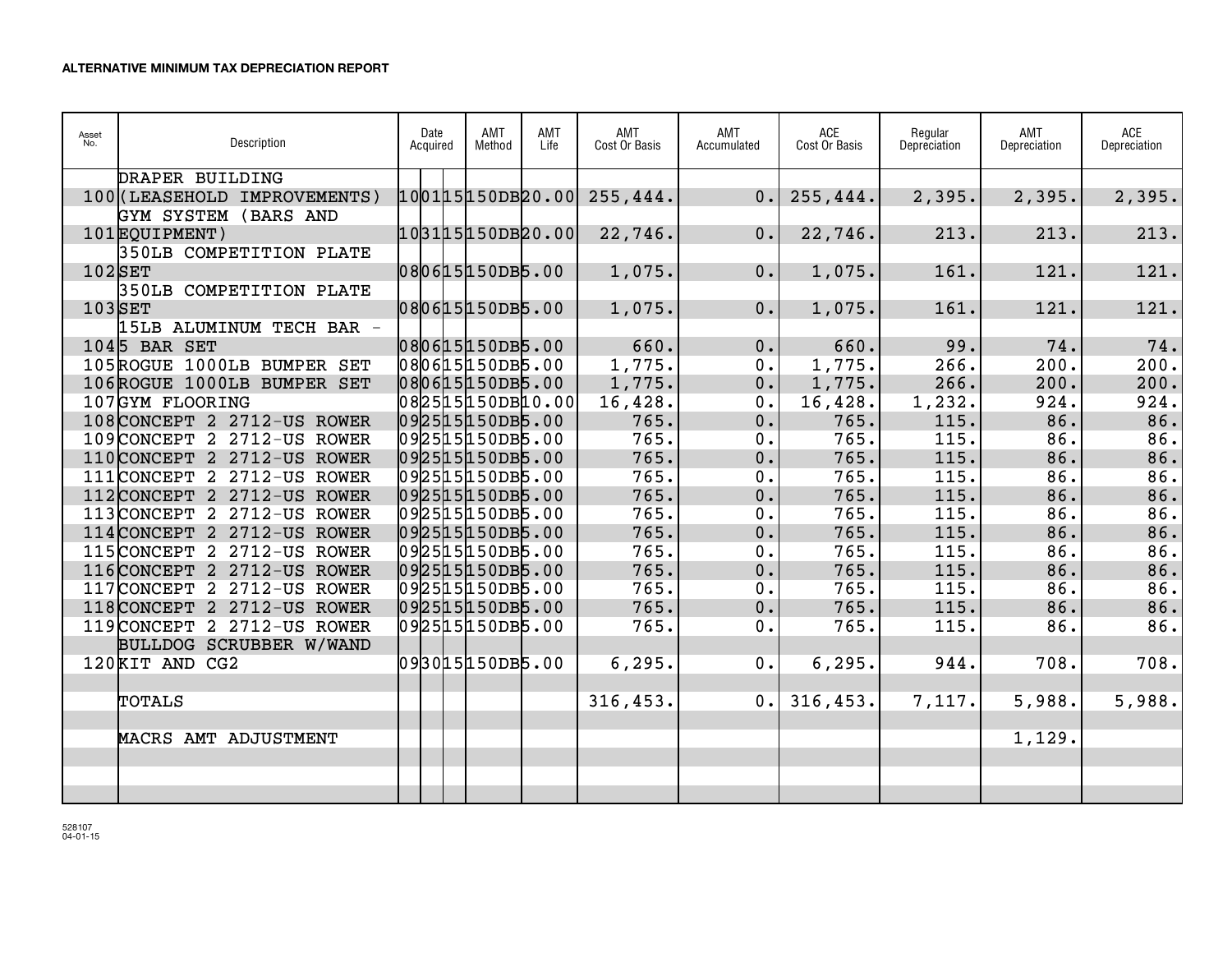**ALTERNATIVE MINIMUM TAX DEPRECIATION REPORT**

| Asset No. | Description | Date Acquired | AMT Method | AMT Life | AMT Cost Or Basis | AMT Accumulated | ACE Cost Or Basis | Regular Depreciation | AMT Depreciation | ACE Depreciation |
|---|---|---|---|---|---|---|---|---|---|---|
| 100 | DRAPER BUILDING (LEASEHOLD IMPROVEMENTS) | 100115 | 150DB | 20.00 | 255,444. | 0. | 255,444. | 2,395. | 2,395. | 2,395. |
| 101 | GYM SYSTEM (BARS AND EQUIPMENT) | 103115 | 150DB | 20.00 | 22,746. | 0. | 22,746. | 213. | 213. | 213. |
| 102 | 350LB COMPETITION PLATE SET | 080615 | 150DB | 5.00 | 1,075. | 0. | 1,075. | 161. | 121. | 121. |
| 103 | 350LB COMPETITION PLATE SET | 080615 | 150DB | 5.00 | 1,075. | 0. | 1,075. | 161. | 121. | 121. |
| 104 | 15LB ALUMINUM TECH BAR - 5 BAR SET | 080615 | 150DB | 5.00 | 660. | 0. | 660. | 99. | 74. | 74. |
| 105 | ROGUE 1000LB BUMPER SET | 080615 | 150DB | 5.00 | 1,775. | 0. | 1,775. | 266. | 200. | 200. |
| 106 | ROGUE 1000LB BUMPER SET | 080615 | 150DB | 5.00 | 1,775. | 0. | 1,775. | 266. | 200. | 200. |
| 107 | GYM FLOORING | 082515 | 150DB | 10.00 | 16,428. | 0. | 16,428. | 1,232. | 924. | 924. |
| 108 | CONCEPT 2 2712-US ROWER | 092515 | 150DB | 5.00 | 765. | 0. | 765. | 115. | 86. | 86. |
| 109 | CONCEPT 2 2712-US ROWER | 092515 | 150DB | 5.00 | 765. | 0. | 765. | 115. | 86. | 86. |
| 110 | CONCEPT 2 2712-US ROWER | 092515 | 150DB | 5.00 | 765. | 0. | 765. | 115. | 86. | 86. |
| 111 | CONCEPT 2 2712-US ROWER | 092515 | 150DB | 5.00 | 765. | 0. | 765. | 115. | 86. | 86. |
| 112 | CONCEPT 2 2712-US ROWER | 092515 | 150DB | 5.00 | 765. | 0. | 765. | 115. | 86. | 86. |
| 113 | CONCEPT 2 2712-US ROWER | 092515 | 150DB | 5.00 | 765. | 0. | 765. | 115. | 86. | 86. |
| 114 | CONCEPT 2 2712-US ROWER | 092515 | 150DB | 5.00 | 765. | 0. | 765. | 115. | 86. | 86. |
| 115 | CONCEPT 2 2712-US ROWER | 092515 | 150DB | 5.00 | 765. | 0. | 765. | 115. | 86. | 86. |
| 116 | CONCEPT 2 2712-US ROWER | 092515 | 150DB | 5.00 | 765. | 0. | 765. | 115. | 86. | 86. |
| 117 | CONCEPT 2 2712-US ROWER | 092515 | 150DB | 5.00 | 765. | 0. | 765. | 115. | 86. | 86. |
| 118 | CONCEPT 2 2712-US ROWER | 092515 | 150DB | 5.00 | 765. | 0. | 765. | 115. | 86. | 86. |
| 119 | CONCEPT 2 2712-US ROWER | 092515 | 150DB | 5.00 | 765. | 0. | 765. | 115. | 86. | 86. |
| 120 | BULLDOG SCRUBBER W/WAND KIT AND CG2 | 093015 | 150DB | 5.00 | 6,295. | 0. | 6,295. | 944. | 708. | 708. |
| | TOTALS | | | | 316,453. | 0. | 316,453. | 7,117. | 5,988. | 5,988. |
| | MACRS AMT ADJUSTMENT | | | | | | | | 1,129. | |

528107
04-01-15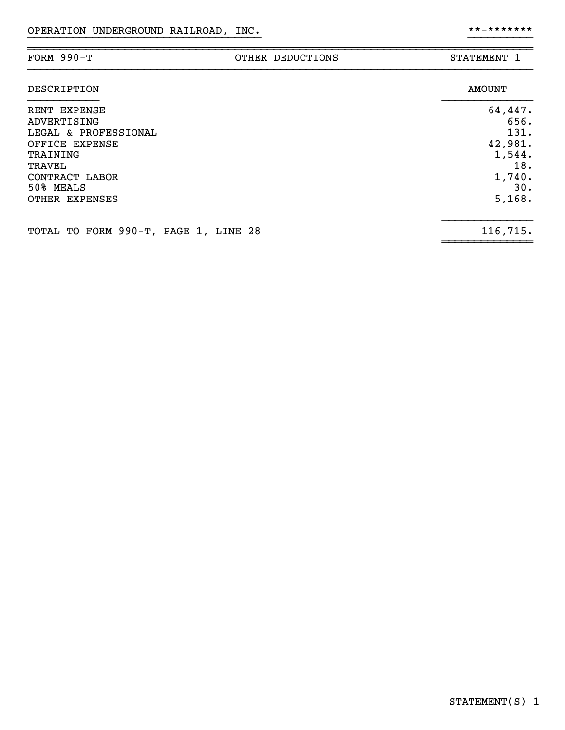OPERATION UNDERGROUND RAILROAD, INC. **-*******

| FORM 990-T | OTHER DEDUCTIONS | STATEMENT 1 |
|---|---|---|

| DESCRIPTION | AMOUNT |
|---|---|
| RENT EXPENSE | 64,447. |
| ADVERTISING | 656. |
| LEGAL & PROFESSIONAL | 131. |
| OFFICE EXPENSE | 42,981. |
| TRAINING | 1,544. |
| TRAVEL | 18. |
| CONTRACT LABOR | 1,740. |
| 50% MEALS | 30. |
| OTHER EXPENSES | 5,168. |
| TOTAL TO FORM 990-T, PAGE 1, LINE 28 | 116,715. |

STATEMENT(S) 1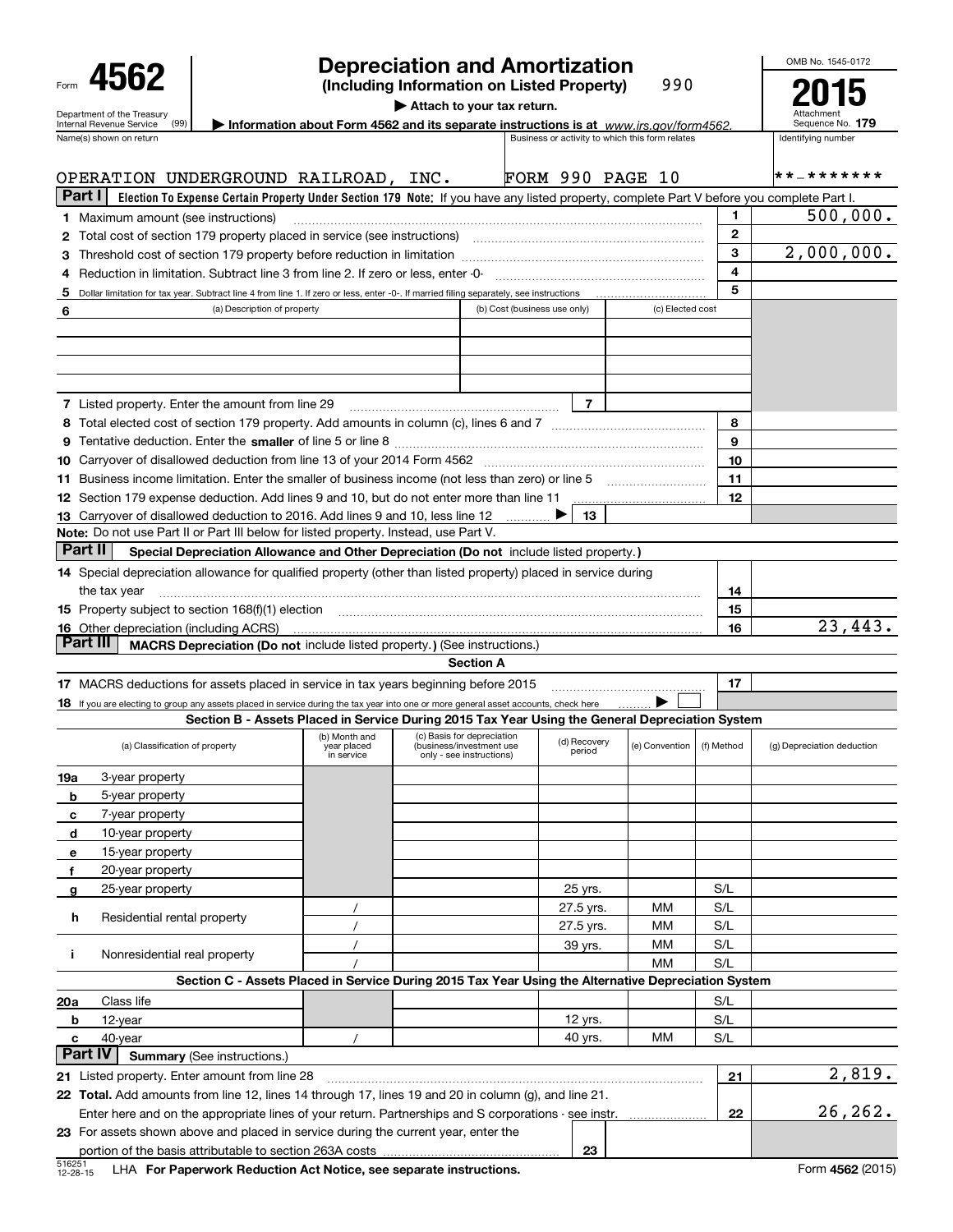Form **4562**

Department of the Treasury
Internal Revenue Service (99)

# Depreciation and Amortization

**(Including Information on Listed Property)** 990

▶ **Attach to your tax return.**

▶ **Information about Form 4562 and its separate instructions is at** *www.irs.gov/form4562.*

OMB No. 1545-0172

**2015**

Attachment Sequence No. **179**

| Name(s) shown on return | Business or activity to which this form relates | Identifying number |
|---|---|---|
| OPERATION UNDERGROUND RAILROAD, INC. | FORM 990 PAGE 10 | **-******* |

## Part I — Election To Expense Certain Property Under Section 179

**Note:** If you have any listed property, complete Part V before you complete Part I.

| Line | Description | | Amount |
|---|---|---|---|
| 1 | Maximum amount (see instructions) | 1 | 500,000. |
| 2 | Total cost of section 179 property placed in service (see instructions) | 2 | |
| 3 | Threshold cost of section 179 property before reduction in limitation | 3 | 2,000,000. |
| 4 | Reduction in limitation. Subtract line 3 from line 2. If zero or less, enter -0- | 4 | |
| 5 | Dollar limitation for tax year. Subtract line 4 from line 1. If zero or less, enter -0-. If married filing separately, see instructions | 5 | |

| 6 (a) Description of property | (b) Cost (business use only) | (c) Elected cost |
|---|---|---|
| | | |
| | | |
| | | |

| Line | Description | | Amount |
|---|---|---|---|
| 7 | Listed property. Enter the amount from line 29 | 7 | |
| 8 | Total elected cost of section 179 property. Add amounts in column (c), lines 6 and 7 | 8 | |
| 9 | Tentative deduction. Enter the **smaller** of line 5 or line 8 | 9 | |
| 10 | Carryover of disallowed deduction from line 13 of your 2014 Form 4562 | 10 | |
| 11 | Business income limitation. Enter the smaller of business income (not less than zero) or line 5 | 11 | |
| 12 | Section 179 expense deduction. Add lines 9 and 10, but do not enter more than line 11 | 12 | |
| 13 | Carryover of disallowed deduction to 2016. Add lines 9 and 10, less line 12 ▶ | 13 | |

**Note:** Do not use Part II or Part III below for listed property. Instead, use Part V.

## Part II — Special Depreciation Allowance and Other Depreciation (Do not include listed property.)

| Line | Description | | Amount |
|---|---|---|---|
| 14 | Special depreciation allowance for qualified property (other than listed property) placed in service during the tax year | 14 | |
| 15 | Property subject to section 168(f)(1) election | 15 | |
| 16 | Other depreciation (including ACRS) | 16 | 23,443. |

## Part III — MACRS Depreciation (Do not include listed property.) (See instructions.)

### Section A

| Line | Description | | Amount |
|---|---|---|---|
| 17 | MACRS deductions for assets placed in service in tax years beginning before 2015 | 17 | |
| 18 | If you are electing to group any assets placed in service during the tax year into one or more general asset accounts, check here ▶ ☐ | | |

### Section B - Assets Placed in Service During 2015 Tax Year Using the General Depreciation System

| (a) Classification of property | (b) Month and year placed in service | (c) Basis for depreciation (business/investment use only - see instructions) | (d) Recovery period | (e) Convention | (f) Method | (g) Depreciation deduction |
|---|---|---|---|---|---|---|
| 19a 3-year property | | | | | | |
| b 5-year property | | | | | | |
| c 7-year property | | | | | | |
| d 10-year property | | | | | | |
| e 15-year property | | | | | | |
| f 20-year property | | | | | | |
| g 25-year property | | | 25 yrs. | | S/L | |
| h Residential rental property | / | | 27.5 yrs. | MM | S/L | |
| | / | | 27.5 yrs. | MM | S/L | |
| i Nonresidential real property | / | | 39 yrs. | MM | S/L | |
| | / | | | MM | S/L | |

### Section C - Assets Placed in Service During 2015 Tax Year Using the Alternative Depreciation System

| (a) Classification of property | (b) Month and year placed in service | (c) Basis for depreciation | (d) Recovery period | (e) Convention | (f) Method | (g) Depreciation deduction |
|---|---|---|---|---|---|---|
| 20a Class life | | | | | S/L | |
| b 12-year | | | 12 yrs. | | S/L | |
| c 40-year | / | | 40 yrs. | MM | S/L | |

## Part IV — Summary (See instructions.)

| Line | Description | | Amount |
|---|---|---|---|
| 21 | Listed property. Enter amount from line 28 | 21 | 2,819. |
| 22 | **Total.** Add amounts from line 12, lines 14 through 17, lines 19 and 20 in column (g), and line 21. Enter here and on the appropriate lines of your return. Partnerships and S corporations - see instr. | 22 | 26,262. |
| 23 | For assets shown above and placed in service during the current year, enter the portion of the basis attributable to section 263A costs | 23 | |

516251 12-28-15 LHA **For Paperwork Reduction Act Notice, see separate instructions.** Form **4562** (2015)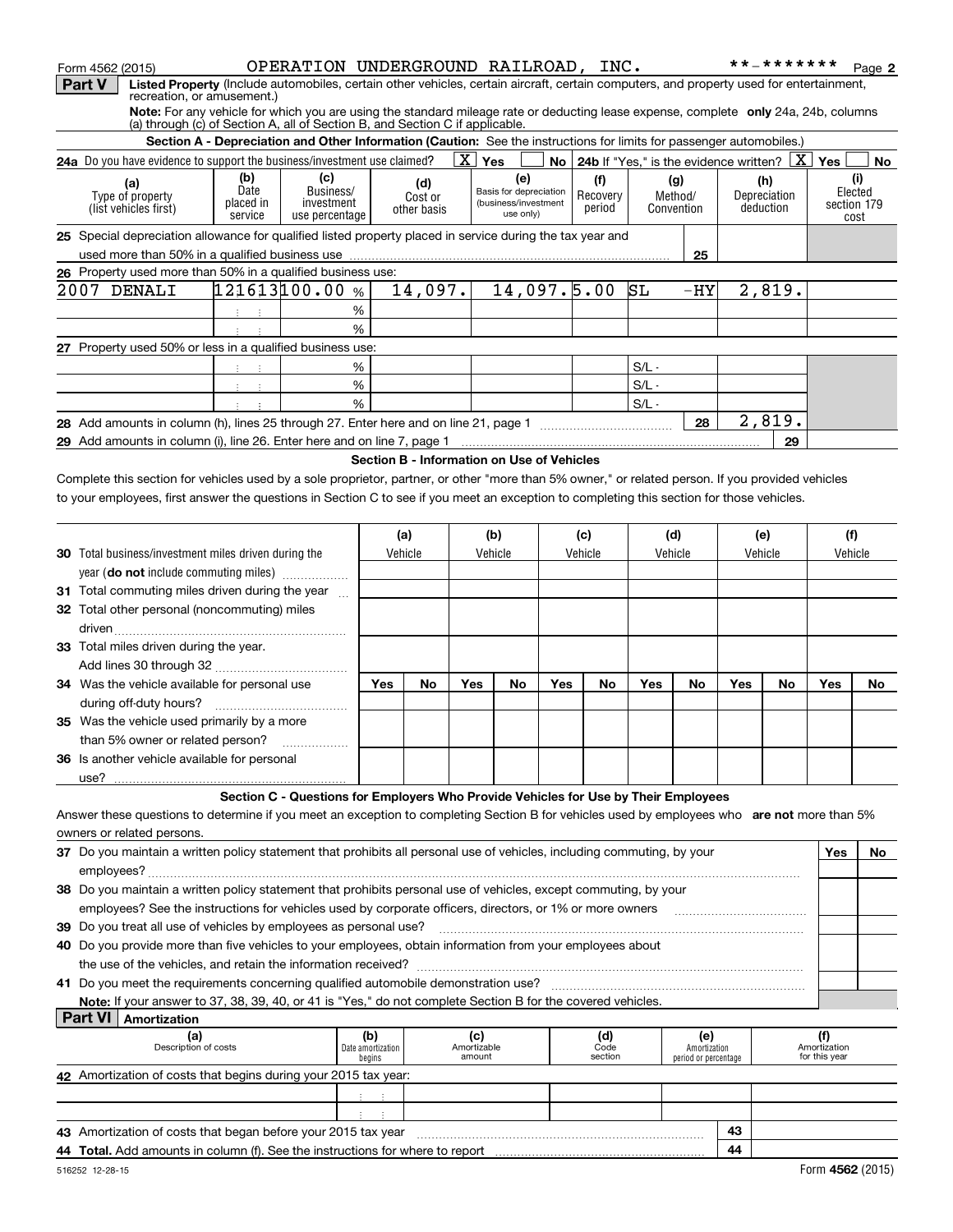Form 4562 (2015) OPERATION UNDERGROUND RAILROAD, INC. **-******* Page 2

**Part V** **Listed Property** (Include automobiles, certain other vehicles, certain aircraft, certain computers, and property used for entertainment, recreation, or amusement.)

**Note:** For any vehicle for which you are using the standard mileage rate or deducting lease expense, complete **only** 24a, 24b, columns (a) through (c) of Section A, all of Section B, and Section C if applicable.

**Section A - Depreciation and Other Information (Caution:** See the instructions for limits for passenger automobiles.)

**24a** Do you have evidence to support the business/investment use claimed? [X] Yes [ ] No **24b** If "Yes," is the evidence written? [X] Yes [ ] No

| (a) Type of property (list vehicles first) | (b) Date placed in service | (c) Business/ investment use percentage | (d) Cost or other basis | (e) Basis for depreciation (business/investment use only) | (f) Recovery period | (g) Method/ Convention | (h) Depreciation deduction | (i) Elected section 179 cost |
|---|---|---|---|---|---|---|---|---|
| **25** Special depreciation allowance for qualified listed property placed in service during the tax year and used more than 50% in a qualified business use | | | | | | 25 | | |
| **26** Property used more than 50% in a qualified business use: | | | | | | | | |
| 2007 DENALI | 121613 | 100.00 % | 14,097. | 14,097. | 5.00 | SL -HY | 2,819. | |
| | | % | | | | | | |
| | | % | | | | | | |
| **27** Property used 50% or less in a qualified business use: | | | | | | | | |
| | | % | | | | S/L - | | |
| | | % | | | | S/L - | | |
| | | % | | | | S/L - | | |
| **28** Add amounts in column (h), lines 25 through 27. Enter here and on line 21, page 1 | | | | | | 28 | 2,819. | |
| **29** Add amounts in column (i), line 26. Enter here and on line 7, page 1 | | | | | | | 29 | |

**Section B - Information on Use of Vehicles**

Complete this section for vehicles used by a sole proprietor, partner, or other "more than 5% owner," or related person. If you provided vehicles to your employees, first answer the questions in Section C to see if you meet an exception to completing this section for those vehicles.

| | (a) Vehicle | | (b) Vehicle | | (c) Vehicle | | (d) Vehicle | | (e) Vehicle | | (f) Vehicle | |
|---|---|---|---|---|---|---|---|---|---|---|---|---|
| **30** Total business/investment miles driven during the year (**do not** include commuting miles) | | | | | | | | | | | | |
| **31** Total commuting miles driven during the year | | | | | | | | | | | | |
| **32** Total other personal (noncommuting) miles driven | | | | | | | | | | | | |
| **33** Total miles driven during the year. Add lines 30 through 32 | | | | | | | | | | | | |
| | Yes | No | Yes | No | Yes | No | Yes | No | Yes | No | Yes | No |
| **34** Was the vehicle available for personal use during off-duty hours? | | | | | | | | | | | | |
| **35** Was the vehicle used primarily by a more than 5% owner or related person? | | | | | | | | | | | | |
| **36** Is another vehicle available for personal use? | | | | | | | | | | | | |

**Section C - Questions for Employers Who Provide Vehicles for Use by Their Employees**

Answer these questions to determine if you meet an exception to completing Section B for vehicles used by employees who **are not** more than 5% owners or related persons.

| | Yes | No |
|---|---|---|
| **37** Do you maintain a written policy statement that prohibits all personal use of vehicles, including commuting, by your employees? | | |
| **38** Do you maintain a written policy statement that prohibits personal use of vehicles, except commuting, by your employees? See the instructions for vehicles used by corporate officers, directors, or 1% or more owners | | |
| **39** Do you treat all use of vehicles by employees as personal use? | | |
| **40** Do you provide more than five vehicles to your employees, obtain information from your employees about the use of the vehicles, and retain the information received? | | |
| **41** Do you meet the requirements concerning qualified automobile demonstration use? | | |

**Note:** If your answer to 37, 38, 39, 40, or 41 is "Yes," do not complete Section B for the covered vehicles.

**Part VI** **Amortization**

| (a) Description of costs | (b) Date amortization begins | (c) Amortizable amount | (d) Code section | (e) Amortization period or percentage | (f) Amortization for this year |
|---|---|---|---|---|---|
| **42** Amortization of costs that begins during your 2015 tax year: | | | | | |
| | | | | | |
| | | | | | |
| **43** Amortization of costs that began before your 2015 tax year | | | | 43 | |
| **44 Total.** Add amounts in column (f). See the instructions for where to report | | | | 44 | |

516252 12-28-15 Form **4562** (2015)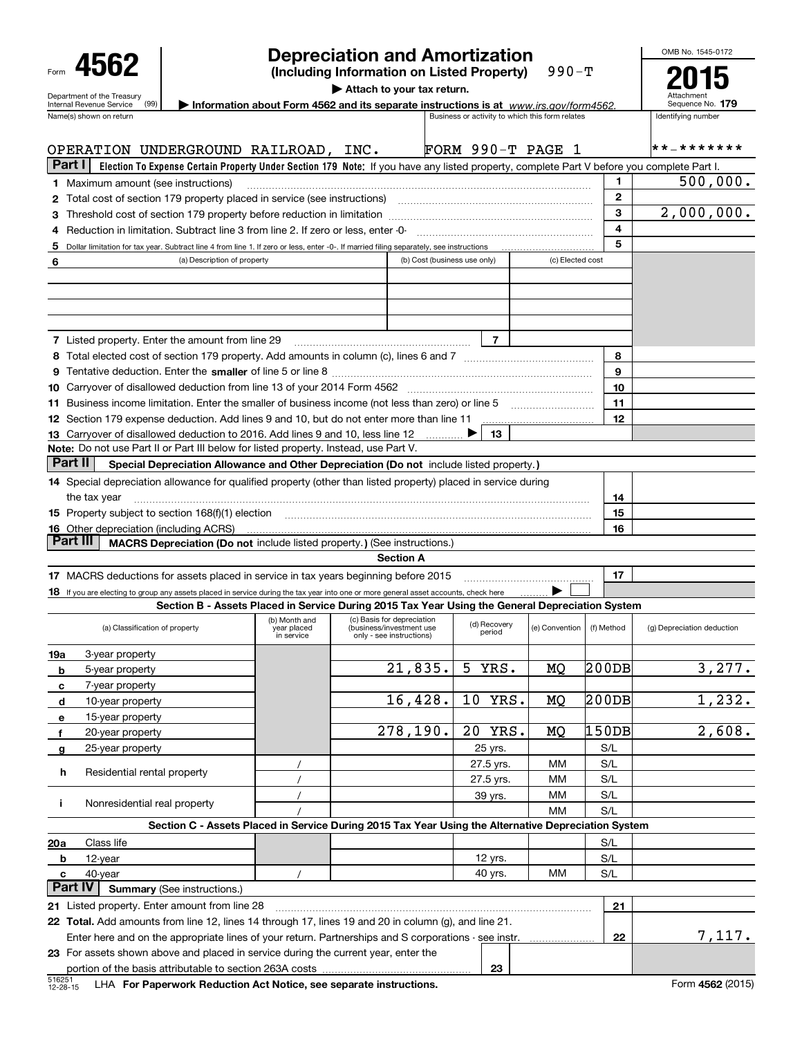Form **4562**

Department of the Treasury
Internal Revenue Service (99)

# Depreciation and Amortization

**(Including Information on Listed Property)** 990-T

▶ **Attach to your tax return.**

▶ **Information about Form 4562 and its separate instructions is at** *www.irs.gov/form4562.*

OMB No. 1545-0172

**2015**

Attachment Sequence No. **179**

| Name(s) shown on return | Business or activity to which this form relates | Identifying number |
|---|---|---|
| OPERATION UNDERGROUND RAILROAD, INC. | FORM 990-T PAGE 1 | **-******* |

## Part I — Election To Expense Certain Property Under Section 179

**Note:** If you have any listed property, complete Part V before you complete Part I.

| Line | Description | | Amount |
|---|---|---|---|
| 1 | Maximum amount (see instructions) | 1 | 500,000. |
| 2 | Total cost of section 179 property placed in service (see instructions) | 2 | |
| 3 | Threshold cost of section 179 property before reduction in limitation | 3 | 2,000,000. |
| 4 | Reduction in limitation. Subtract line 3 from line 2. If zero or less, enter -0- | 4 | |
| 5 | Dollar limitation for tax year. Subtract line 4 from line 1. If zero or less, enter -0-. If married filing separately, see instructions | 5 | |

| 6 | (a) Description of property | (b) Cost (business use only) | (c) Elected cost |
|---|---|---|---|
| | | | |
| | | | |
| | | | |
| | | | |

| Line | Description | | Amount |
|---|---|---|---|
| 7 | Listed property. Enter the amount from line 29 | 7 | |
| 8 | Total elected cost of section 179 property. Add amounts in column (c), lines 6 and 7 | 8 | |
| 9 | Tentative deduction. Enter the **smaller** of line 5 or line 8 | 9 | |
| 10 | Carryover of disallowed deduction from line 13 of your 2014 Form 4562 | 10 | |
| 11 | Business income limitation. Enter the smaller of business income (not less than zero) or line 5 | 11 | |
| 12 | Section 179 expense deduction. Add lines 9 and 10, but do not enter more than line 11 | 12 | |
| 13 | Carryover of disallowed deduction to 2016. Add lines 9 and 10, less line 12 ▶ | 13 | |

**Note:** Do not use Part II or Part III below for listed property. Instead, use Part V.

## Part II — Special Depreciation Allowance and Other Depreciation (Do not include listed property.)

| Line | Description | | Amount |
|---|---|---|---|
| 14 | Special depreciation allowance for qualified property (other than listed property) placed in service during the tax year | 14 | |
| 15 | Property subject to section 168(f)(1) election | 15 | |
| 16 | Other depreciation (including ACRS) | 16 | |

## Part III — MACRS Depreciation (Do not include listed property.) (See instructions.)

### Section A

| Line | Description | | Amount |
|---|---|---|---|
| 17 | MACRS deductions for assets placed in service in tax years beginning before 2015 | 17 | |
| 18 | If you are electing to group any assets placed in service during the tax year into one or more general asset accounts, check here ▶ ☐ | | |

### Section B - Assets Placed in Service During 2015 Tax Year Using the General Depreciation System

| | (a) Classification of property | (b) Month and year placed in service | (c) Basis for depreciation (business/investment use only - see instructions) | (d) Recovery period | (e) Convention | (f) Method | (g) Depreciation deduction |
|---|---|---|---|---|---|---|---|
| 19a | 3-year property | | | | | | |
| b | 5-year property | | 21,835. | 5 YRS. | MQ | 200DB | 3,277. |
| c | 7-year property | | | | | | |
| d | 10-year property | | 16,428. | 10 YRS. | MQ | 200DB | 1,232. |
| e | 15-year property | | | | | | |
| f | 20-year property | | 278,190. | 20 YRS. | MQ | 150DB | 2,608. |
| g | 25-year property | | | 25 yrs. | | S/L | |
| h | Residential rental property | / | | 27.5 yrs. | MM | S/L | |
| | | / | | 27.5 yrs. | MM | S/L | |
| i | Nonresidential real property | / | | 39 yrs. | MM | S/L | |
| | | / | | | MM | S/L | |

### Section C - Assets Placed in Service During 2015 Tax Year Using the Alternative Depreciation System

| | (a) Classification of property | (b) Month and year placed in service | (c) Basis for depreciation | (d) Recovery period | (e) Convention | (f) Method | (g) Depreciation deduction |
|---|---|---|---|---|---|---|---|
| 20a | Class life | | | | | S/L | |
| b | 12-year | | | 12 yrs. | | S/L | |
| c | 40-year | / | | 40 yrs. | MM | S/L | |

## Part IV — Summary (See instructions.)

| Line | Description | | Amount |
|---|---|---|---|
| 21 | Listed property. Enter amount from line 28 | 21 | |
| 22 | **Total.** Add amounts from line 12, lines 14 through 17, lines 19 and 20 in column (g), and line 21. Enter here and on the appropriate lines of your return. Partnerships and S corporations - see instr. | 22 | 7,117. |
| 23 | For assets shown above and placed in service during the current year, enter the portion of the basis attributable to section 263A costs | 23 | |

516251 12-28-15 LHA **For Paperwork Reduction Act Notice, see separate instructions.** Form **4562** (2015)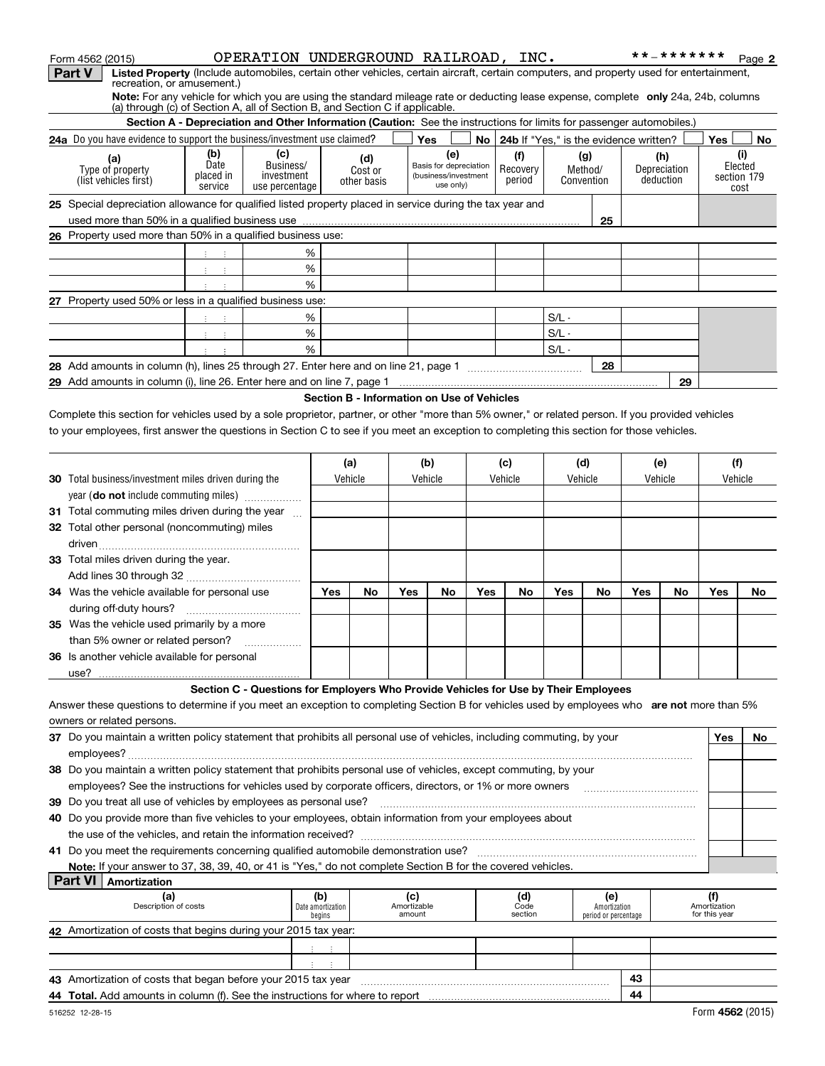Form 4562 (2015) OPERATION UNDERGROUND RAILROAD, INC. **-******* Page 2

**Part V** **Listed Property** (Include automobiles, certain other vehicles, certain aircraft, certain computers, and property used for entertainment, recreation, or amusement.)

**Note:** For any vehicle for which you are using the standard mileage rate or deducting lease expense, complete **only** 24a, 24b, columns (a) through (c) of Section A, all of Section B, and Section C if applicable.

**Section A - Depreciation and Other Information (Caution:** See the instructions for limits for passenger automobiles.)

**24a** Do you have evidence to support the business/investment use claimed? Yes No | **24b** If "Yes," is the evidence written? Yes No

| (a) Type of property (list vehicles first) | (b) Date placed in service | (c) Business/ investment use percentage | (d) Cost or other basis | (e) Basis for depreciation (business/investment use only) | (f) Recovery period | (g) Method/ Convention | (h) Depreciation deduction | (i) Elected section 179 cost |
|---|---|---|---|---|---|---|---|---|
| **25** Special depreciation allowance for qualified listed property placed in service during the tax year and used more than 50% in a qualified business use | | | | | | 25 | | |
| **26** Property used more than 50% in a qualified business use: | | | | | | | | |
| | | % | | | | | | |
| | | % | | | | | | |
| | | % | | | | | | |
| **27** Property used 50% or less in a qualified business use: | | | | | | | | |
| | | % | | | | S/L - | | |
| | | % | | | | S/L - | | |
| | | % | | | | S/L - | | |
| **28** Add amounts in column (h), lines 25 through 27. Enter here and on line 21, page 1 | | | | | | 28 | | |
| **29** Add amounts in column (i), line 26. Enter here and on line 7, page 1 | | | | | | | 29 | |

**Section B - Information on Use of Vehicles**

Complete this section for vehicles used by a sole proprietor, partner, or other "more than 5% owner," or related person. If you provided vehicles to your employees, first answer the questions in Section C to see if you meet an exception to completing this section for those vehicles.

| | (a) Vehicle | | (b) Vehicle | | (c) Vehicle | | (d) Vehicle | | (e) Vehicle | | (f) Vehicle | |
|---|---|---|---|---|---|---|---|---|---|---|---|---|
| **30** Total business/investment miles driven during the year (**do not** include commuting miles) | | | | | | | | | | | | |
| **31** Total commuting miles driven during the year | | | | | | | | | | | | |
| **32** Total other personal (noncommuting) miles driven | | | | | | | | | | | | |
| **33** Total miles driven during the year. Add lines 30 through 32 | | | | | | | | | | | | |
| | Yes | No | Yes | No | Yes | No | Yes | No | Yes | No | Yes | No |
| **34** Was the vehicle available for personal use during off-duty hours? | | | | | | | | | | | | |
| **35** Was the vehicle used primarily by a more than 5% owner or related person? | | | | | | | | | | | | |
| **36** Is another vehicle available for personal use? | | | | | | | | | | | | |

**Section C - Questions for Employers Who Provide Vehicles for Use by Their Employees**

Answer these questions to determine if you meet an exception to completing Section B for vehicles used by employees who **are not** more than 5% owners or related persons.

| | Yes | No |
|---|---|---|
| **37** Do you maintain a written policy statement that prohibits all personal use of vehicles, including commuting, by your employees? | | |
| **38** Do you maintain a written policy statement that prohibits personal use of vehicles, except commuting, by your employees? See the instructions for vehicles used by corporate officers, directors, or 1% or more owners | | |
| **39** Do you treat all use of vehicles by employees as personal use? | | |
| **40** Do you provide more than five vehicles to your employees, obtain information from your employees about the use of the vehicles, and retain the information received? | | |
| **41** Do you meet the requirements concerning qualified automobile demonstration use? | | |

**Note:** If your answer to 37, 38, 39, 40, or 41 is "Yes," do not complete Section B for the covered vehicles.

**Part VI** **Amortization**

| (a) Description of costs | (b) Date amortization begins | (c) Amortizable amount | (d) Code section | (e) Amortization period or percentage | (f) Amortization for this year |
|---|---|---|---|---|---|
| **42** Amortization of costs that begins during your 2015 tax year: | | | | | |
| | | | | | |
| | | | | | |
| **43** Amortization of costs that began before your 2015 tax year | | | | 43 | |
| **44** **Total.** Add amounts in column (f). See the instructions for where to report | | | | 44 | |

516252 12-28-15 Form **4562** (2015)